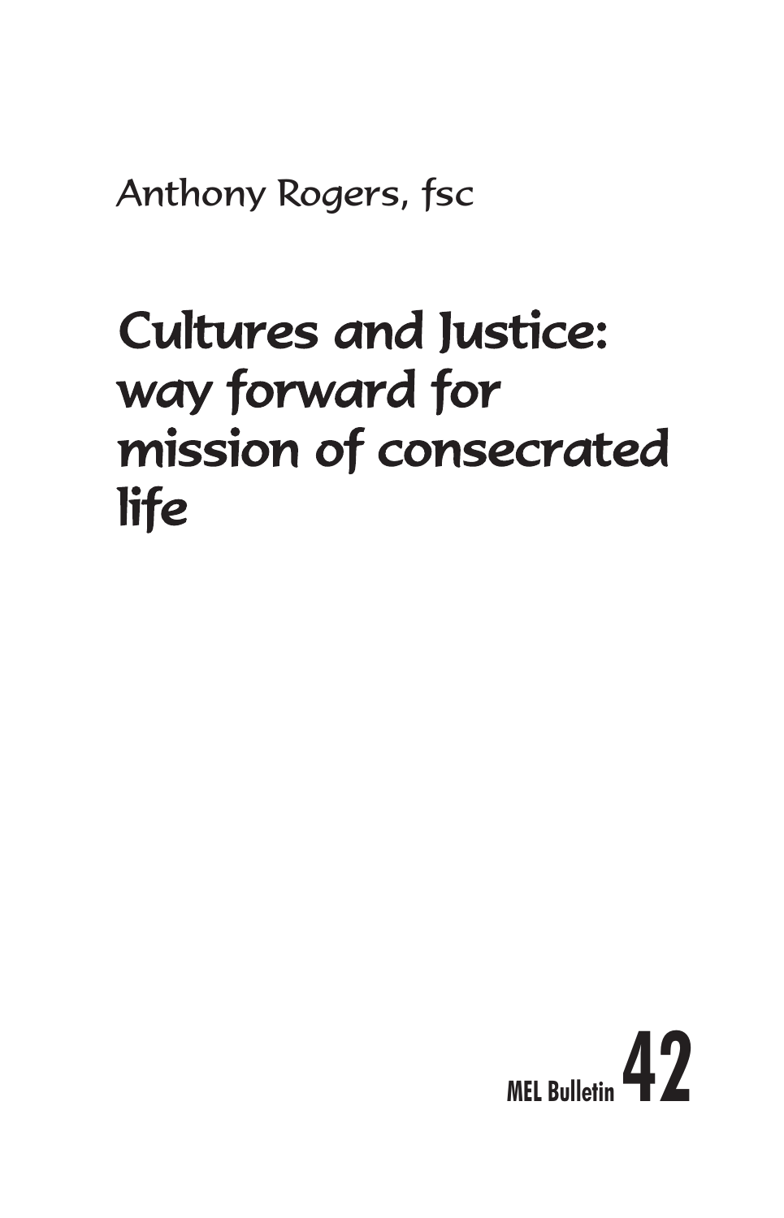Anthony Rogers, fsc

# Cultures and Justice: way forward for mission of consecrated life

MEL Bulletin 42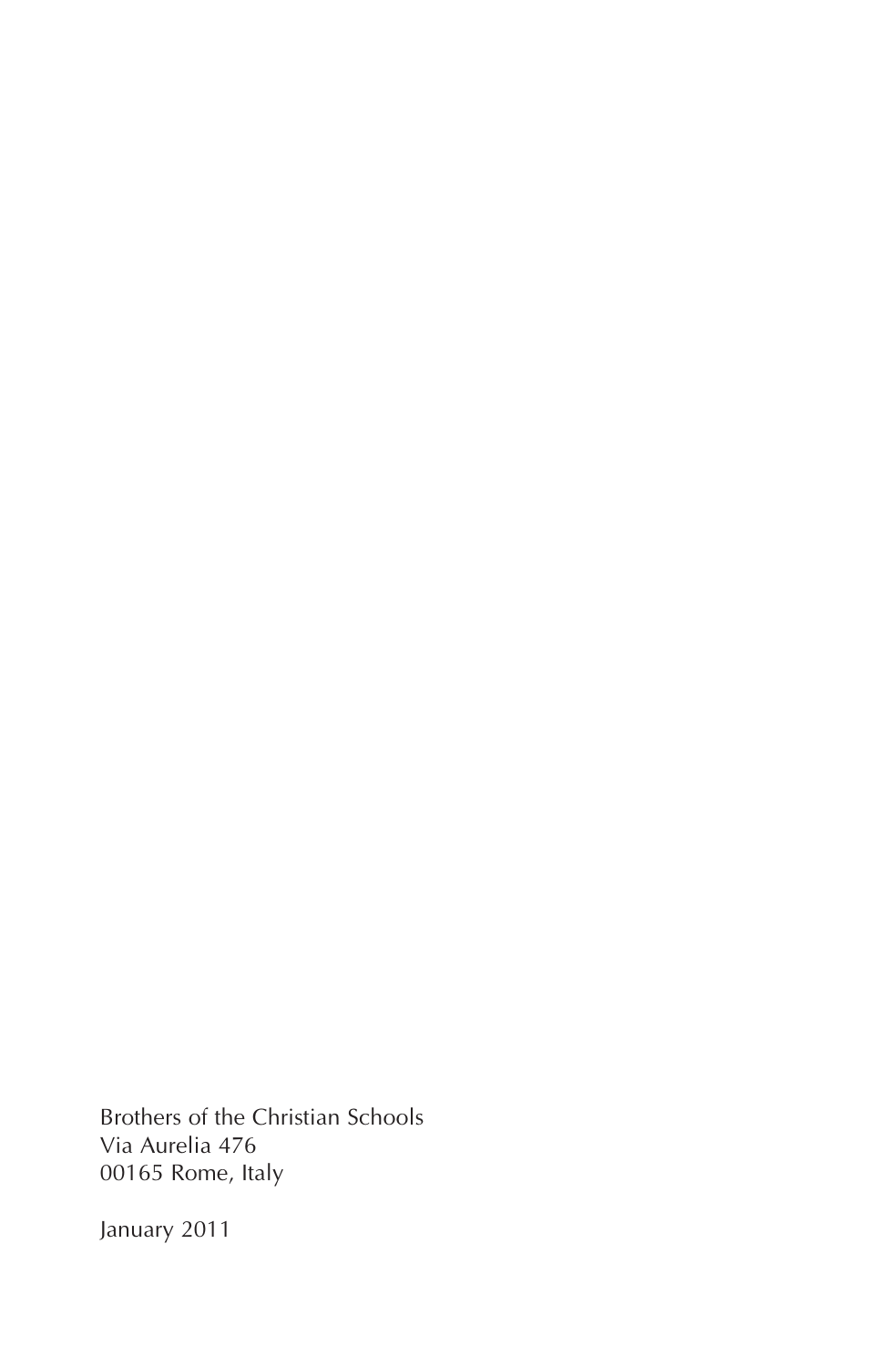Brothers of the Christian Schools
Via Aurelia 476
00165 Rome, Italy

January 2011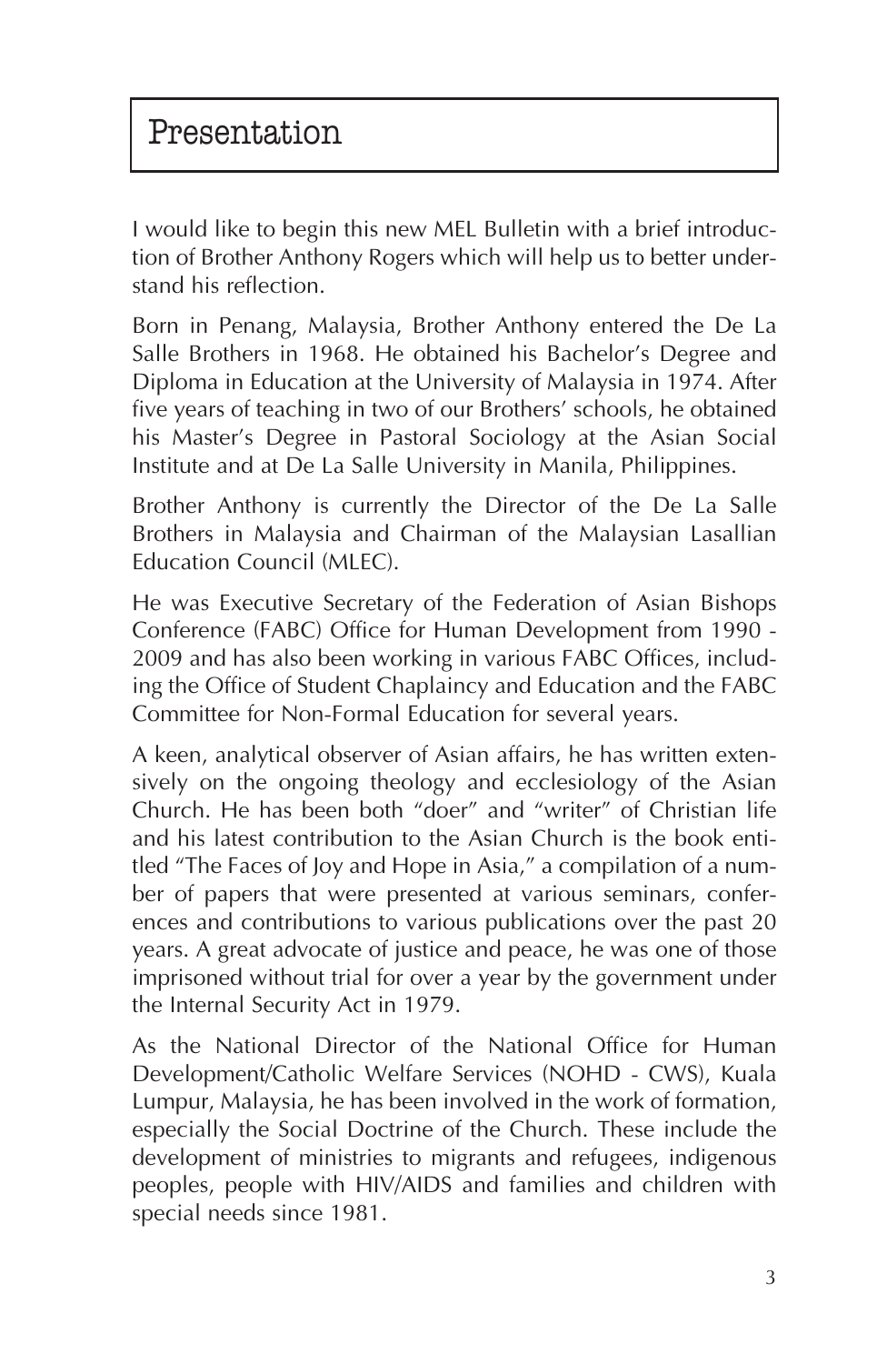# Presentation

I would like to begin this new MEL Bulletin with a brief introduction of Brother Anthony Rogers which will help us to better understand his reflection.

Born in Penang, Malaysia, Brother Anthony entered the De La Salle Brothers in 1968. He obtained his Bachelor's Degree and Diploma in Education at the University of Malaysia in 1974. After five years of teaching in two of our Brothers' schools, he obtained his Master's Degree in Pastoral Sociology at the Asian Social Institute and at De La Salle University in Manila, Philippines.

Brother Anthony is currently the Director of the De La Salle Brothers in Malaysia and Chairman of the Malaysian Lasallian Education Council (MLEC).

He was Executive Secretary of the Federation of Asian Bishops Conference (FABC) Office for Human Development from 1990 - 2009 and has also been working in various FABC Offices, including the Office of Student Chaplaincy and Education and the FABC Committee for Non-Formal Education for several years.

A keen, analytical observer of Asian affairs, he has written extensively on the ongoing theology and ecclesiology of the Asian Church. He has been both "doer" and "writer" of Christian life and his latest contribution to the Asian Church is the book entitled "The Faces of Joy and Hope in Asia," a compilation of a number of papers that were presented at various seminars, conferences and contributions to various publications over the past 20 years. A great advocate of justice and peace, he was one of those imprisoned without trial for over a year by the government under the Internal Security Act in 1979.

As the National Director of the National Office for Human Development/Catholic Welfare Services (NOHD - CWS), Kuala Lumpur, Malaysia, he has been involved in the work of formation, especially the Social Doctrine of the Church. These include the development of ministries to migrants and refugees, indigenous peoples, people with HIV/AIDS and families and children with special needs since 1981.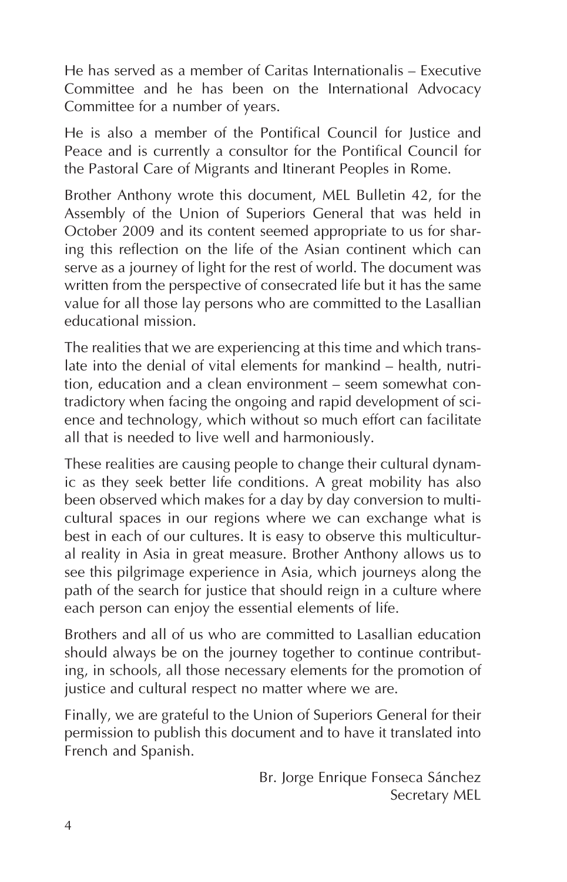He has served as a member of Caritas Internationalis – Executive Committee and he has been on the International Advocacy Committee for a number of years.

He is also a member of the Pontifical Council for Justice and Peace and is currently a consultor for the Pontifical Council for the Pastoral Care of Migrants and Itinerant Peoples in Rome.

Brother Anthony wrote this document, MEL Bulletin 42, for the Assembly of the Union of Superiors General that was held in October 2009 and its content seemed appropriate to us for sharing this reflection on the life of the Asian continent which can serve as a journey of light for the rest of world. The document was written from the perspective of consecrated life but it has the same value for all those lay persons who are committed to the Lasallian educational mission.

The realities that we are experiencing at this time and which translate into the denial of vital elements for mankind – health, nutrition, education and a clean environment – seem somewhat contradictory when facing the ongoing and rapid development of science and technology, which without so much effort can facilitate all that is needed to live well and harmoniously.

These realities are causing people to change their cultural dynamic as they seek better life conditions. A great mobility has also been observed which makes for a day by day conversion to multicultural spaces in our regions where we can exchange what is best in each of our cultures. It is easy to observe this multicultural reality in Asia in great measure. Brother Anthony allows us to see this pilgrimage experience in Asia, which journeys along the path of the search for justice that should reign in a culture where each person can enjoy the essential elements of life.

Brothers and all of us who are committed to Lasallian education should always be on the journey together to continue contributing, in schools, all those necessary elements for the promotion of justice and cultural respect no matter where we are.

Finally, we are grateful to the Union of Superiors General for their permission to publish this document and to have it translated into French and Spanish.

Br. Jorge Enrique Fonseca Sánchez
Secretary MEL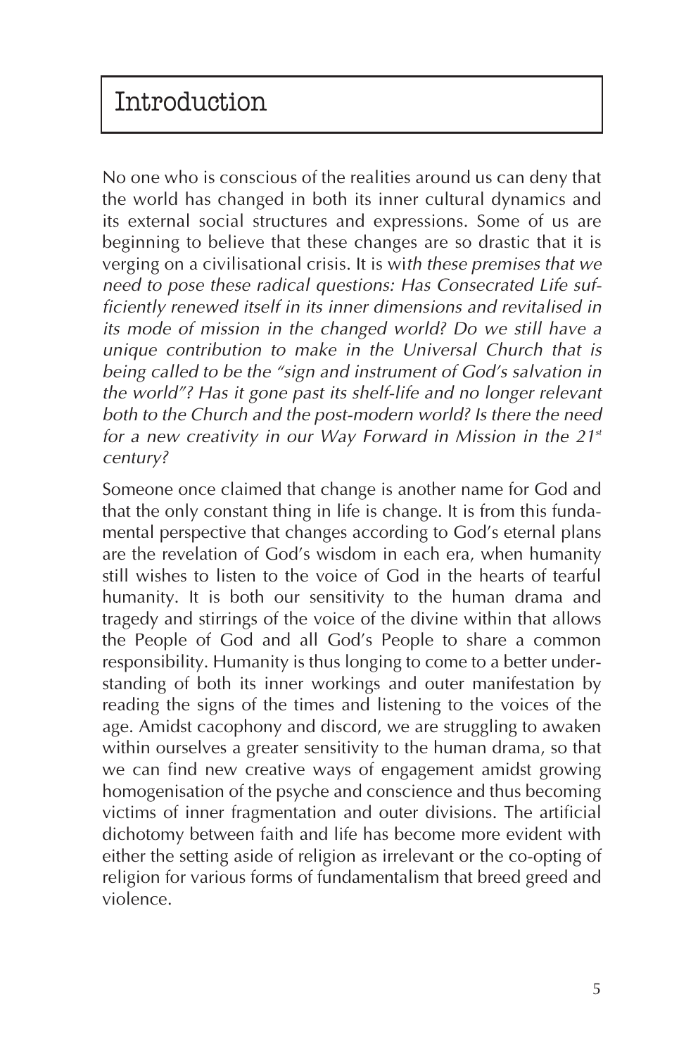# Introduction

No one who is conscious of the realities around us can deny that the world has changed in both its inner cultural dynamics and its external social structures and expressions. Some of us are beginning to believe that these changes are so drastic that it is verging on a civilisational crisis. It is wi*th these premises that we need to pose these radical questions: Has Consecrated Life sufficiently renewed itself in its inner dimensions and revitalised in its mode of mission in the changed world? Do we still have a unique contribution to make in the Universal Church that is being called to be the "sign and instrument of God's salvation in the world"? Has it gone past its shelf-life and no longer relevant both to the Church and the post-modern world? Is there the need for a new creativity in our Way Forward in Mission in the 21st century?*

Someone once claimed that change is another name for God and that the only constant thing in life is change. It is from this fundamental perspective that changes according to God's eternal plans are the revelation of God's wisdom in each era, when humanity still wishes to listen to the voice of God in the hearts of tearful humanity. It is both our sensitivity to the human drama and tragedy and stirrings of the voice of the divine within that allows the People of God and all God's People to share a common responsibility. Humanity is thus longing to come to a better understanding of both its inner workings and outer manifestation by reading the signs of the times and listening to the voices of the age. Amidst cacophony and discord, we are struggling to awaken within ourselves a greater sensitivity to the human drama, so that we can find new creative ways of engagement amidst growing homogenisation of the psyche and conscience and thus becoming victims of inner fragmentation and outer divisions. The artificial dichotomy between faith and life has become more evident with either the setting aside of religion as irrelevant or the co-opting of religion for various forms of fundamentalism that breed greed and violence.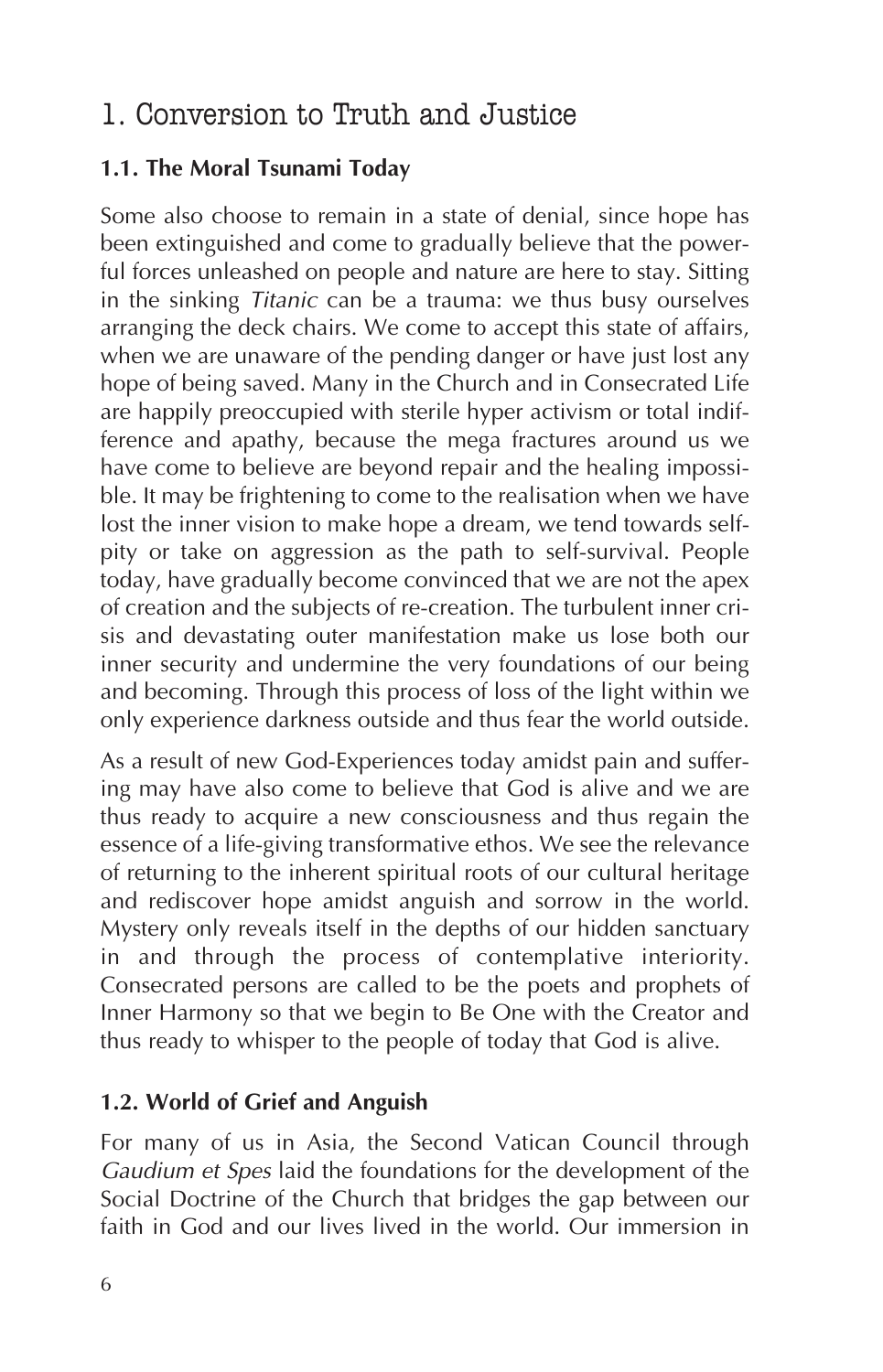# 1. Conversion to Truth and Justice

### 1.1. The Moral Tsunami Today

Some also choose to remain in a state of denial, since hope has been extinguished and come to gradually believe that the powerful forces unleashed on people and nature are here to stay. Sitting in the sinking *Titanic* can be a trauma: we thus busy ourselves arranging the deck chairs. We come to accept this state of affairs, when we are unaware of the pending danger or have just lost any hope of being saved. Many in the Church and in Consecrated Life are happily preoccupied with sterile hyper activism or total indifference and apathy, because the mega fractures around us we have come to believe are beyond repair and the healing impossible. It may be frightening to come to the realisation when we have lost the inner vision to make hope a dream, we tend towards self-pity or take on aggression as the path to self-survival. People today, have gradually become convinced that we are not the apex of creation and the subjects of re-creation. The turbulent inner crisis and devastating outer manifestation make us lose both our inner security and undermine the very foundations of our being and becoming. Through this process of loss of the light within we only experience darkness outside and thus fear the world outside.

As a result of new God-Experiences today amidst pain and suffering may have also come to believe that God is alive and we are thus ready to acquire a new consciousness and thus regain the essence of a life-giving transformative ethos. We see the relevance of returning to the inherent spiritual roots of our cultural heritage and rediscover hope amidst anguish and sorrow in the world. Mystery only reveals itself in the depths of our hidden sanctuary in and through the process of contemplative interiority. Consecrated persons are called to be the poets and prophets of Inner Harmony so that we begin to Be One with the Creator and thus ready to whisper to the people of today that God is alive.

### 1.2. World of Grief and Anguish

For many of us in Asia, the Second Vatican Council through *Gaudium et Spes* laid the foundations for the development of the Social Doctrine of the Church that bridges the gap between our faith in God and our lives lived in the world. Our immersion in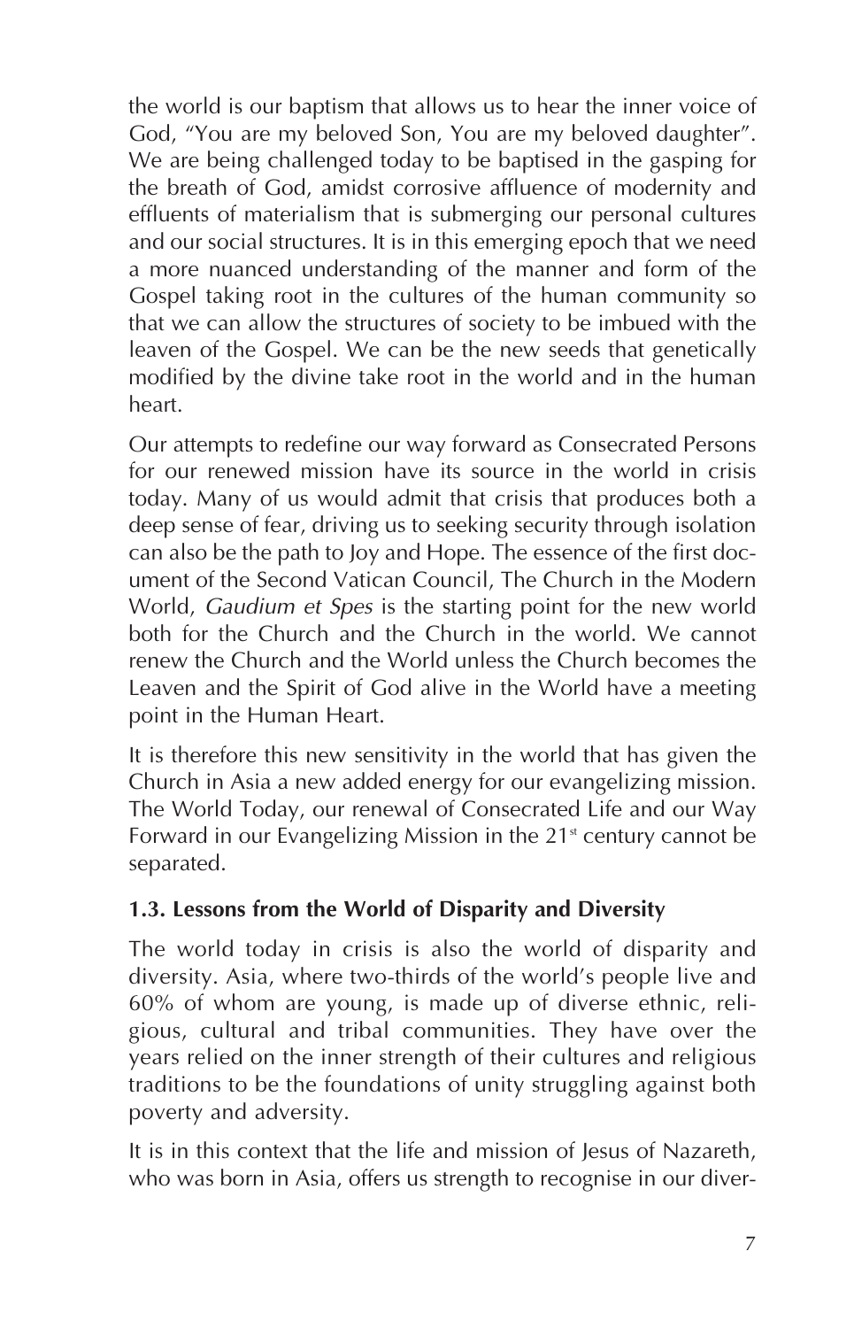the world is our baptism that allows us to hear the inner voice of God, “You are my beloved Son, You are my beloved daughter”. We are being challenged today to be baptised in the gasping for the breath of God, amidst corrosive affluence of modernity and effluents of materialism that is submerging our personal cultures and our social structures. It is in this emerging epoch that we need a more nuanced understanding of the manner and form of the Gospel taking root in the cultures of the human community so that we can allow the structures of society to be imbued with the leaven of the Gospel. We can be the new seeds that genetically modified by the divine take root in the world and in the human heart.

Our attempts to redefine our way forward as Consecrated Persons for our renewed mission have its source in the world in crisis today. Many of us would admit that crisis that produces both a deep sense of fear, driving us to seeking security through isolation can also be the path to Joy and Hope. The essence of the first document of the Second Vatican Council, The Church in the Modern World, *Gaudium et Spes* is the starting point for the new world both for the Church and the Church in the world. We cannot renew the Church and the World unless the Church becomes the Leaven and the Spirit of God alive in the World have a meeting point in the Human Heart.

It is therefore this new sensitivity in the world that has given the Church in Asia a new added energy for our evangelizing mission. The World Today, our renewal of Consecrated Life and our Way Forward in our Evangelizing Mission in the 21st century cannot be separated.

### 1.3. Lessons from the World of Disparity and Diversity

The world today in crisis is also the world of disparity and diversity. Asia, where two-thirds of the world’s people live and 60% of whom are young, is made up of diverse ethnic, religious, cultural and tribal communities. They have over the years relied on the inner strength of their cultures and religious traditions to be the foundations of unity struggling against both poverty and adversity.

It is in this context that the life and mission of Jesus of Nazareth, who was born in Asia, offers us strength to recognise in our diver-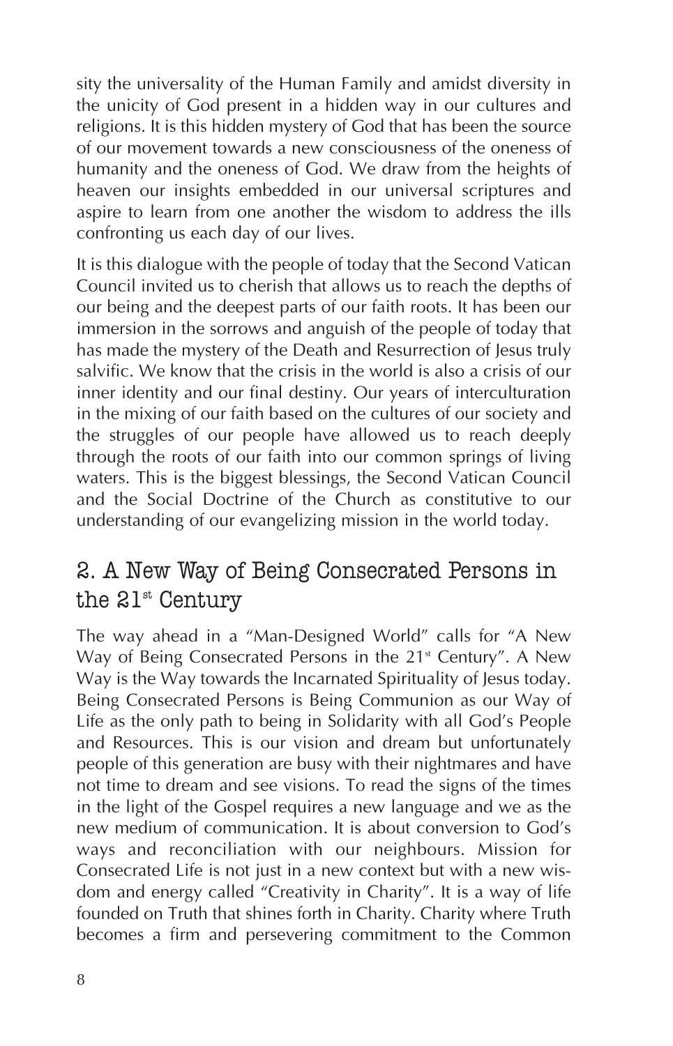sity the universality of the Human Family and amidst diversity in the unicity of God present in a hidden way in our cultures and religions. It is this hidden mystery of God that has been the source of our movement towards a new consciousness of the oneness of humanity and the oneness of God. We draw from the heights of heaven our insights embedded in our universal scriptures and aspire to learn from one another the wisdom to address the ills confronting us each day of our lives.

It is this dialogue with the people of today that the Second Vatican Council invited us to cherish that allows us to reach the depths of our being and the deepest parts of our faith roots. It has been our immersion in the sorrows and anguish of the people of today that has made the mystery of the Death and Resurrection of Jesus truly salvific. We know that the crisis in the world is also a crisis of our inner identity and our final destiny. Our years of interculturation in the mixing of our faith based on the cultures of our society and the struggles of our people have allowed us to reach deeply through the roots of our faith into our common springs of living waters. This is the biggest blessings, the Second Vatican Council and the Social Doctrine of the Church as constitutive to our understanding of our evangelizing mission in the world today.

## 2. A New Way of Being Consecrated Persons in the 21st Century

The way ahead in a "Man-Designed World" calls for "A New Way of Being Consecrated Persons in the 21st Century". A New Way is the Way towards the Incarnated Spirituality of Jesus today. Being Consecrated Persons is Being Communion as our Way of Life as the only path to being in Solidarity with all God's People and Resources. This is our vision and dream but unfortunately people of this generation are busy with their nightmares and have not time to dream and see visions. To read the signs of the times in the light of the Gospel requires a new language and we as the new medium of communication. It is about conversion to God's ways and reconciliation with our neighbours. Mission for Consecrated Life is not just in a new context but with a new wisdom and energy called "Creativity in Charity". It is a way of life founded on Truth that shines forth in Charity. Charity where Truth becomes a firm and persevering commitment to the Common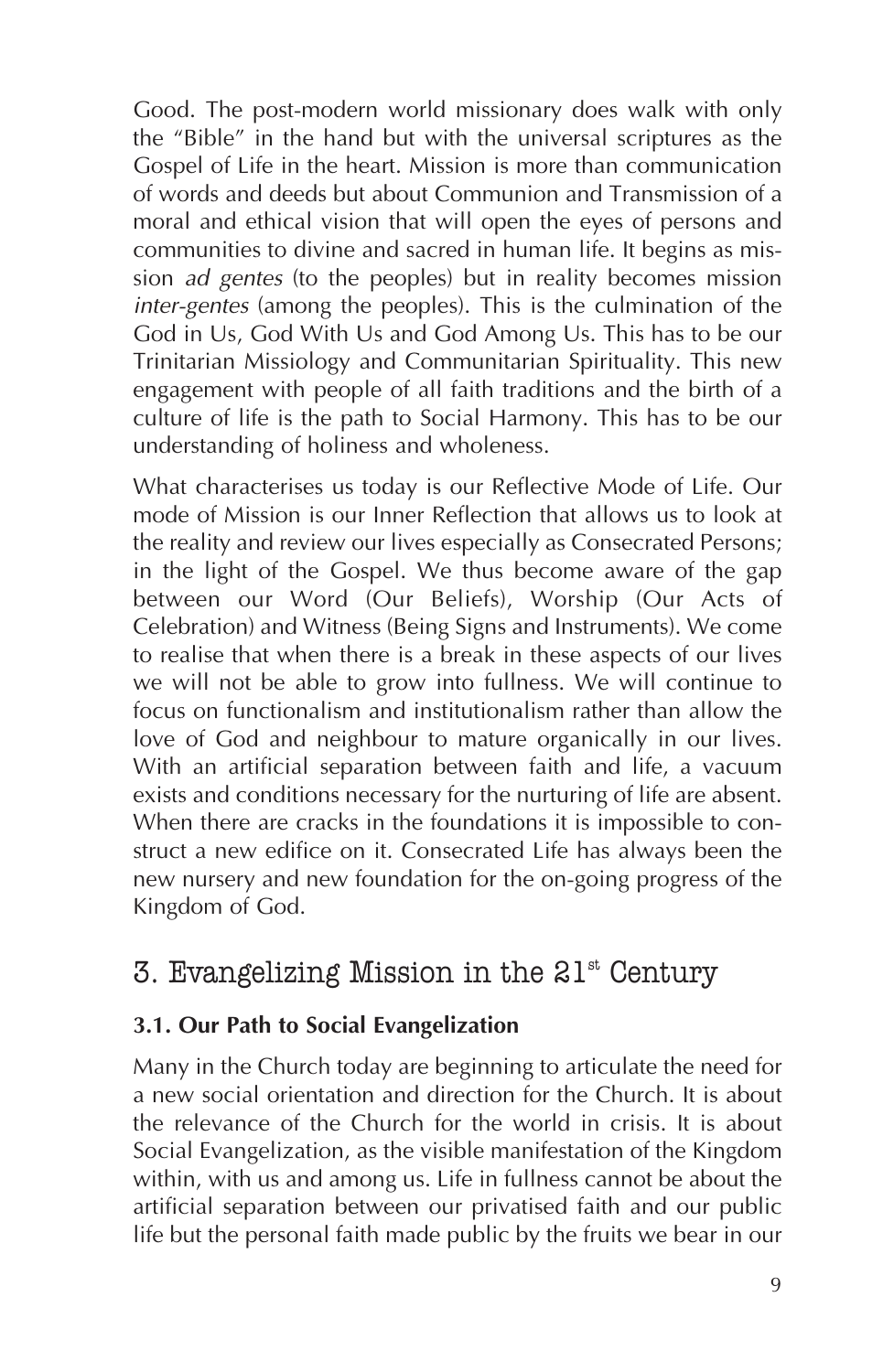Good. The post-modern world missionary does walk with only the "Bible" in the hand but with the universal scriptures as the Gospel of Life in the heart. Mission is more than communication of words and deeds but about Communion and Transmission of a moral and ethical vision that will open the eyes of persons and communities to divine and sacred in human life. It begins as mission *ad gentes* (to the peoples) but in reality becomes mission *inter-gentes* (among the peoples). This is the culmination of the God in Us, God With Us and God Among Us. This has to be our Trinitarian Missiology and Communitarian Spirituality. This new engagement with people of all faith traditions and the birth of a culture of life is the path to Social Harmony. This has to be our understanding of holiness and wholeness.

What characterises us today is our Reflective Mode of Life. Our mode of Mission is our Inner Reflection that allows us to look at the reality and review our lives especially as Consecrated Persons; in the light of the Gospel. We thus become aware of the gap between our Word (Our Beliefs), Worship (Our Acts of Celebration) and Witness (Being Signs and Instruments). We come to realise that when there is a break in these aspects of our lives we will not be able to grow into fullness. We will continue to focus on functionalism and institutionalism rather than allow the love of God and neighbour to mature organically in our lives. With an artificial separation between faith and life, a vacuum exists and conditions necessary for the nurturing of life are absent. When there are cracks in the foundations it is impossible to construct a new edifice on it. Consecrated Life has always been the new nursery and new foundation for the on-going progress of the Kingdom of God.

## 3. Evangelizing Mission in the 21st Century

### 3.1. Our Path to Social Evangelization

Many in the Church today are beginning to articulate the need for a new social orientation and direction for the Church. It is about the relevance of the Church for the world in crisis. It is about Social Evangelization, as the visible manifestation of the Kingdom within, with us and among us. Life in fullness cannot be about the artificial separation between our privatised faith and our public life but the personal faith made public by the fruits we bear in our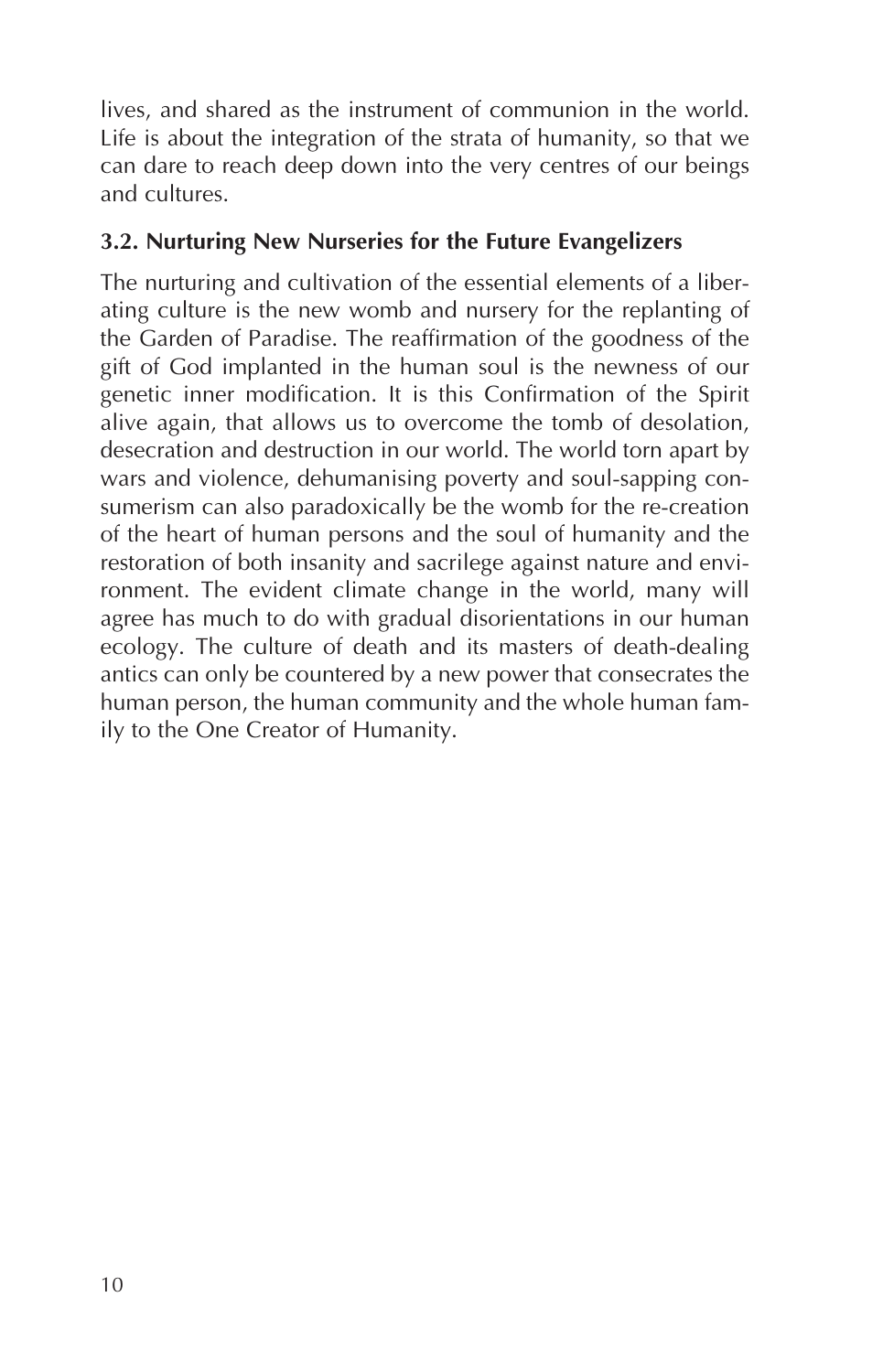lives, and shared as the instrument of communion in the world. Life is about the integration of the strata of humanity, so that we can dare to reach deep down into the very centres of our beings and cultures.

### 3.2. Nurturing New Nurseries for the Future Evangelizers

The nurturing and cultivation of the essential elements of a liberating culture is the new womb and nursery for the replanting of the Garden of Paradise. The reaffirmation of the goodness of the gift of God implanted in the human soul is the newness of our genetic inner modification. It is this Confirmation of the Spirit alive again, that allows us to overcome the tomb of desolation, desecration and destruction in our world. The world torn apart by wars and violence, dehumanising poverty and soul-sapping consumerism can also paradoxically be the womb for the re-creation of the heart of human persons and the soul of humanity and the restoration of both insanity and sacrilege against nature and environment. The evident climate change in the world, many will agree has much to do with gradual disorientations in our human ecology. The culture of death and its masters of death-dealing antics can only be countered by a new power that consecrates the human person, the human community and the whole human family to the One Creator of Humanity.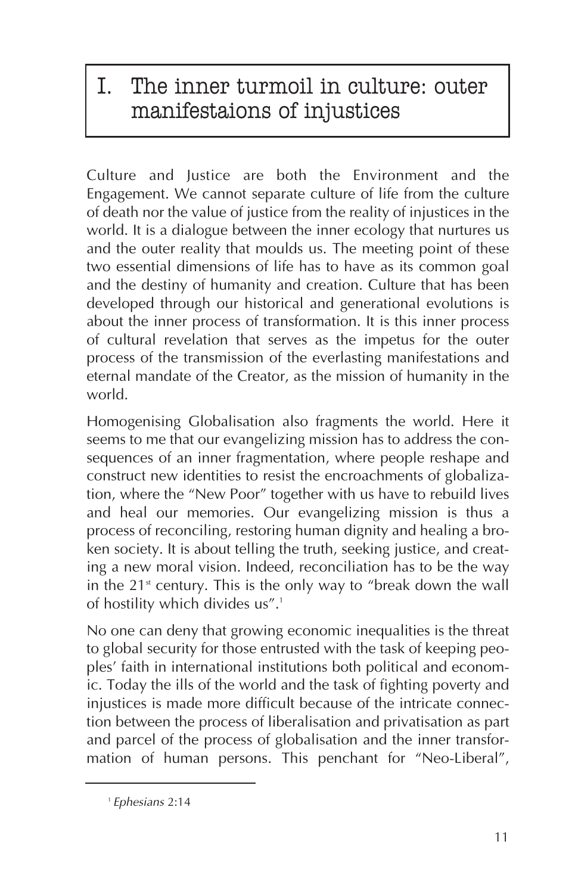# I. The inner turmoil in culture: outer manifestaions of injustices

Culture and Justice are both the Environment and the Engagement. We cannot separate culture of life from the culture of death nor the value of justice from the reality of injustices in the world. It is a dialogue between the inner ecology that nurtures us and the outer reality that moulds us. The meeting point of these two essential dimensions of life has to have as its common goal and the destiny of humanity and creation. Culture that has been developed through our historical and generational evolutions is about the inner process of transformation. It is this inner process of cultural revelation that serves as the impetus for the outer process of the transmission of the everlasting manifestations and eternal mandate of the Creator, as the mission of humanity in the world.

Homogenising Globalisation also fragments the world. Here it seems to me that our evangelizing mission has to address the consequences of an inner fragmentation, where people reshape and construct new identities to resist the encroachments of globalization, where the "New Poor" together with us have to rebuild lives and heal our memories. Our evangelizing mission is thus a process of reconciling, restoring human dignity and healing a broken society. It is about telling the truth, seeking justice, and creating a new moral vision. Indeed, reconciliation has to be the way in the 21st century. This is the only way to "break down the wall of hostility which divides us".[1]

No one can deny that growing economic inequalities is the threat to global security for those entrusted with the task of keeping peoples' faith in international institutions both political and economic. Today the ills of the world and the task of fighting poverty and injustices is made more difficult because of the intricate connection between the process of liberalisation and privatisation as part and parcel of the process of globalisation and the inner transformation of human persons. This penchant for "Neo-Liberal",

[1] *Ephesians* 2:14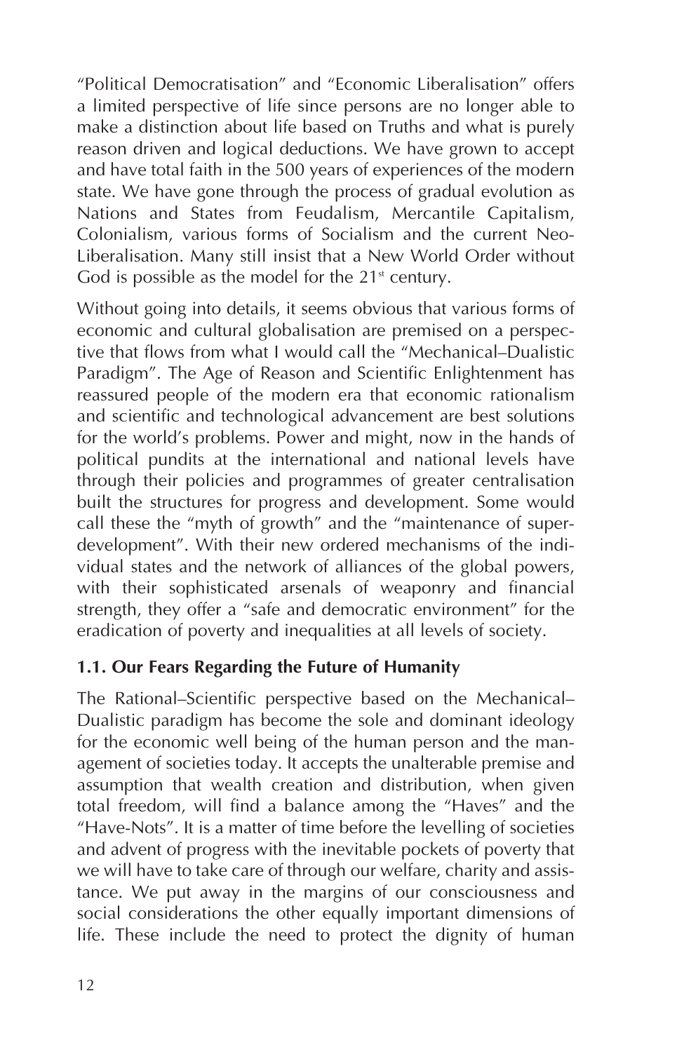"Political Democratisation" and "Economic Liberalisation" offers a limited perspective of life since persons are no longer able to make a distinction about life based on Truths and what is purely reason driven and logical deductions. We have grown to accept and have total faith in the 500 years of experiences of the modern state. We have gone through the process of gradual evolution as Nations and States from Feudalism, Mercantile Capitalism, Colonialism, various forms of Socialism and the current Neo-Liberalisation. Many still insist that a New World Order without God is possible as the model for the 21st century.

Without going into details, it seems obvious that various forms of economic and cultural globalisation are premised on a perspective that flows from what I would call the "Mechanical–Dualistic Paradigm". The Age of Reason and Scientific Enlightenment has reassured people of the modern era that economic rationalism and scientific and technological advancement are best solutions for the world's problems. Power and might, now in the hands of political pundits at the international and national levels have through their policies and programmes of greater centralisation built the structures for progress and development. Some would call these the "myth of growth" and the "maintenance of super-development". With their new ordered mechanisms of the individual states and the network of alliances of the global powers, with their sophisticated arsenals of weaponry and financial strength, they offer a "safe and democratic environment" for the eradication of poverty and inequalities at all levels of society.

### 1.1. Our Fears Regarding the Future of Humanity

The Rational–Scientific perspective based on the Mechanical–Dualistic paradigm has become the sole and dominant ideology for the economic well being of the human person and the management of societies today. It accepts the unalterable premise and assumption that wealth creation and distribution, when given total freedom, will find a balance among the "Haves" and the "Have-Nots". It is a matter of time before the levelling of societies and advent of progress with the inevitable pockets of poverty that we will have to take care of through our welfare, charity and assistance. We put away in the margins of our consciousness and social considerations the other equally important dimensions of life. These include the need to protect the dignity of human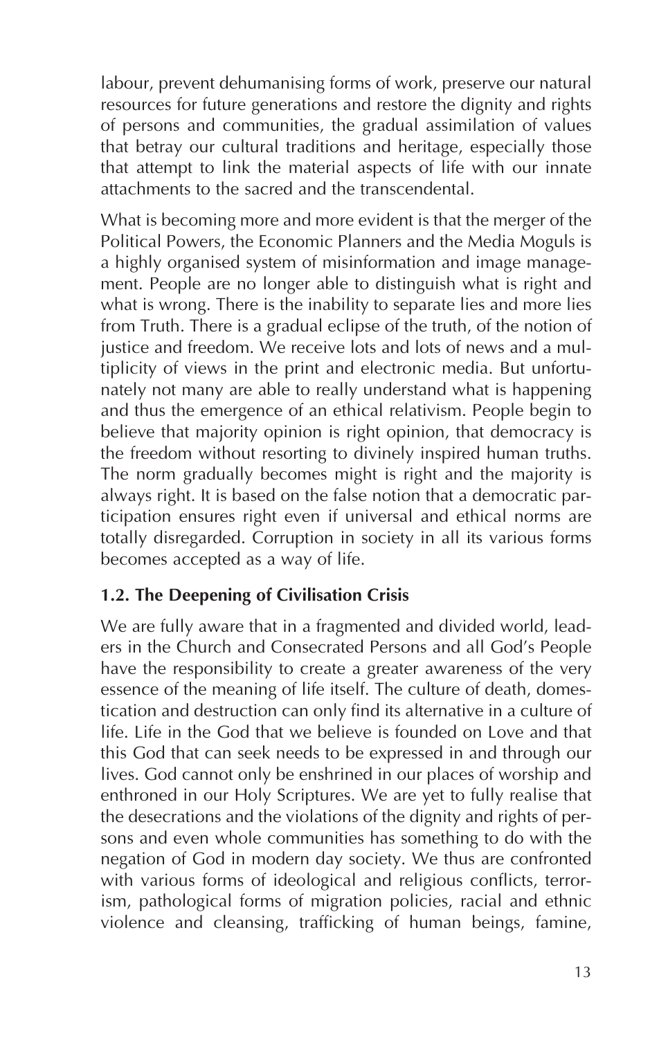labour, prevent dehumanising forms of work, preserve our natural resources for future generations and restore the dignity and rights of persons and communities, the gradual assimilation of values that betray our cultural traditions and heritage, especially those that attempt to link the material aspects of life with our innate attachments to the sacred and the transcendental.

What is becoming more and more evident is that the merger of the Political Powers, the Economic Planners and the Media Moguls is a highly organised system of misinformation and image management. People are no longer able to distinguish what is right and what is wrong. There is the inability to separate lies and more lies from Truth. There is a gradual eclipse of the truth, of the notion of justice and freedom. We receive lots and lots of news and a multiplicity of views in the print and electronic media. But unfortunately not many are able to really understand what is happening and thus the emergence of an ethical relativism. People begin to believe that majority opinion is right opinion, that democracy is the freedom without resorting to divinely inspired human truths. The norm gradually becomes might is right and the majority is always right. It is based on the false notion that a democratic participation ensures right even if universal and ethical norms are totally disregarded. Corruption in society in all its various forms becomes accepted as a way of life.

### 1.2. The Deepening of Civilisation Crisis

We are fully aware that in a fragmented and divided world, leaders in the Church and Consecrated Persons and all God's People have the responsibility to create a greater awareness of the very essence of the meaning of life itself. The culture of death, domestication and destruction can only find its alternative in a culture of life. Life in the God that we believe is founded on Love and that this God that can seek needs to be expressed in and through our lives. God cannot only be enshrined in our places of worship and enthroned in our Holy Scriptures. We are yet to fully realise that the desecrations and the violations of the dignity and rights of persons and even whole communities has something to do with the negation of God in modern day society. We thus are confronted with various forms of ideological and religious conflicts, terrorism, pathological forms of migration policies, racial and ethnic violence and cleansing, trafficking of human beings, famine,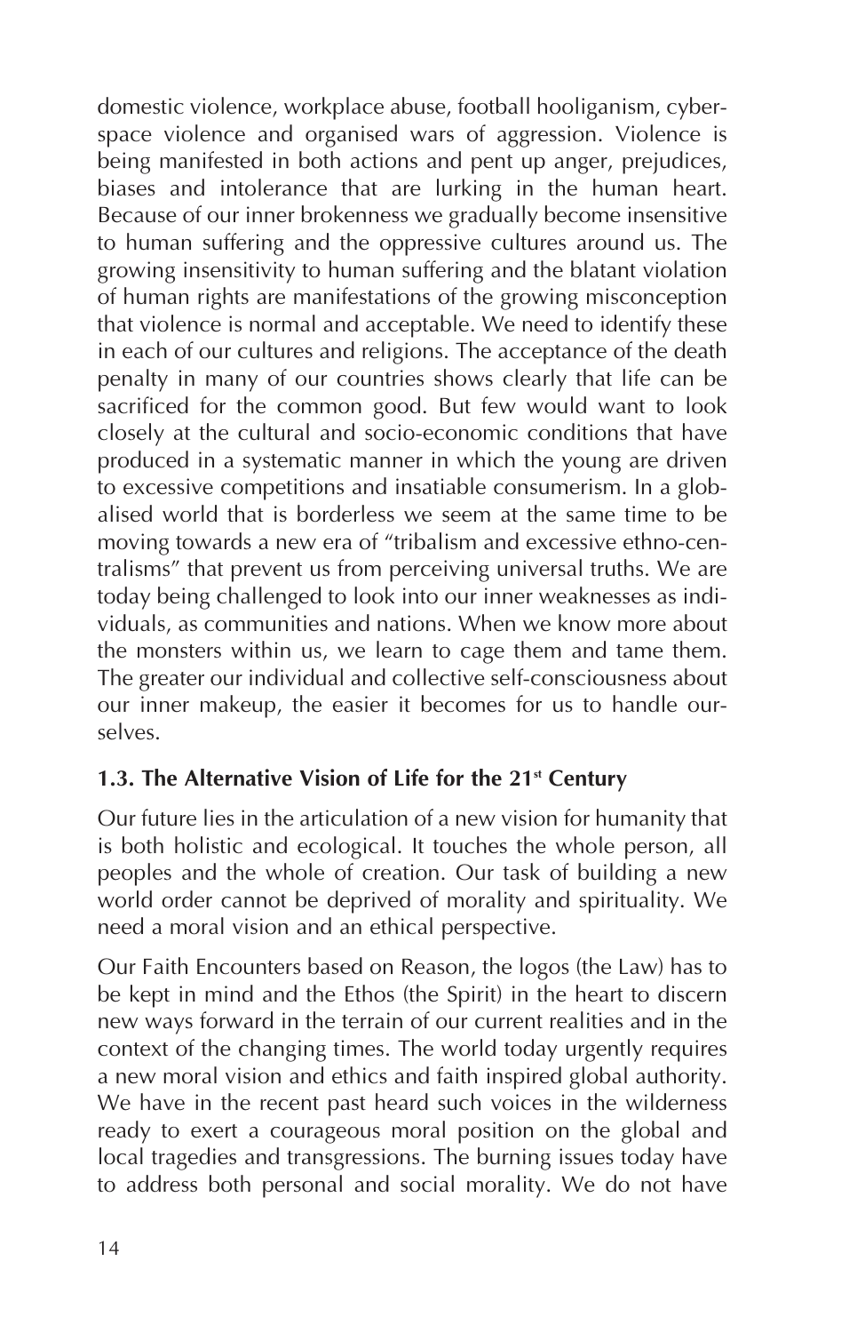domestic violence, workplace abuse, football hooliganism, cyberspace violence and organised wars of aggression. Violence is being manifested in both actions and pent up anger, prejudices, biases and intolerance that are lurking in the human heart. Because of our inner brokenness we gradually become insensitive to human suffering and the oppressive cultures around us. The growing insensitivity to human suffering and the blatant violation of human rights are manifestations of the growing misconception that violence is normal and acceptable. We need to identify these in each of our cultures and religions. The acceptance of the death penalty in many of our countries shows clearly that life can be sacrificed for the common good. But few would want to look closely at the cultural and socio-economic conditions that have produced in a systematic manner in which the young are driven to excessive competitions and insatiable consumerism. In a globalised world that is borderless we seem at the same time to be moving towards a new era of "tribalism and excessive ethno-centralisms" that prevent us from perceiving universal truths. We are today being challenged to look into our inner weaknesses as individuals, as communities and nations. When we know more about the monsters within us, we learn to cage them and tame them. The greater our individual and collective self-consciousness about our inner makeup, the easier it becomes for us to handle ourselves.

### 1.3. The Alternative Vision of Life for the 21st Century

Our future lies in the articulation of a new vision for humanity that is both holistic and ecological. It touches the whole person, all peoples and the whole of creation. Our task of building a new world order cannot be deprived of morality and spirituality. We need a moral vision and an ethical perspective.

Our Faith Encounters based on Reason, the logos (the Law) has to be kept in mind and the Ethos (the Spirit) in the heart to discern new ways forward in the terrain of our current realities and in the context of the changing times. The world today urgently requires a new moral vision and ethics and faith inspired global authority. We have in the recent past heard such voices in the wilderness ready to exert a courageous moral position on the global and local tragedies and transgressions. The burning issues today have to address both personal and social morality. We do not have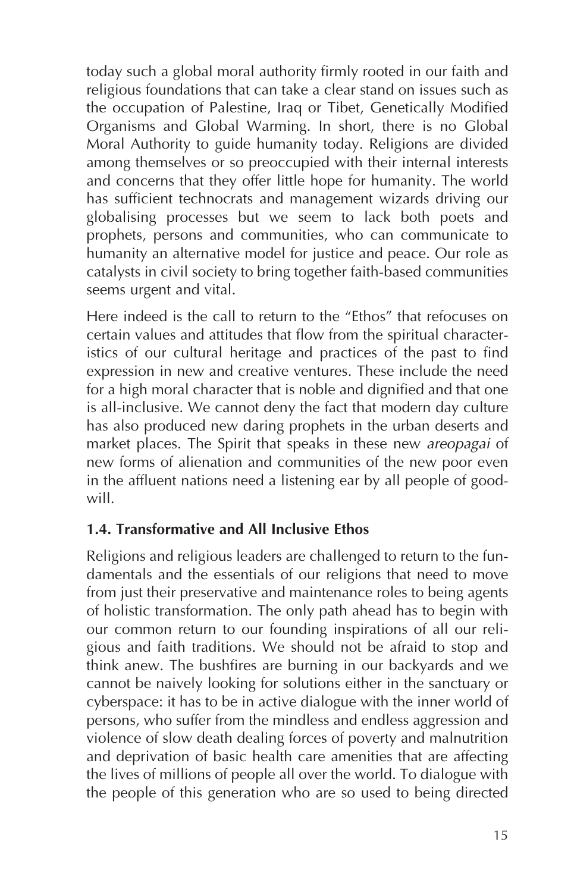today such a global moral authority firmly rooted in our faith and religious foundations that can take a clear stand on issues such as the occupation of Palestine, Iraq or Tibet, Genetically Modified Organisms and Global Warming. In short, there is no Global Moral Authority to guide humanity today. Religions are divided among themselves or so preoccupied with their internal interests and concerns that they offer little hope for humanity. The world has sufficient technocrats and management wizards driving our globalising processes but we seem to lack both poets and prophets, persons and communities, who can communicate to humanity an alternative model for justice and peace. Our role as catalysts in civil society to bring together faith-based communities seems urgent and vital.

Here indeed is the call to return to the "Ethos" that refocuses on certain values and attitudes that flow from the spiritual characteristics of our cultural heritage and practices of the past to find expression in new and creative ventures. These include the need for a high moral character that is noble and dignified and that one is all-inclusive. We cannot deny the fact that modern day culture has also produced new daring prophets in the urban deserts and market places. The Spirit that speaks in these new *areopagai* of new forms of alienation and communities of the new poor even in the affluent nations need a listening ear by all people of goodwill.

### 1.4. Transformative and All Inclusive Ethos

Religions and religious leaders are challenged to return to the fundamentals and the essentials of our religions that need to move from just their preservative and maintenance roles to being agents of holistic transformation. The only path ahead has to begin with our common return to our founding inspirations of all our religious and faith traditions. We should not be afraid to stop and think anew. The bushfires are burning in our backyards and we cannot be naively looking for solutions either in the sanctuary or cyberspace: it has to be in active dialogue with the inner world of persons, who suffer from the mindless and endless aggression and violence of slow death dealing forces of poverty and malnutrition and deprivation of basic health care amenities that are affecting the lives of millions of people all over the world. To dialogue with the people of this generation who are so used to being directed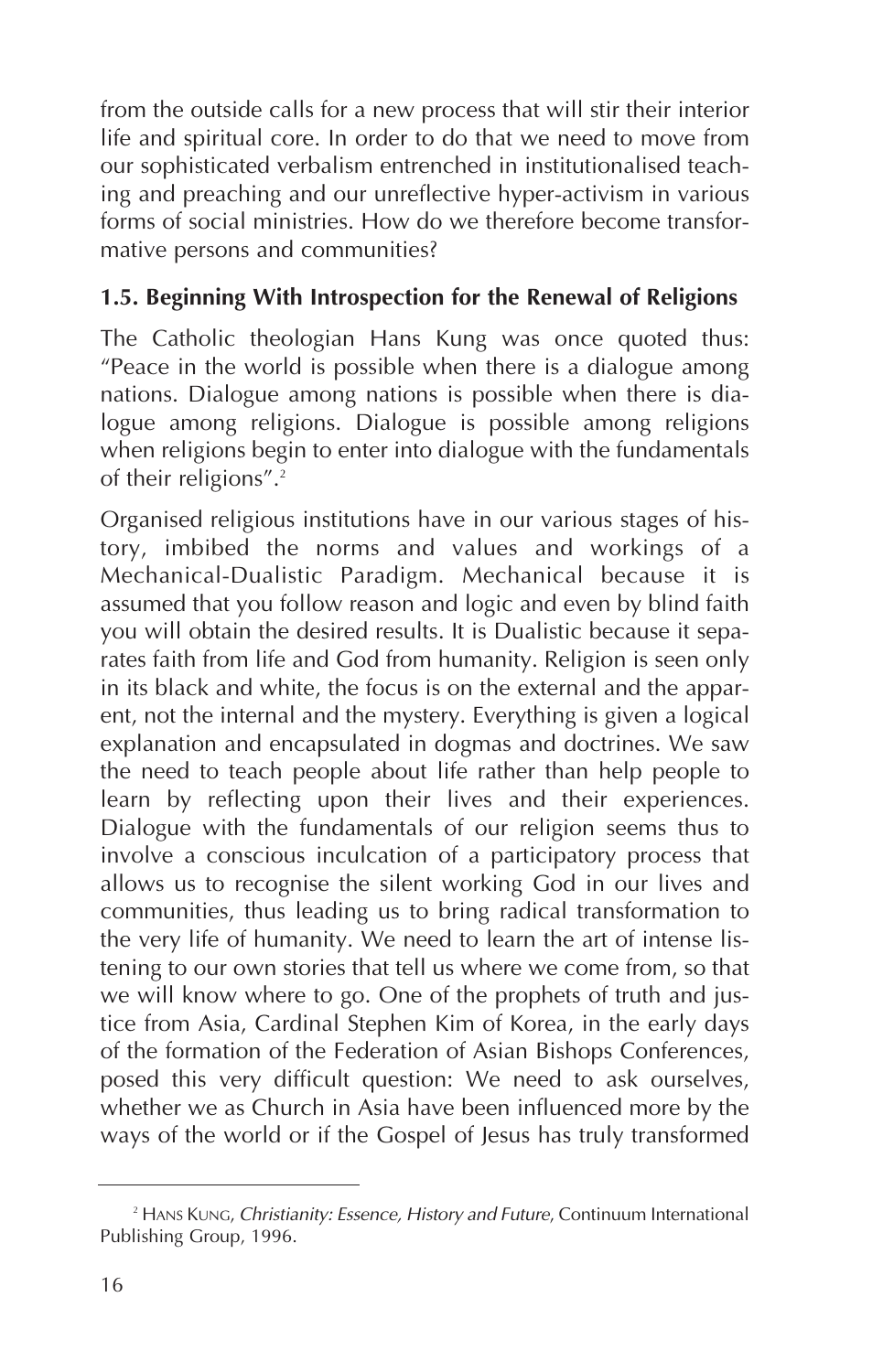from the outside calls for a new process that will stir their interior life and spiritual core. In order to do that we need to move from our sophisticated verbalism entrenched in institutionalised teaching and preaching and our unreflective hyper-activism in various forms of social ministries. How do we therefore become transformative persons and communities?

### 1.5. Beginning With Introspection for the Renewal of Religions

The Catholic theologian Hans Kung was once quoted thus: "Peace in the world is possible when there is a dialogue among nations. Dialogue among nations is possible when there is dialogue among religions. Dialogue is possible among religions when religions begin to enter into dialogue with the fundamentals of their religions".[2]

Organised religious institutions have in our various stages of history, imbibed the norms and values and workings of a Mechanical-Dualistic Paradigm. Mechanical because it is assumed that you follow reason and logic and even by blind faith you will obtain the desired results. It is Dualistic because it separates faith from life and God from humanity. Religion is seen only in its black and white, the focus is on the external and the apparent, not the internal and the mystery. Everything is given a logical explanation and encapsulated in dogmas and doctrines. We saw the need to teach people about life rather than help people to learn by reflecting upon their lives and their experiences. Dialogue with the fundamentals of our religion seems thus to involve a conscious inculcation of a participatory process that allows us to recognise the silent working God in our lives and communities, thus leading us to bring radical transformation to the very life of humanity. We need to learn the art of intense listening to our own stories that tell us where we come from, so that we will know where to go. One of the prophets of truth and justice from Asia, Cardinal Stephen Kim of Korea, in the early days of the formation of the Federation of Asian Bishops Conferences, posed this very difficult question: We need to ask ourselves, whether we as Church in Asia have been influenced more by the ways of the world or if the Gospel of Jesus has truly transformed

---

[2] HANS KUNG, *Christianity: Essence, History and Future*, Continuum International Publishing Group, 1996.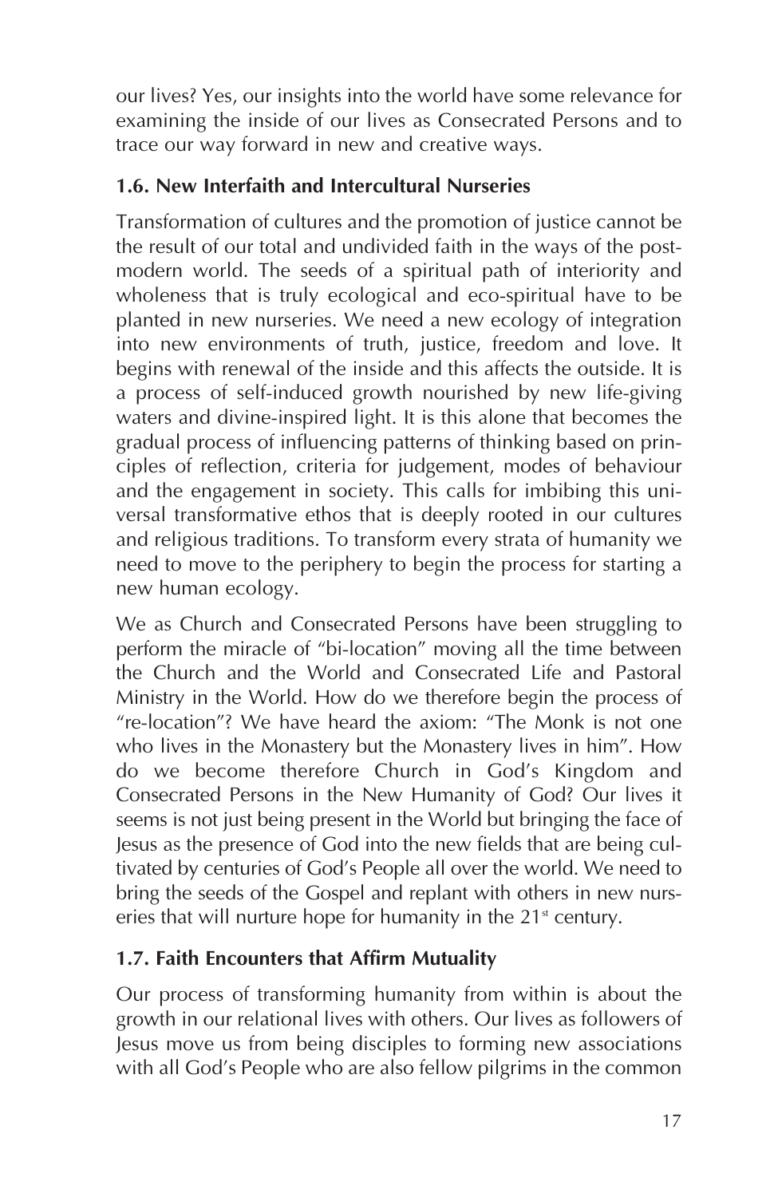our lives? Yes, our insights into the world have some relevance for examining the inside of our lives as Consecrated Persons and to trace our way forward in new and creative ways.

### 1.6. New Interfaith and Intercultural Nurseries

Transformation of cultures and the promotion of justice cannot be the result of our total and undivided faith in the ways of the post-modern world. The seeds of a spiritual path of interiority and wholeness that is truly ecological and eco-spiritual have to be planted in new nurseries. We need a new ecology of integration into new environments of truth, justice, freedom and love. It begins with renewal of the inside and this affects the outside. It is a process of self-induced growth nourished by new life-giving waters and divine-inspired light. It is this alone that becomes the gradual process of influencing patterns of thinking based on principles of reflection, criteria for judgement, modes of behaviour and the engagement in society. This calls for imbibing this universal transformative ethos that is deeply rooted in our cultures and religious traditions. To transform every strata of humanity we need to move to the periphery to begin the process for starting a new human ecology.

We as Church and Consecrated Persons have been struggling to perform the miracle of "bi-location" moving all the time between the Church and the World and Consecrated Life and Pastoral Ministry in the World. How do we therefore begin the process of "re-location"? We have heard the axiom: "The Monk is not one who lives in the Monastery but the Monastery lives in him". How do we become therefore Church in God's Kingdom and Consecrated Persons in the New Humanity of God? Our lives it seems is not just being present in the World but bringing the face of Jesus as the presence of God into the new fields that are being cultivated by centuries of God's People all over the world. We need to bring the seeds of the Gospel and replant with others in new nurseries that will nurture hope for humanity in the 21st century.

### 1.7. Faith Encounters that Affirm Mutuality

Our process of transforming humanity from within is about the growth in our relational lives with others. Our lives as followers of Jesus move us from being disciples to forming new associations with all God's People who are also fellow pilgrims in the common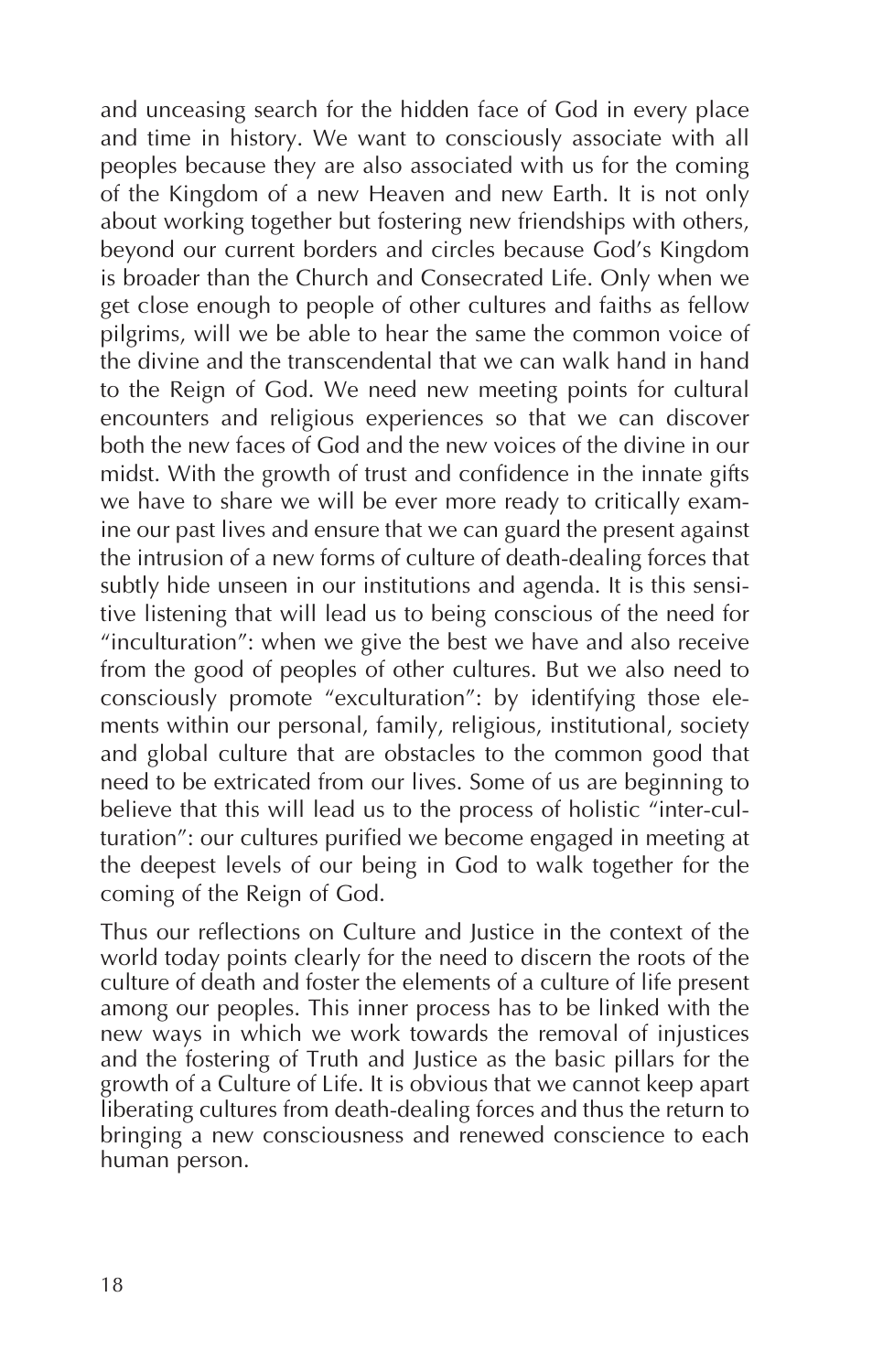and unceasing search for the hidden face of God in every place and time in history. We want to consciously associate with all peoples because they are also associated with us for the coming of the Kingdom of a new Heaven and new Earth. It is not only about working together but fostering new friendships with others, beyond our current borders and circles because God's Kingdom is broader than the Church and Consecrated Life. Only when we get close enough to people of other cultures and faiths as fellow pilgrims, will we be able to hear the same the common voice of the divine and the transcendental that we can walk hand in hand to the Reign of God. We need new meeting points for cultural encounters and religious experiences so that we can discover both the new faces of God and the new voices of the divine in our midst. With the growth of trust and confidence in the innate gifts we have to share we will be ever more ready to critically examine our past lives and ensure that we can guard the present against the intrusion of a new forms of culture of death-dealing forces that subtly hide unseen in our institutions and agenda. It is this sensitive listening that will lead us to being conscious of the need for "inculturation": when we give the best we have and also receive from the good of peoples of other cultures. But we also need to consciously promote "exculturation": by identifying those elements within our personal, family, religious, institutional, society and global culture that are obstacles to the common good that need to be extricated from our lives. Some of us are beginning to believe that this will lead us to the process of holistic "inter-culturation": our cultures purified we become engaged in meeting at the deepest levels of our being in God to walk together for the coming of the Reign of God.

Thus our reflections on Culture and Justice in the context of the world today points clearly for the need to discern the roots of the culture of death and foster the elements of a culture of life present among our peoples. This inner process has to be linked with the new ways in which we work towards the removal of injustices and the fostering of Truth and Justice as the basic pillars for the growth of a Culture of Life. It is obvious that we cannot keep apart liberating cultures from death-dealing forces and thus the return to bringing a new consciousness and renewed conscience to each human person.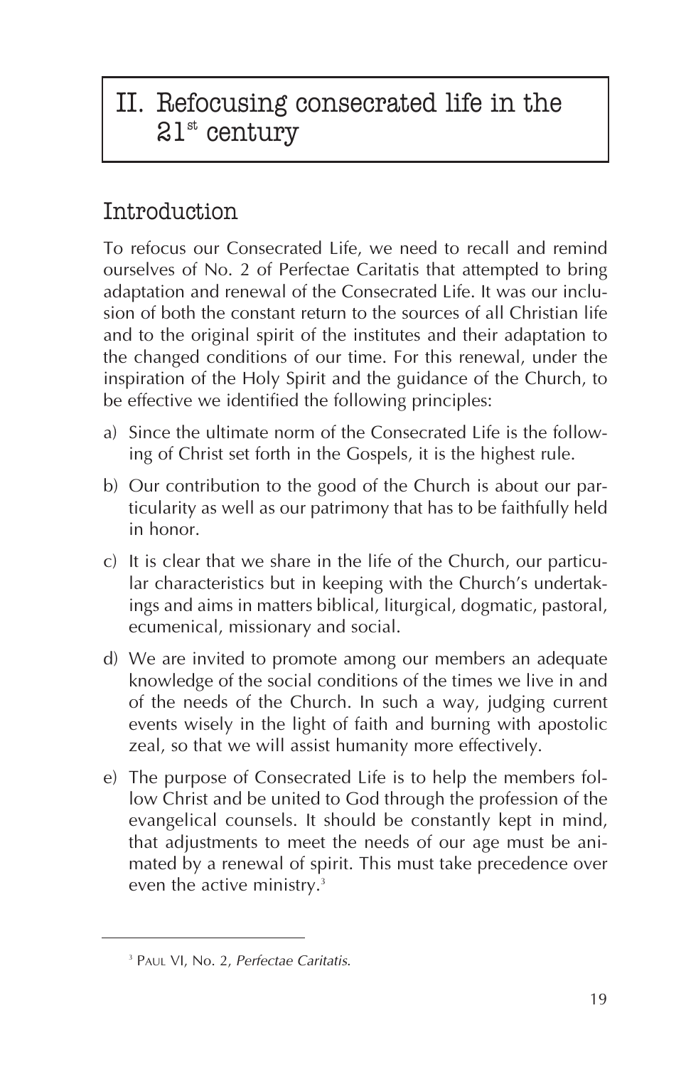# II. Refocusing consecrated life in the 21st century

## Introduction

To refocus our Consecrated Life, we need to recall and remind ourselves of No. 2 of Perfectae Caritatis that attempted to bring adaptation and renewal of the Consecrated Life. It was our inclusion of both the constant return to the sources of all Christian life and to the original spirit of the institutes and their adaptation to the changed conditions of our time. For this renewal, under the inspiration of the Holy Spirit and the guidance of the Church, to be effective we identified the following principles:

a) Since the ultimate norm of the Consecrated Life is the following of Christ set forth in the Gospels, it is the highest rule.

b) Our contribution to the good of the Church is about our particularity as well as our patrimony that has to be faithfully held in honor.

c) It is clear that we share in the life of the Church, our particular characteristics but in keeping with the Church's undertakings and aims in matters biblical, liturgical, dogmatic, pastoral, ecumenical, missionary and social.

d) We are invited to promote among our members an adequate knowledge of the social conditions of the times we live in and of the needs of the Church. In such a way, judging current events wisely in the light of faith and burning with apostolic zeal, so that we will assist humanity more effectively.

e) The purpose of Consecrated Life is to help the members follow Christ and be united to God through the profession of the evangelical counsels. It should be constantly kept in mind, that adjustments to meet the needs of our age must be animated by a renewal of spirit. This must take precedence over even the active ministry.[3]

---

[3] Paul VI, No. 2, *Perfectae Caritatis*.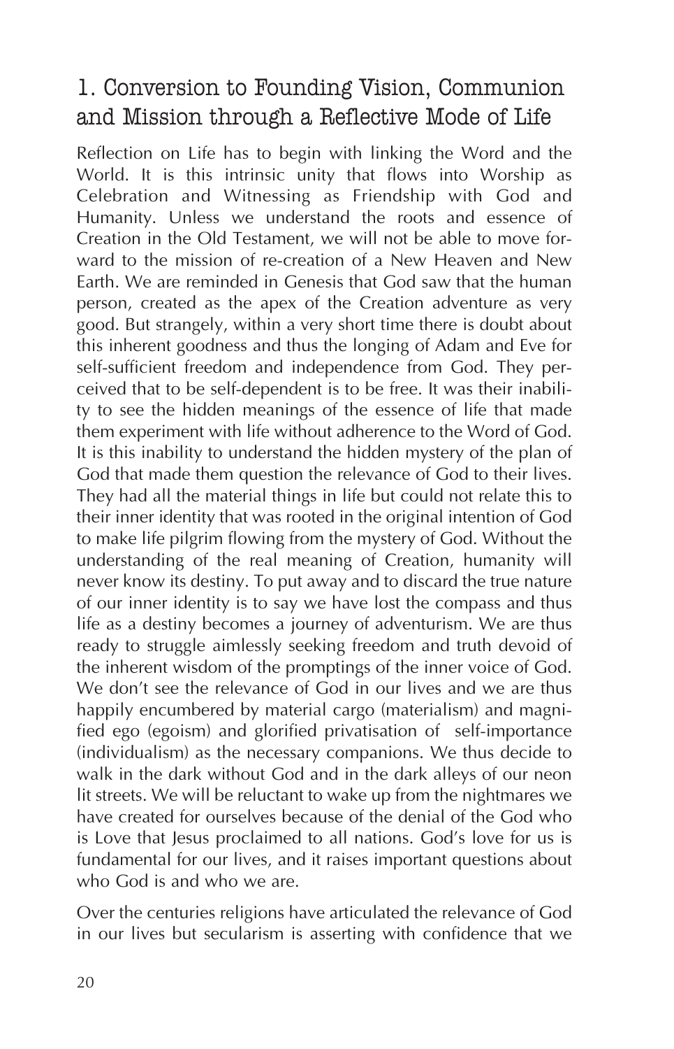## 1. Conversion to Founding Vision, Communion and Mission through a Reflective Mode of Life

Reflection on Life has to begin with linking the Word and the World. It is this intrinsic unity that flows into Worship as Celebration and Witnessing as Friendship with God and Humanity. Unless we understand the roots and essence of Creation in the Old Testament, we will not be able to move forward to the mission of re-creation of a New Heaven and New Earth. We are reminded in Genesis that God saw that the human person, created as the apex of the Creation adventure as very good. But strangely, within a very short time there is doubt about this inherent goodness and thus the longing of Adam and Eve for self-sufficient freedom and independence from God. They perceived that to be self-dependent is to be free. It was their inability to see the hidden meanings of the essence of life that made them experiment with life without adherence to the Word of God. It is this inability to understand the hidden mystery of the plan of God that made them question the relevance of God to their lives. They had all the material things in life but could not relate this to their inner identity that was rooted in the original intention of God to make life pilgrim flowing from the mystery of God. Without the understanding of the real meaning of Creation, humanity will never know its destiny. To put away and to discard the true nature of our inner identity is to say we have lost the compass and thus life as a destiny becomes a journey of adventurism. We are thus ready to struggle aimlessly seeking freedom and truth devoid of the inherent wisdom of the promptings of the inner voice of God. We don't see the relevance of God in our lives and we are thus happily encumbered by material cargo (materialism) and magnified ego (egoism) and glorified privatisation of self-importance (individualism) as the necessary companions. We thus decide to walk in the dark without God and in the dark alleys of our neon lit streets. We will be reluctant to wake up from the nightmares we have created for ourselves because of the denial of the God who is Love that Jesus proclaimed to all nations. God's love for us is fundamental for our lives, and it raises important questions about who God is and who we are.

Over the centuries religions have articulated the relevance of God in our lives but secularism is asserting with confidence that we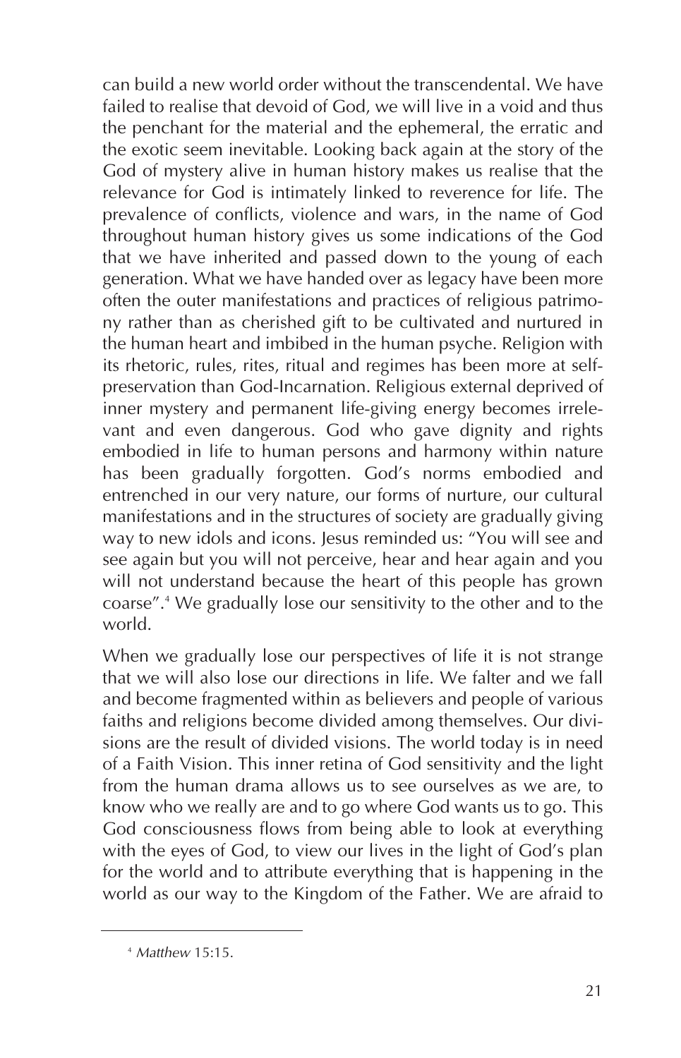can build a new world order without the transcendental. We have failed to realise that devoid of God, we will live in a void and thus the penchant for the material and the ephemeral, the erratic and the exotic seem inevitable. Looking back again at the story of the God of mystery alive in human history makes us realise that the relevance for God is intimately linked to reverence for life. The prevalence of conflicts, violence and wars, in the name of God throughout human history gives us some indications of the God that we have inherited and passed down to the young of each generation. What we have handed over as legacy have been more often the outer manifestations and practices of religious patrimony rather than as cherished gift to be cultivated and nurtured in the human heart and imbibed in the human psyche. Religion with its rhetoric, rules, rites, ritual and regimes has been more at self-preservation than God-Incarnation. Religious external deprived of inner mystery and permanent life-giving energy becomes irrelevant and even dangerous. God who gave dignity and rights embodied in life to human persons and harmony within nature has been gradually forgotten. God's norms embodied and entrenched in our very nature, our forms of nurture, our cultural manifestations and in the structures of society are gradually giving way to new idols and icons. Jesus reminded us: "You will see and see again but you will not perceive, hear and hear again and you will not understand because the heart of this people has grown coarse".[4] We gradually lose our sensitivity to the other and to the world.

When we gradually lose our perspectives of life it is not strange that we will also lose our directions in life. We falter and we fall and become fragmented within as believers and people of various faiths and religions become divided among themselves. Our divisions are the result of divided visions. The world today is in need of a Faith Vision. This inner retina of God sensitivity and the light from the human drama allows us to see ourselves as we are, to know who we really are and to go where God wants us to go. This God consciousness flows from being able to look at everything with the eyes of God, to view our lives in the light of God's plan for the world and to attribute everything that is happening in the world as our way to the Kingdom of the Father. We are afraid to

---

[4] *Matthew* 15:15.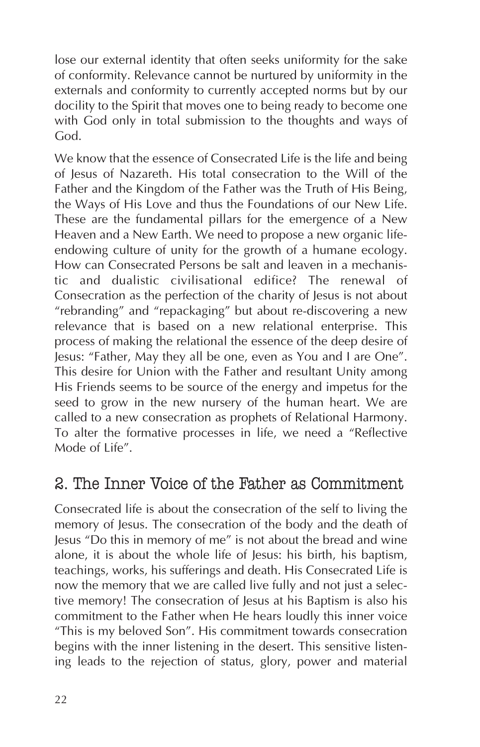lose our external identity that often seeks uniformity for the sake of conformity. Relevance cannot be nurtured by uniformity in the externals and conformity to currently accepted norms but by our docility to the Spirit that moves one to being ready to become one with God only in total submission to the thoughts and ways of God.

We know that the essence of Consecrated Life is the life and being of Jesus of Nazareth. His total consecration to the Will of the Father and the Kingdom of the Father was the Truth of His Being, the Ways of His Love and thus the Foundations of our New Life. These are the fundamental pillars for the emergence of a New Heaven and a New Earth. We need to propose a new organic life-endowing culture of unity for the growth of a humane ecology. How can Consecrated Persons be salt and leaven in a mechanistic and dualistic civilisational edifice? The renewal of Consecration as the perfection of the charity of Jesus is not about "rebranding" and "repackaging" but about re-discovering a new relevance that is based on a new relational enterprise. This process of making the relational the essence of the deep desire of Jesus: "Father, May they all be one, even as You and I are One". This desire for Union with the Father and resultant Unity among His Friends seems to be source of the energy and impetus for the seed to grow in the new nursery of the human heart. We are called to a new consecration as prophets of Relational Harmony. To alter the formative processes in life, we need a "Reflective Mode of Life".

## 2. The Inner Voice of the Father as Commitment

Consecrated life is about the consecration of the self to living the memory of Jesus. The consecration of the body and the death of Jesus "Do this in memory of me" is not about the bread and wine alone, it is about the whole life of Jesus: his birth, his baptism, teachings, works, his sufferings and death. His Consecrated Life is now the memory that we are called live fully and not just a selective memory! The consecration of Jesus at his Baptism is also his commitment to the Father when He hears loudly this inner voice "This is my beloved Son". His commitment towards consecration begins with the inner listening in the desert. This sensitive listening leads to the rejection of status, glory, power and material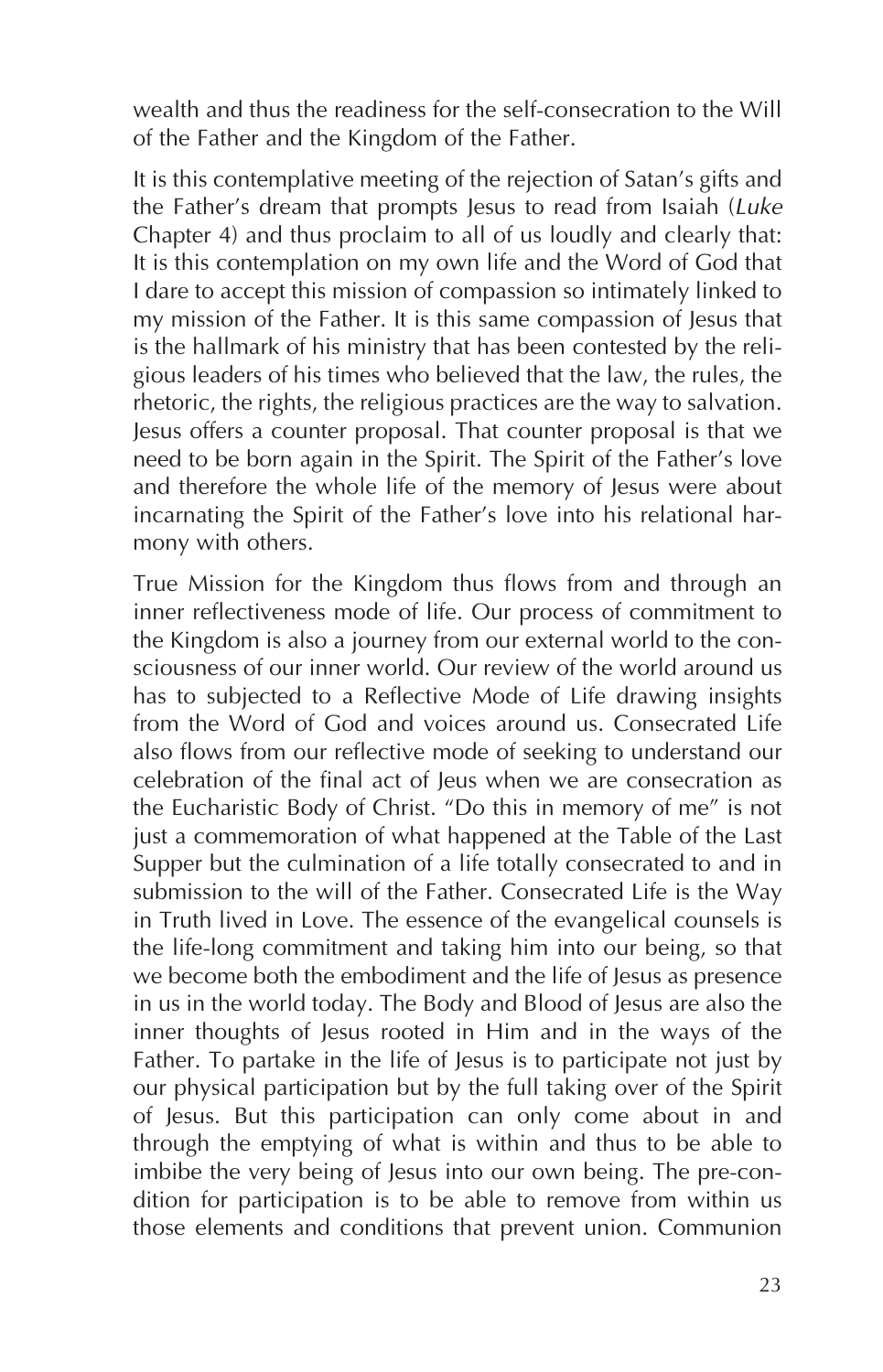wealth and thus the readiness for the self-consecration to the Will of the Father and the Kingdom of the Father.

It is this contemplative meeting of the rejection of Satan's gifts and the Father's dream that prompts Jesus to read from Isaiah (*Luke* Chapter 4) and thus proclaim to all of us loudly and clearly that: It is this contemplation on my own life and the Word of God that I dare to accept this mission of compassion so intimately linked to my mission of the Father. It is this same compassion of Jesus that is the hallmark of his ministry that has been contested by the religious leaders of his times who believed that the law, the rules, the rhetoric, the rights, the religious practices are the way to salvation. Jesus offers a counter proposal. That counter proposal is that we need to be born again in the Spirit. The Spirit of the Father's love and therefore the whole life of the memory of Jesus were about incarnating the Spirit of the Father's love into his relational harmony with others.

True Mission for the Kingdom thus flows from and through an inner reflectiveness mode of life. Our process of commitment to the Kingdom is also a journey from our external world to the consciousness of our inner world. Our review of the world around us has to subjected to a Reflective Mode of Life drawing insights from the Word of God and voices around us. Consecrated Life also flows from our reflective mode of seeking to understand our celebration of the final act of Jeus when we are consecration as the Eucharistic Body of Christ. "Do this in memory of me" is not just a commemoration of what happened at the Table of the Last Supper but the culmination of a life totally consecrated to and in submission to the will of the Father. Consecrated Life is the Way in Truth lived in Love. The essence of the evangelical counsels is the life-long commitment and taking him into our being, so that we become both the embodiment and the life of Jesus as presence in us in the world today. The Body and Blood of Jesus are also the inner thoughts of Jesus rooted in Him and in the ways of the Father. To partake in the life of Jesus is to participate not just by our physical participation but by the full taking over of the Spirit of Jesus. But this participation can only come about in and through the emptying of what is within and thus to be able to imbibe the very being of Jesus into our own being. The pre-condition for participation is to be able to remove from within us those elements and conditions that prevent union. Communion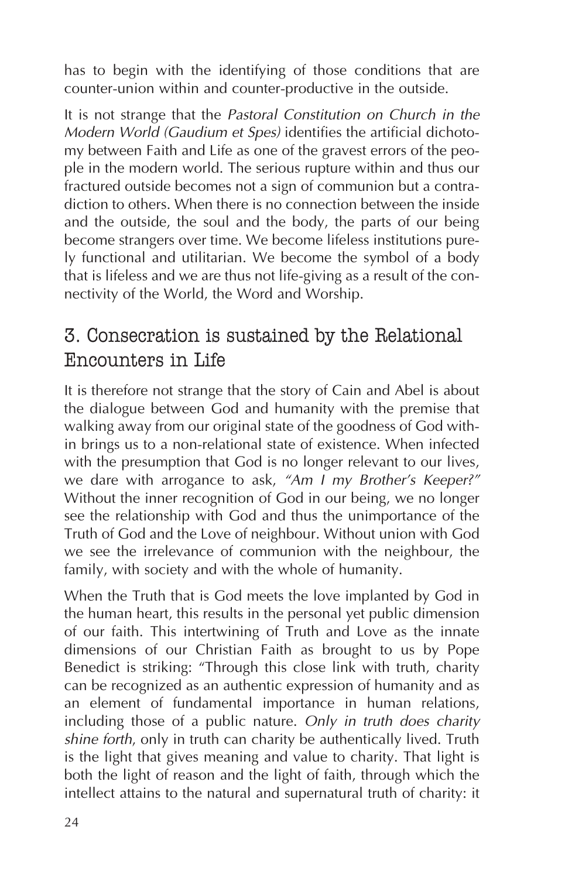has to begin with the identifying of those conditions that are counter-union within and counter-productive in the outside.

It is not strange that the *Pastoral Constitution on Church in the Modern World (Gaudium et Spes)* identifies the artificial dichotomy between Faith and Life as one of the gravest errors of the people in the modern world. The serious rupture within and thus our fractured outside becomes not a sign of communion but a contradiction to others. When there is no connection between the inside and the outside, the soul and the body, the parts of our being become strangers over time. We become lifeless institutions purely functional and utilitarian. We become the symbol of a body that is lifeless and we are thus not life-giving as a result of the connectivity of the World, the Word and Worship.

## 3. Consecration is sustained by the Relational Encounters in Life

It is therefore not strange that the story of Cain and Abel is about the dialogue between God and humanity with the premise that walking away from our original state of the goodness of God within brings us to a non-relational state of existence. When infected with the presumption that God is no longer relevant to our lives, we dare with arrogance to ask, *"Am I my Brother's Keeper?"* Without the inner recognition of God in our being, we no longer see the relationship with God and thus the unimportance of the Truth of God and the Love of neighbour. Without union with God we see the irrelevance of communion with the neighbour, the family, with society and with the whole of humanity.

When the Truth that is God meets the love implanted by God in the human heart, this results in the personal yet public dimension of our faith. This intertwining of Truth and Love as the innate dimensions of our Christian Faith as brought to us by Pope Benedict is striking: "Through this close link with truth, charity can be recognized as an authentic expression of humanity and as an element of fundamental importance in human relations, including those of a public nature. *Only in truth does charity shine forth*, only in truth can charity be authentically lived. Truth is the light that gives meaning and value to charity. That light is both the light of reason and the light of faith, through which the intellect attains to the natural and supernatural truth of charity: it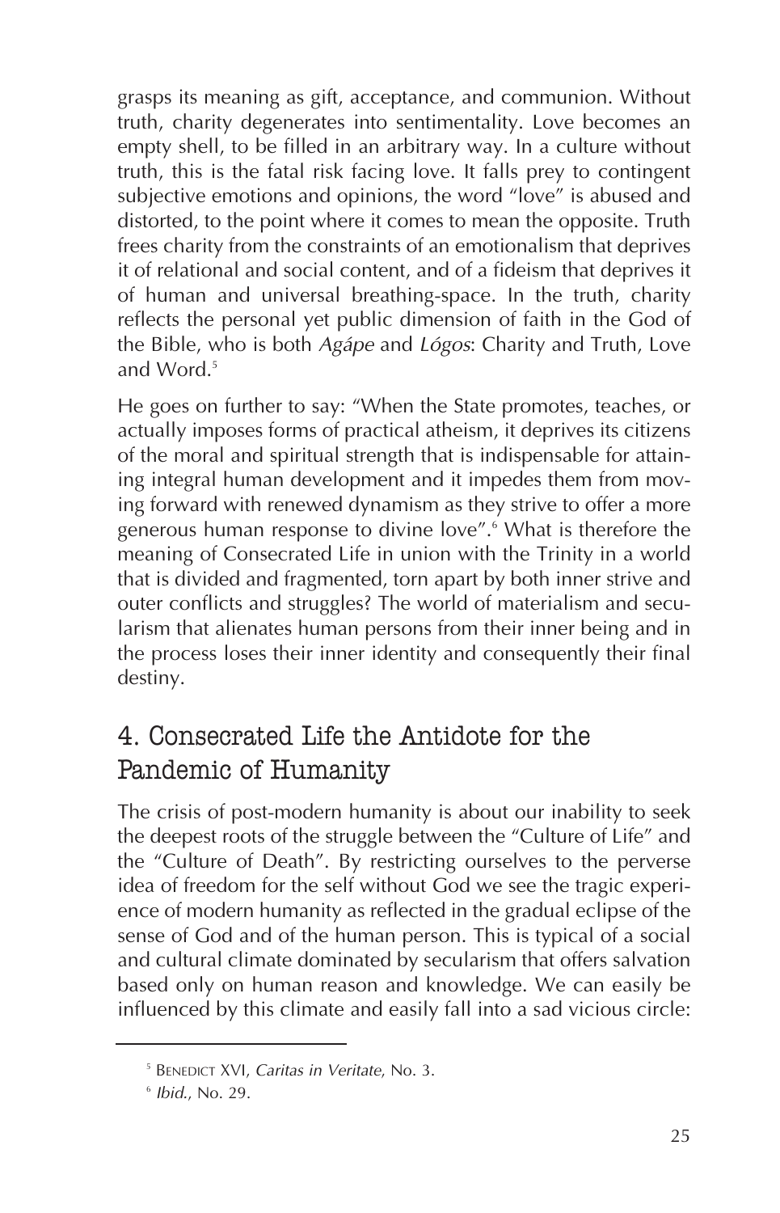grasps its meaning as gift, acceptance, and communion. Without truth, charity degenerates into sentimentality. Love becomes an empty shell, to be filled in an arbitrary way. In a culture without truth, this is the fatal risk facing love. It falls prey to contingent subjective emotions and opinions, the word "love" is abused and distorted, to the point where it comes to mean the opposite. Truth frees charity from the constraints of an emotionalism that deprives it of relational and social content, and of a fideism that deprives it of human and universal breathing-space. In the truth, charity reflects the personal yet public dimension of faith in the God of the Bible, who is both *Agápe* and *Lógos*: Charity and Truth, Love and Word.[5]

He goes on further to say: "When the State promotes, teaches, or actually imposes forms of practical atheism, it deprives its citizens of the moral and spiritual strength that is indispensable for attaining integral human development and it impedes them from moving forward with renewed dynamism as they strive to offer a more generous human response to divine love".[6] What is therefore the meaning of Consecrated Life in union with the Trinity in a world that is divided and fragmented, torn apart by both inner strive and outer conflicts and struggles? The world of materialism and secularism that alienates human persons from their inner being and in the process loses their inner identity and consequently their final destiny.

## 4. Consecrated Life the Antidote for the Pandemic of Humanity

The crisis of post-modern humanity is about our inability to seek the deepest roots of the struggle between the "Culture of Life" and the "Culture of Death". By restricting ourselves to the perverse idea of freedom for the self without God we see the tragic experience of modern humanity as reflected in the gradual eclipse of the sense of God and of the human person. This is typical of a social and cultural climate dominated by secularism that offers salvation based only on human reason and knowledge. We can easily be influenced by this climate and easily fall into a sad vicious circle:

---

[5] Benedict XVI, *Caritas in Veritate*, No. 3.

[6] *Ibid.*, No. 29.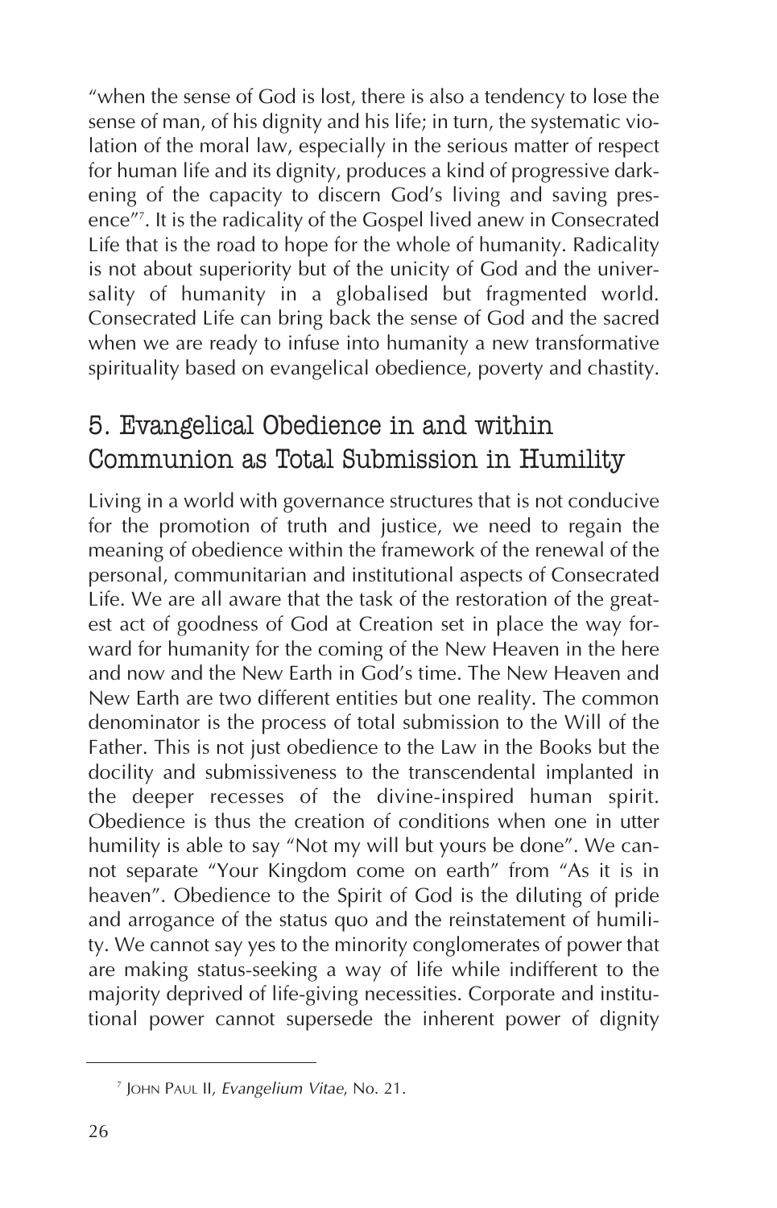"when the sense of God is lost, there is also a tendency to lose the sense of man, of his dignity and his life; in turn, the systematic violation of the moral law, especially in the serious matter of respect for human life and its dignity, produces a kind of progressive darkening of the capacity to discern God's living and saving presence"[7]. It is the radicality of the Gospel lived anew in Consecrated Life that is the road to hope for the whole of humanity. Radicality is not about superiority but of the unicity of God and the universality of humanity in a globalised but fragmented world. Consecrated Life can bring back the sense of God and the sacred when we are ready to infuse into humanity a new transformative spirituality based on evangelical obedience, poverty and chastity.

## 5. Evangelical Obedience in and within Communion as Total Submission in Humility

Living in a world with governance structures that is not conducive for the promotion of truth and justice, we need to regain the meaning of obedience within the framework of the renewal of the personal, communitarian and institutional aspects of Consecrated Life. We are all aware that the task of the restoration of the greatest act of goodness of God at Creation set in place the way forward for humanity for the coming of the New Heaven in the here and now and the New Earth in God's time. The New Heaven and New Earth are two different entities but one reality. The common denominator is the process of total submission to the Will of the Father. This is not just obedience to the Law in the Books but the docility and submissiveness to the transcendental implanted in the deeper recesses of the divine-inspired human spirit. Obedience is thus the creation of conditions when one in utter humility is able to say "Not my will but yours be done". We cannot separate "Your Kingdom come on earth" from "As it is in heaven". Obedience to the Spirit of God is the diluting of pride and arrogance of the status quo and the reinstatement of humility. We cannot say yes to the minority conglomerates of power that are making status-seeking a way of life while indifferent to the majority deprived of life-giving necessities. Corporate and institutional power cannot supersede the inherent power of dignity

---

[7] John Paul II, *Evangelium Vitae*, No. 21.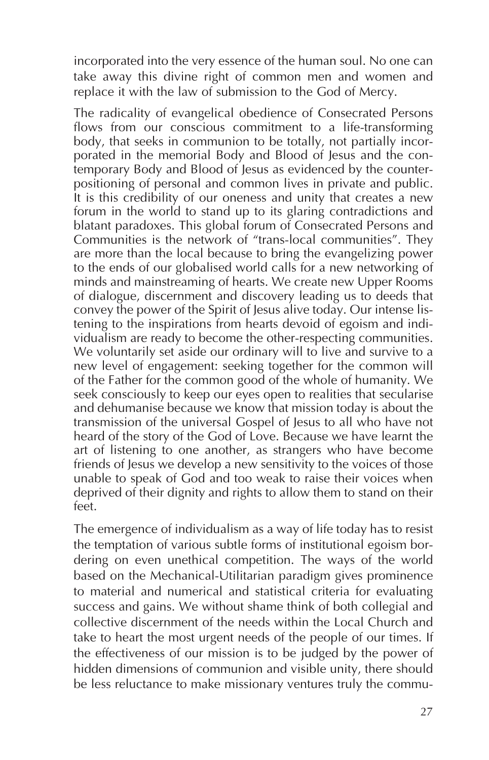incorporated into the very essence of the human soul. No one can take away this divine right of common men and women and replace it with the law of submission to the God of Mercy.

The radicality of evangelical obedience of Consecrated Persons flows from our conscious commitment to a life-transforming body, that seeks in communion to be totally, not partially incorporated in the memorial Body and Blood of Jesus and the contemporary Body and Blood of Jesus as evidenced by the counter-positioning of personal and common lives in private and public. It is this credibility of our oneness and unity that creates a new forum in the world to stand up to its glaring contradictions and blatant paradoxes. This global forum of Consecrated Persons and Communities is the network of "trans-local communities". They are more than the local because to bring the evangelizing power to the ends of our globalised world calls for a new networking of minds and mainstreaming of hearts. We create new Upper Rooms of dialogue, discernment and discovery leading us to deeds that convey the power of the Spirit of Jesus alive today. Our intense listening to the inspirations from hearts devoid of egoism and individualism are ready to become the other-respecting communities. We voluntarily set aside our ordinary will to live and survive to a new level of engagement: seeking together for the common will of the Father for the common good of the whole of humanity. We seek consciously to keep our eyes open to realities that secularise and dehumanise because we know that mission today is about the transmission of the universal Gospel of Jesus to all who have not heard of the story of the God of Love. Because we have learnt the art of listening to one another, as strangers who have become friends of Jesus we develop a new sensitivity to the voices of those unable to speak of God and too weak to raise their voices when deprived of their dignity and rights to allow them to stand on their feet.

The emergence of individualism as a way of life today has to resist the temptation of various subtle forms of institutional egoism bordering on even unethical competition. The ways of the world based on the Mechanical-Utilitarian paradigm gives prominence to material and numerical and statistical criteria for evaluating success and gains. We without shame think of both collegial and collective discernment of the needs within the Local Church and take to heart the most urgent needs of the people of our times. If the effectiveness of our mission is to be judged by the power of hidden dimensions of communion and visible unity, there should be less reluctance to make missionary ventures truly the commu-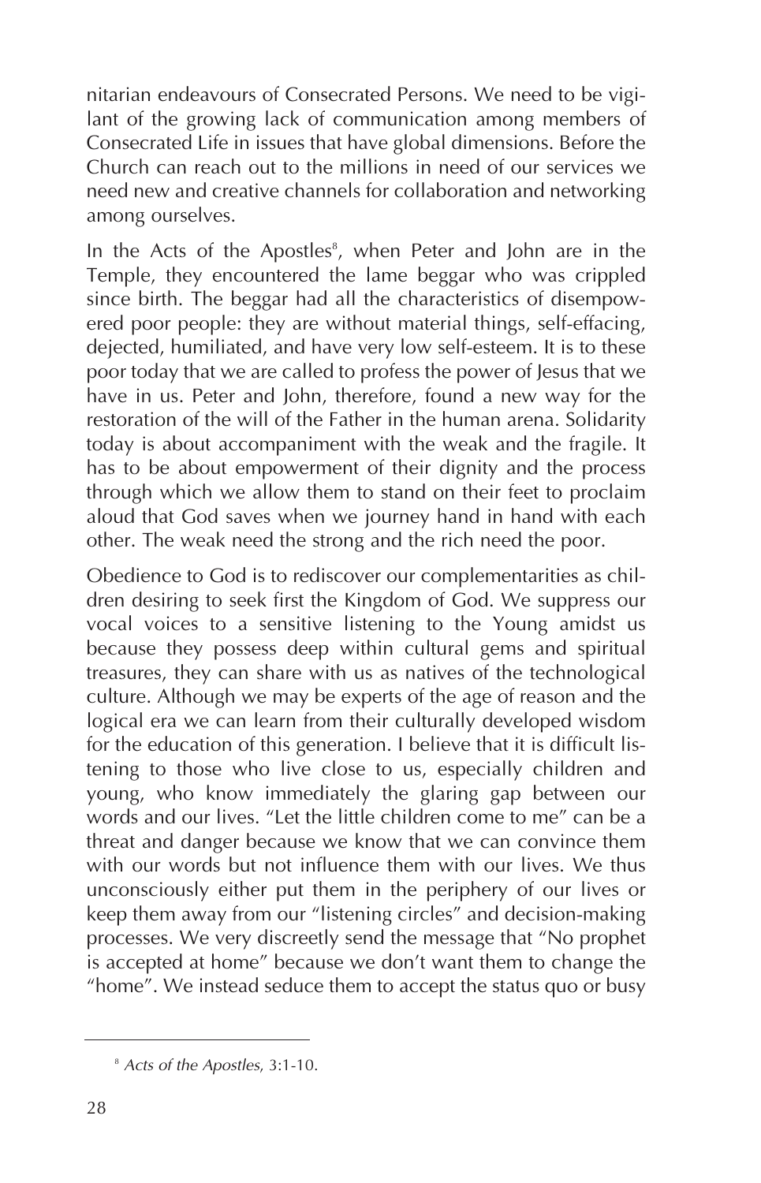nitarian endeavours of Consecrated Persons. We need to be vigilant of the growing lack of communication among members of Consecrated Life in issues that have global dimensions. Before the Church can reach out to the millions in need of our services we need new and creative channels for collaboration and networking among ourselves.

In the Acts of the Apostles[8], when Peter and John are in the Temple, they encountered the lame beggar who was crippled since birth. The beggar had all the characteristics of disempowered poor people: they are without material things, self-effacing, dejected, humiliated, and have very low self-esteem. It is to these poor today that we are called to profess the power of Jesus that we have in us. Peter and John, therefore, found a new way for the restoration of the will of the Father in the human arena. Solidarity today is about accompaniment with the weak and the fragile. It has to be about empowerment of their dignity and the process through which we allow them to stand on their feet to proclaim aloud that God saves when we journey hand in hand with each other. The weak need the strong and the rich need the poor.

Obedience to God is to rediscover our complementarities as children desiring to seek first the Kingdom of God. We suppress our vocal voices to a sensitive listening to the Young amidst us because they possess deep within cultural gems and spiritual treasures, they can share with us as natives of the technological culture. Although we may be experts of the age of reason and the logical era we can learn from their culturally developed wisdom for the education of this generation. I believe that it is difficult listening to those who live close to us, especially children and young, who know immediately the glaring gap between our words and our lives. "Let the little children come to me" can be a threat and danger because we know that we can convince them with our words but not influence them with our lives. We thus unconsciously either put them in the periphery of our lives or keep them away from our "listening circles" and decision-making processes. We very discreetly send the message that "No prophet is accepted at home" because we don't want them to change the "home". We instead seduce them to accept the status quo or busy

[8] *Acts of the Apostles*, 3:1-10.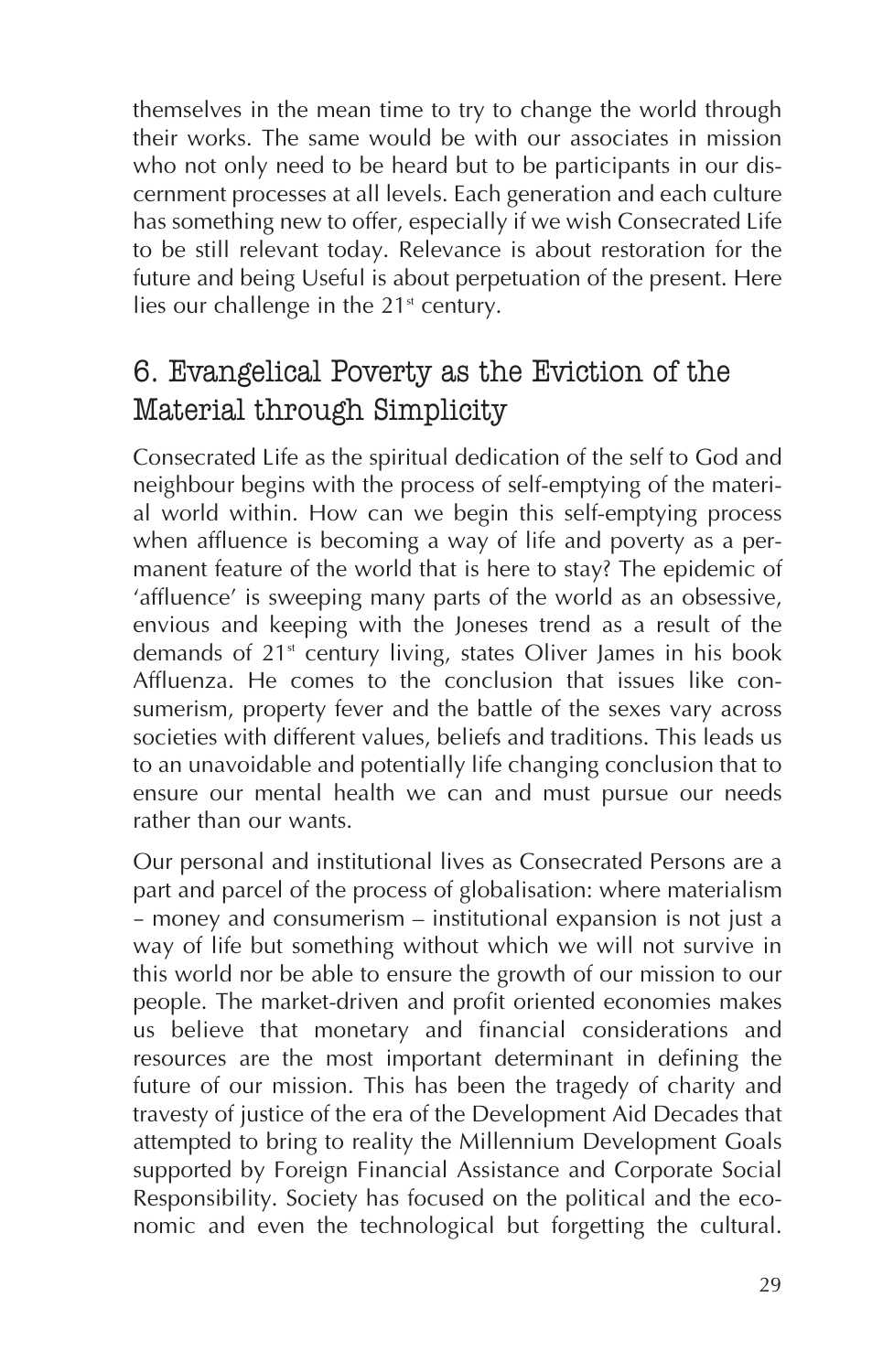themselves in the mean time to try to change the world through their works. The same would be with our associates in mission who not only need to be heard but to be participants in our discernment processes at all levels. Each generation and each culture has something new to offer, especially if we wish Consecrated Life to be still relevant today. Relevance is about restoration for the future and being Useful is about perpetuation of the present. Here lies our challenge in the 21st century.

## 6. Evangelical Poverty as the Eviction of the Material through Simplicity

Consecrated Life as the spiritual dedication of the self to God and neighbour begins with the process of self-emptying of the material world within. How can we begin this self-emptying process when affluence is becoming a way of life and poverty as a permanent feature of the world that is here to stay? The epidemic of 'affluence' is sweeping many parts of the world as an obsessive, envious and keeping with the Joneses trend as a result of the demands of 21st century living, states Oliver James in his book Affluenza. He comes to the conclusion that issues like consumerism, property fever and the battle of the sexes vary across societies with different values, beliefs and traditions. This leads us to an unavoidable and potentially life changing conclusion that to ensure our mental health we can and must pursue our needs rather than our wants.

Our personal and institutional lives as Consecrated Persons are a part and parcel of the process of globalisation: where materialism – money and consumerism – institutional expansion is not just a way of life but something without which we will not survive in this world nor be able to ensure the growth of our mission to our people. The market-driven and profit oriented economies makes us believe that monetary and financial considerations and resources are the most important determinant in defining the future of our mission. This has been the tragedy of charity and travesty of justice of the era of the Development Aid Decades that attempted to bring to reality the Millennium Development Goals supported by Foreign Financial Assistance and Corporate Social Responsibility. Society has focused on the political and the economic and even the technological but forgetting the cultural.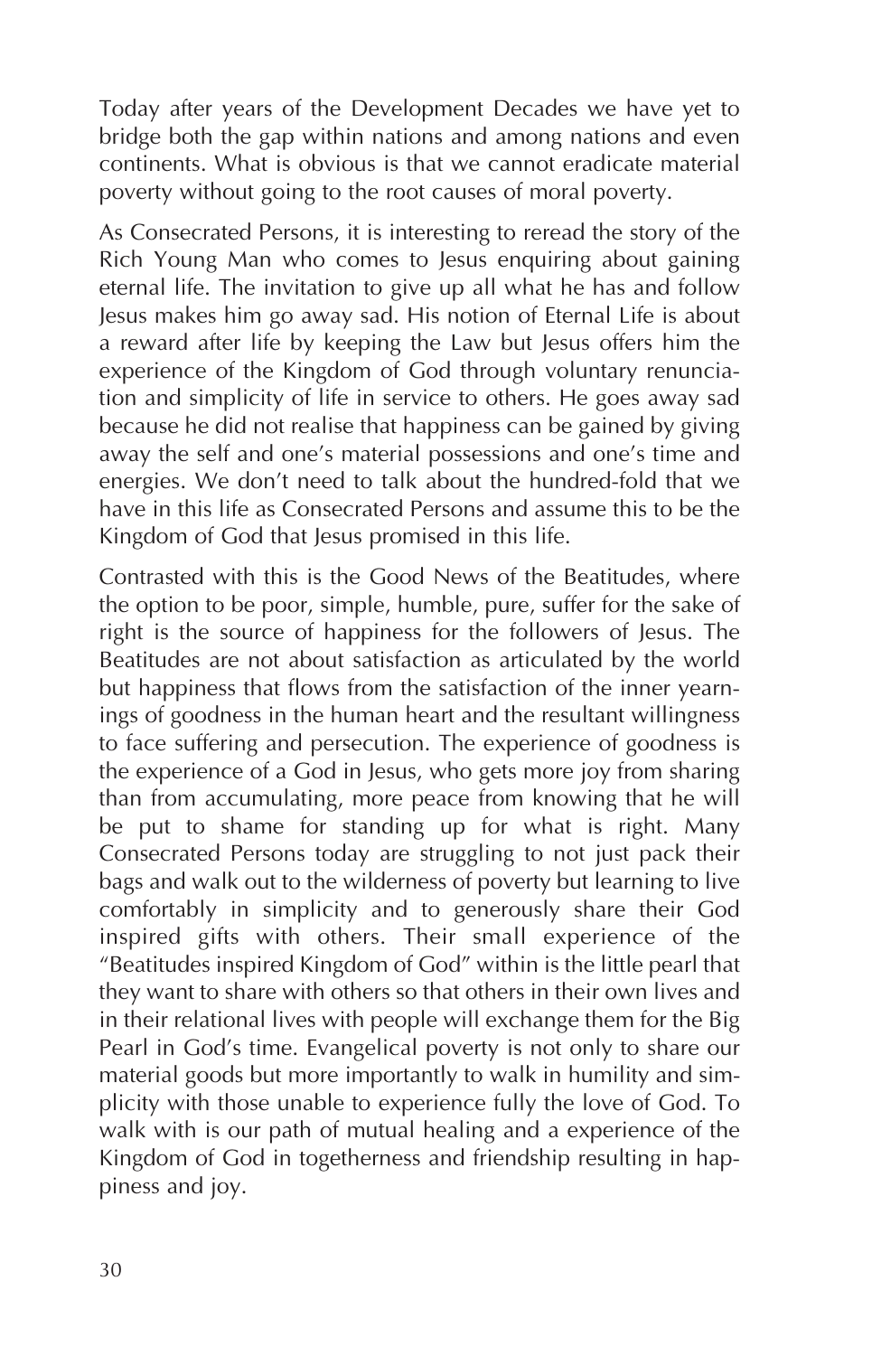Today after years of the Development Decades we have yet to bridge both the gap within nations and among nations and even continents. What is obvious is that we cannot eradicate material poverty without going to the root causes of moral poverty.

As Consecrated Persons, it is interesting to reread the story of the Rich Young Man who comes to Jesus enquiring about gaining eternal life. The invitation to give up all what he has and follow Jesus makes him go away sad. His notion of Eternal Life is about a reward after life by keeping the Law but Jesus offers him the experience of the Kingdom of God through voluntary renunciation and simplicity of life in service to others. He goes away sad because he did not realise that happiness can be gained by giving away the self and one's material possessions and one's time and energies. We don't need to talk about the hundred-fold that we have in this life as Consecrated Persons and assume this to be the Kingdom of God that Jesus promised in this life.

Contrasted with this is the Good News of the Beatitudes, where the option to be poor, simple, humble, pure, suffer for the sake of right is the source of happiness for the followers of Jesus. The Beatitudes are not about satisfaction as articulated by the world but happiness that flows from the satisfaction of the inner yearnings of goodness in the human heart and the resultant willingness to face suffering and persecution. The experience of goodness is the experience of a God in Jesus, who gets more joy from sharing than from accumulating, more peace from knowing that he will be put to shame for standing up for what is right. Many Consecrated Persons today are struggling to not just pack their bags and walk out to the wilderness of poverty but learning to live comfortably in simplicity and to generously share their God inspired gifts with others. Their small experience of the "Beatitudes inspired Kingdom of God" within is the little pearl that they want to share with others so that others in their own lives and in their relational lives with people will exchange them for the Big Pearl in God's time. Evangelical poverty is not only to share our material goods but more importantly to walk in humility and simplicity with those unable to experience fully the love of God. To walk with is our path of mutual healing and a experience of the Kingdom of God in togetherness and friendship resulting in happiness and joy.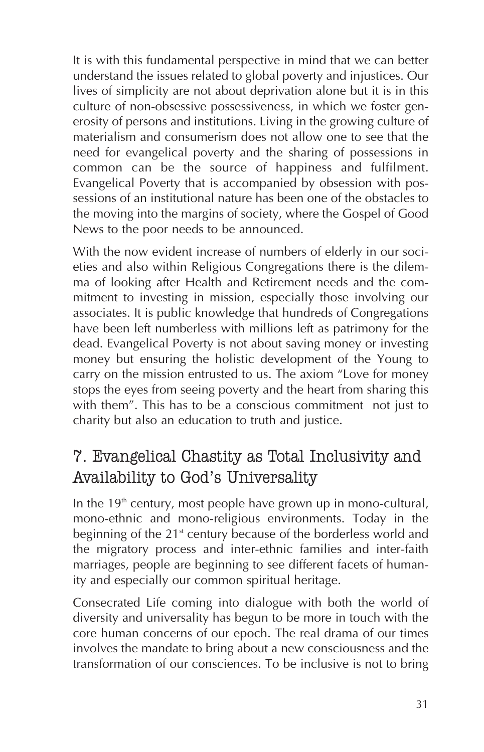It is with this fundamental perspective in mind that we can better understand the issues related to global poverty and injustices. Our lives of simplicity are not about deprivation alone but it is in this culture of non-obsessive possessiveness, in which we foster generosity of persons and institutions. Living in the growing culture of materialism and consumerism does not allow one to see that the need for evangelical poverty and the sharing of possessions in common can be the source of happiness and fulfilment. Evangelical Poverty that is accompanied by obsession with possessions of an institutional nature has been one of the obstacles to the moving into the margins of society, where the Gospel of Good News to the poor needs to be announced.

With the now evident increase of numbers of elderly in our societies and also within Religious Congregations there is the dilemma of looking after Health and Retirement needs and the commitment to investing in mission, especially those involving our associates. It is public knowledge that hundreds of Congregations have been left numberless with millions left as patrimony for the dead. Evangelical Poverty is not about saving money or investing money but ensuring the holistic development of the Young to carry on the mission entrusted to us. The axiom "Love for money stops the eyes from seeing poverty and the heart from sharing this with them". This has to be a conscious commitment not just to charity but also an education to truth and justice.

## 7. Evangelical Chastity as Total Inclusivity and Availability to God's Universality

In the 19th century, most people have grown up in mono-cultural, mono-ethnic and mono-religious environments. Today in the beginning of the 21st century because of the borderless world and the migratory process and inter-ethnic families and inter-faith marriages, people are beginning to see different facets of humanity and especially our common spiritual heritage.

Consecrated Life coming into dialogue with both the world of diversity and universality has begun to be more in touch with the core human concerns of our epoch. The real drama of our times involves the mandate to bring about a new consciousness and the transformation of our consciences. To be inclusive is not to bring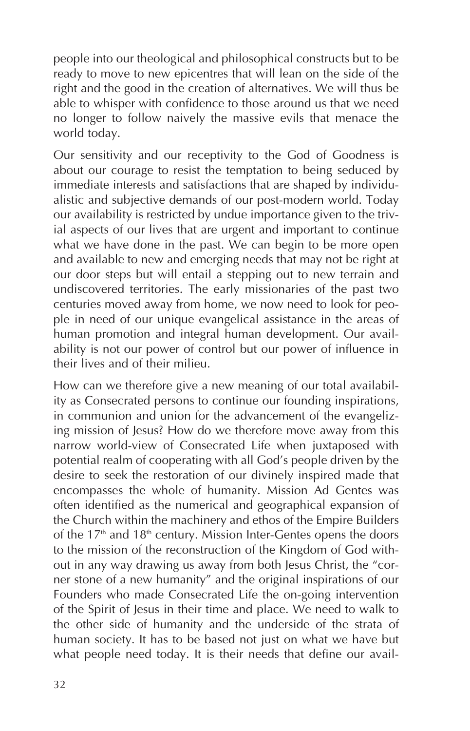people into our theological and philosophical constructs but to be ready to move to new epicentres that will lean on the side of the right and the good in the creation of alternatives. We will thus be able to whisper with confidence to those around us that we need no longer to follow naively the massive evils that menace the world today.

Our sensitivity and our receptivity to the God of Goodness is about our courage to resist the temptation to being seduced by immediate interests and satisfactions that are shaped by individualistic and subjective demands of our post-modern world. Today our availability is restricted by undue importance given to the trivial aspects of our lives that are urgent and important to continue what we have done in the past. We can begin to be more open and available to new and emerging needs that may not be right at our door steps but will entail a stepping out to new terrain and undiscovered territories. The early missionaries of the past two centuries moved away from home, we now need to look for people in need of our unique evangelical assistance in the areas of human promotion and integral human development. Our availability is not our power of control but our power of influence in their lives and of their milieu.

How can we therefore give a new meaning of our total availability as Consecrated persons to continue our founding inspirations, in communion and union for the advancement of the evangelizing mission of Jesus? How do we therefore move away from this narrow world-view of Consecrated Life when juxtaposed with potential realm of cooperating with all God's people driven by the desire to seek the restoration of our divinely inspired made that encompasses the whole of humanity. Mission Ad Gentes was often identified as the numerical and geographical expansion of the Church within the machinery and ethos of the Empire Builders of the 17th and 18th century. Mission Inter-Gentes opens the doors to the mission of the reconstruction of the Kingdom of God without in any way drawing us away from both Jesus Christ, the "corner stone of a new humanity" and the original inspirations of our Founders who made Consecrated Life the on-going intervention of the Spirit of Jesus in their time and place. We need to walk to the other side of humanity and the underside of the strata of human society. It has to be based not just on what we have but what people need today. It is their needs that define our avail-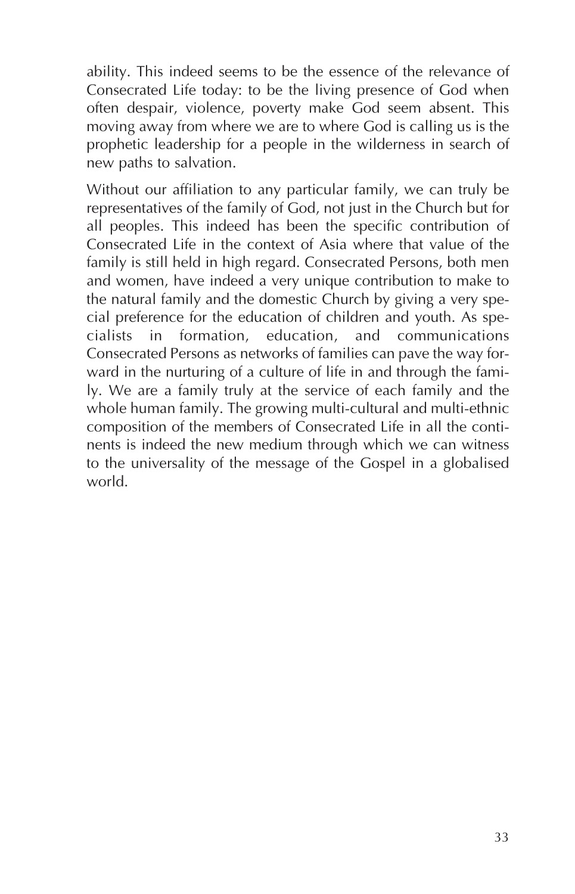ability. This indeed seems to be the essence of the relevance of Consecrated Life today: to be the living presence of God when often despair, violence, poverty make God seem absent. This moving away from where we are to where God is calling us is the prophetic leadership for a people in the wilderness in search of new paths to salvation.

Without our affiliation to any particular family, we can truly be representatives of the family of God, not just in the Church but for all peoples. This indeed has been the specific contribution of Consecrated Life in the context of Asia where that value of the family is still held in high regard. Consecrated Persons, both men and women, have indeed a very unique contribution to make to the natural family and the domestic Church by giving a very special preference for the education of children and youth. As specialists in formation, education, and communications Consecrated Persons as networks of families can pave the way forward in the nurturing of a culture of life in and through the family. We are a family truly at the service of each family and the whole human family. The growing multi-cultural and multi-ethnic composition of the members of Consecrated Life in all the continents is indeed the new medium through which we can witness to the universality of the message of the Gospel in a globalised world.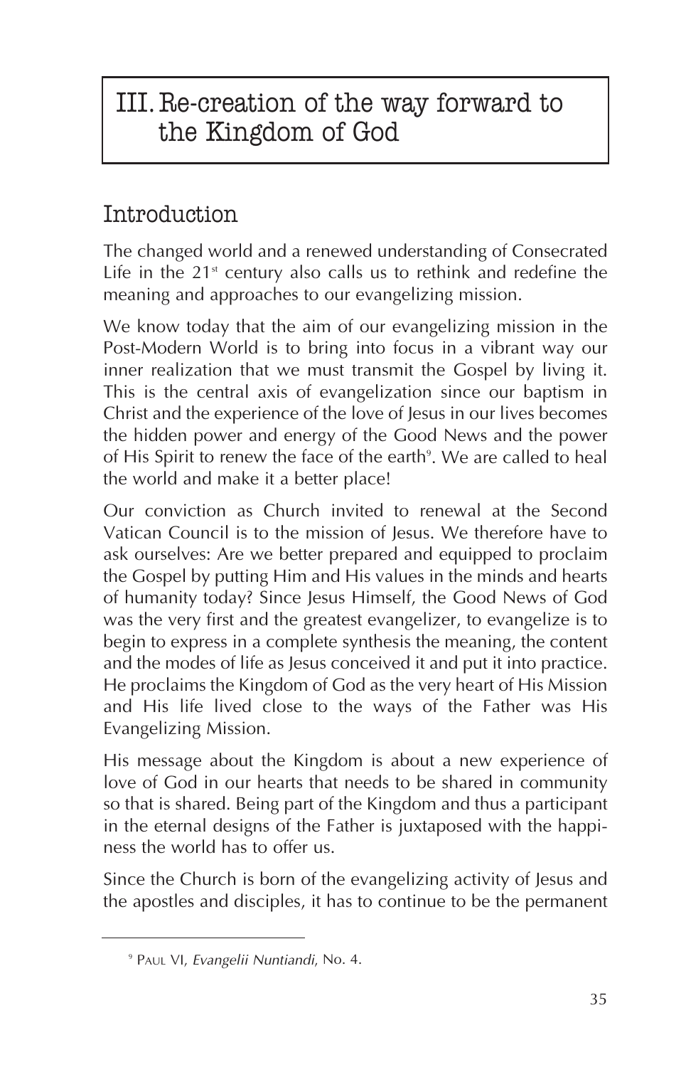# III. Re-creation of the way forward to the Kingdom of God

## Introduction

The changed world and a renewed understanding of Consecrated Life in the 21st century also calls us to rethink and redefine the meaning and approaches to our evangelizing mission.

We know today that the aim of our evangelizing mission in the Post-Modern World is to bring into focus in a vibrant way our inner realization that we must transmit the Gospel by living it. This is the central axis of evangelization since our baptism in Christ and the experience of the love of Jesus in our lives becomes the hidden power and energy of the Good News and the power of His Spirit to renew the face of the earth[9]. We are called to heal the world and make it a better place!

Our conviction as Church invited to renewal at the Second Vatican Council is to the mission of Jesus. We therefore have to ask ourselves: Are we better prepared and equipped to proclaim the Gospel by putting Him and His values in the minds and hearts of humanity today? Since Jesus Himself, the Good News of God was the very first and the greatest evangelizer, to evangelize is to begin to express in a complete synthesis the meaning, the content and the modes of life as Jesus conceived it and put it into practice. He proclaims the Kingdom of God as the very heart of His Mission and His life lived close to the ways of the Father was His Evangelizing Mission.

His message about the Kingdom is about a new experience of love of God in our hearts that needs to be shared in community so that is shared. Being part of the Kingdom and thus a participant in the eternal designs of the Father is juxtaposed with the happiness the world has to offer us.

Since the Church is born of the evangelizing activity of Jesus and the apostles and disciples, it has to continue to be the permanent

---

[9] Paul VI, *Evangelii Nuntiandi*, No. 4.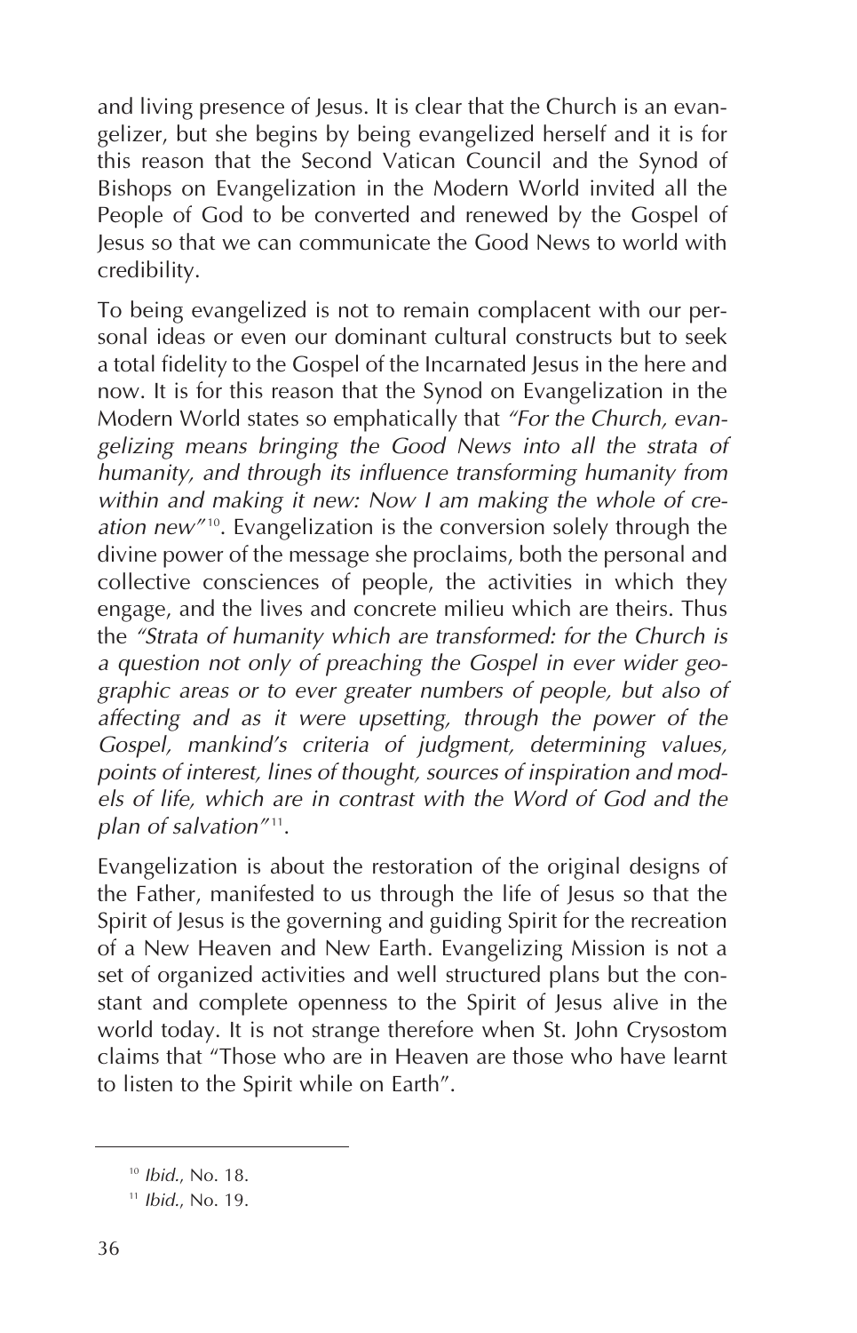and living presence of Jesus. It is clear that the Church is an evangelizer, but she begins by being evangelized herself and it is for this reason that the Second Vatican Council and the Synod of Bishops on Evangelization in the Modern World invited all the People of God to be converted and renewed by the Gospel of Jesus so that we can communicate the Good News to world with credibility.

To being evangelized is not to remain complacent with our personal ideas or even our dominant cultural constructs but to seek a total fidelity to the Gospel of the Incarnated Jesus in the here and now. It is for this reason that the Synod on Evangelization in the Modern World states so emphatically that *"For the Church, evangelizing means bringing the Good News into all the strata of humanity, and through its influence transforming humanity from within and making it new: Now I am making the whole of creation new"*[10]. Evangelization is the conversion solely through the divine power of the message she proclaims, both the personal and collective consciences of people, the activities in which they engage, and the lives and concrete milieu which are theirs. Thus the *"Strata of humanity which are transformed: for the Church is a question not only of preaching the Gospel in ever wider geographic areas or to ever greater numbers of people, but also of affecting and as it were upsetting, through the power of the Gospel, mankind's criteria of judgment, determining values, points of interest, lines of thought, sources of inspiration and models of life, which are in contrast with the Word of God and the plan of salvation"*[11].

Evangelization is about the restoration of the original designs of the Father, manifested to us through the life of Jesus so that the Spirit of Jesus is the governing and guiding Spirit for the recreation of a New Heaven and New Earth. Evangelizing Mission is not a set of organized activities and well structured plans but the constant and complete openness to the Spirit of Jesus alive in the world today. It is not strange therefore when St. John Crysostom claims that "Those who are in Heaven are those who have learnt to listen to the Spirit while on Earth".

---

[10] *Ibid.*, No. 18.

[11] *Ibid.*, No. 19.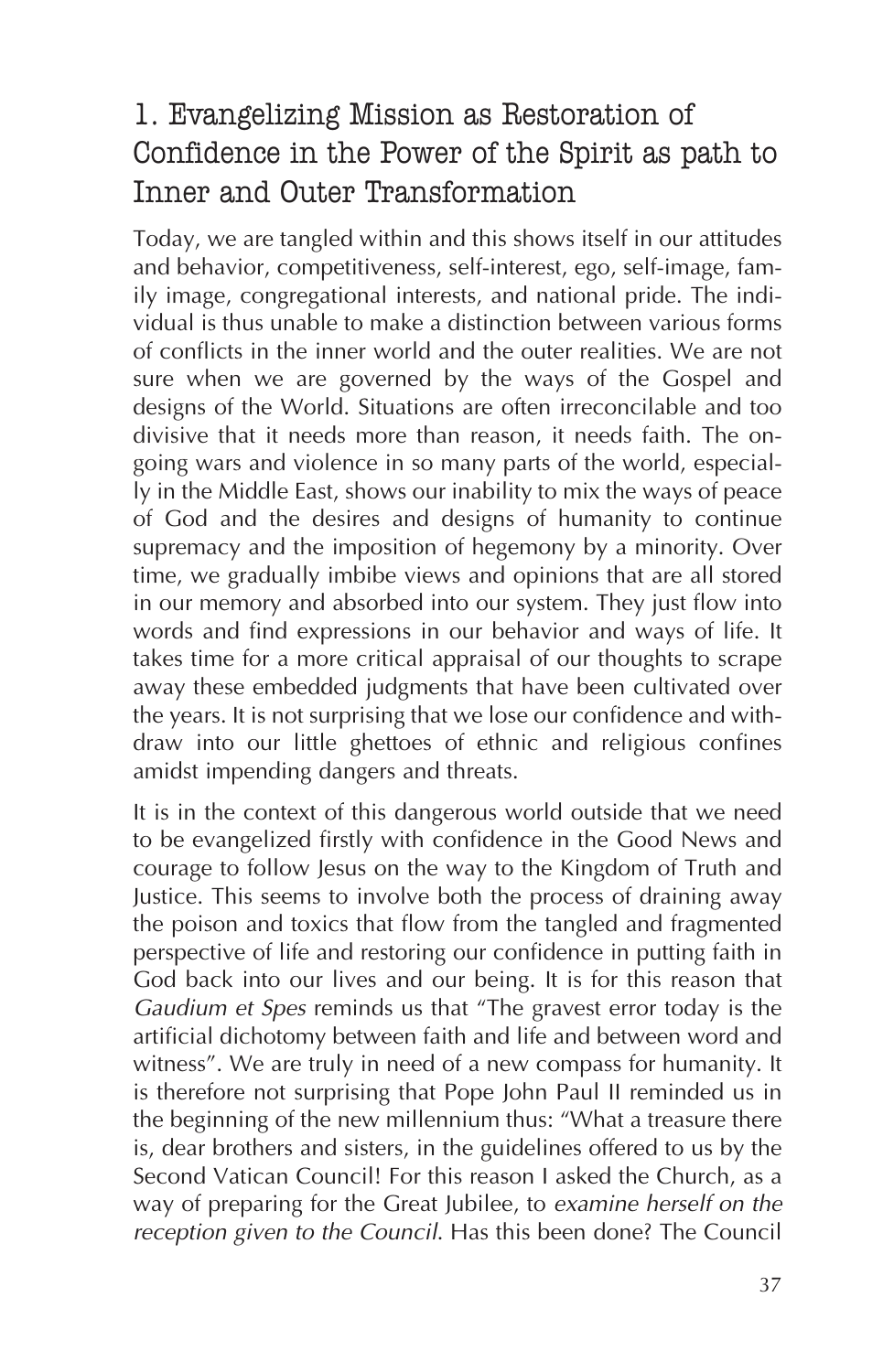## 1. Evangelizing Mission as Restoration of Confidence in the Power of the Spirit as path to Inner and Outer Transformation

Today, we are tangled within and this shows itself in our attitudes and behavior, competitiveness, self-interest, ego, self-image, family image, congregational interests, and national pride. The individual is thus unable to make a distinction between various forms of conflicts in the inner world and the outer realities. We are not sure when we are governed by the ways of the Gospel and designs of the World. Situations are often irreconcilable and too divisive that it needs more than reason, it needs faith. The ongoing wars and violence in so many parts of the world, especially in the Middle East, shows our inability to mix the ways of peace of God and the desires and designs of humanity to continue supremacy and the imposition of hegemony by a minority. Over time, we gradually imbibe views and opinions that are all stored in our memory and absorbed into our system. They just flow into words and find expressions in our behavior and ways of life. It takes time for a more critical appraisal of our thoughts to scrape away these embedded judgments that have been cultivated over the years. It is not surprising that we lose our confidence and withdraw into our little ghettoes of ethnic and religious confines amidst impending dangers and threats.

It is in the context of this dangerous world outside that we need to be evangelized firstly with confidence in the Good News and courage to follow Jesus on the way to the Kingdom of Truth and Justice. This seems to involve both the process of draining away the poison and toxics that flow from the tangled and fragmented perspective of life and restoring our confidence in putting faith in God back into our lives and our being. It is for this reason that *Gaudium et Spes* reminds us that "The gravest error today is the artificial dichotomy between faith and life and between word and witness". We are truly in need of a new compass for humanity. It is therefore not surprising that Pope John Paul II reminded us in the beginning of the new millennium thus: "What a treasure there is, dear brothers and sisters, in the guidelines offered to us by the Second Vatican Council! For this reason I asked the Church, as a way of preparing for the Great Jubilee, to *examine herself on the reception given to the Council*. Has this been done? The Council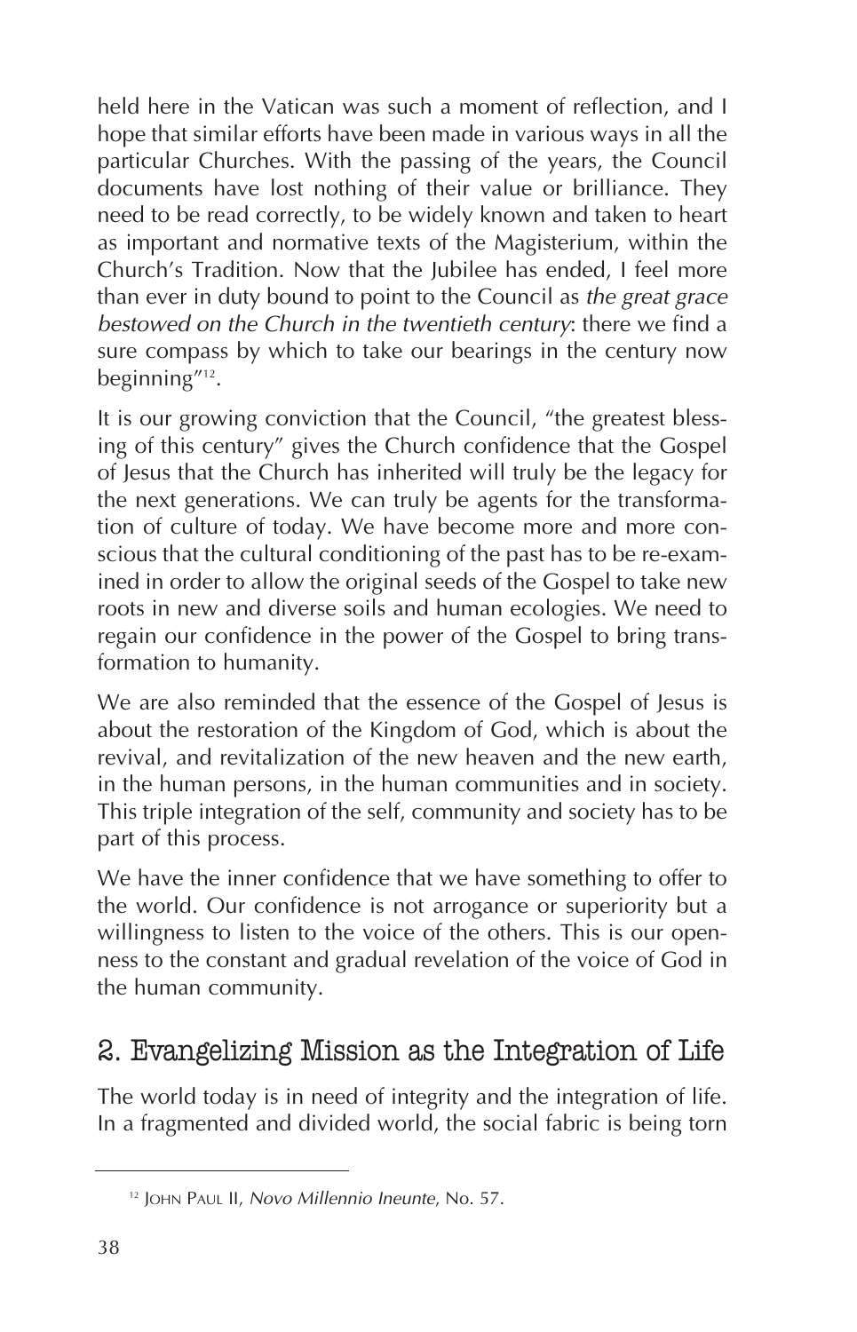held here in the Vatican was such a moment of reflection, and I hope that similar efforts have been made in various ways in all the particular Churches. With the passing of the years, the Council documents have lost nothing of their value or brilliance. They need to be read correctly, to be widely known and taken to heart as important and normative texts of the Magisterium, within the Church's Tradition. Now that the Jubilee has ended, I feel more than ever in duty bound to point to the Council as *the great grace bestowed on the Church in the twentieth century*: there we find a sure compass by which to take our bearings in the century now beginning"[12].

It is our growing conviction that the Council, "the greatest blessing of this century" gives the Church confidence that the Gospel of Jesus that the Church has inherited will truly be the legacy for the next generations. We can truly be agents for the transformation of culture of today. We have become more and more conscious that the cultural conditioning of the past has to be re-examined in order to allow the original seeds of the Gospel to take new roots in new and diverse soils and human ecologies. We need to regain our confidence in the power of the Gospel to bring transformation to humanity.

We are also reminded that the essence of the Gospel of Jesus is about the restoration of the Kingdom of God, which is about the revival, and revitalization of the new heaven and the new earth, in the human persons, in the human communities and in society. This triple integration of the self, community and society has to be part of this process.

We have the inner confidence that we have something to offer to the world. Our confidence is not arrogance or superiority but a willingness to listen to the voice of the others. This is our openness to the constant and gradual revelation of the voice of God in the human community.

## 2. Evangelizing Mission as the Integration of Life

The world today is in need of integrity and the integration of life. In a fragmented and divided world, the social fabric is being torn

[12] JOHN PAUL II, *Novo Millennio Ineunte*, No. 57.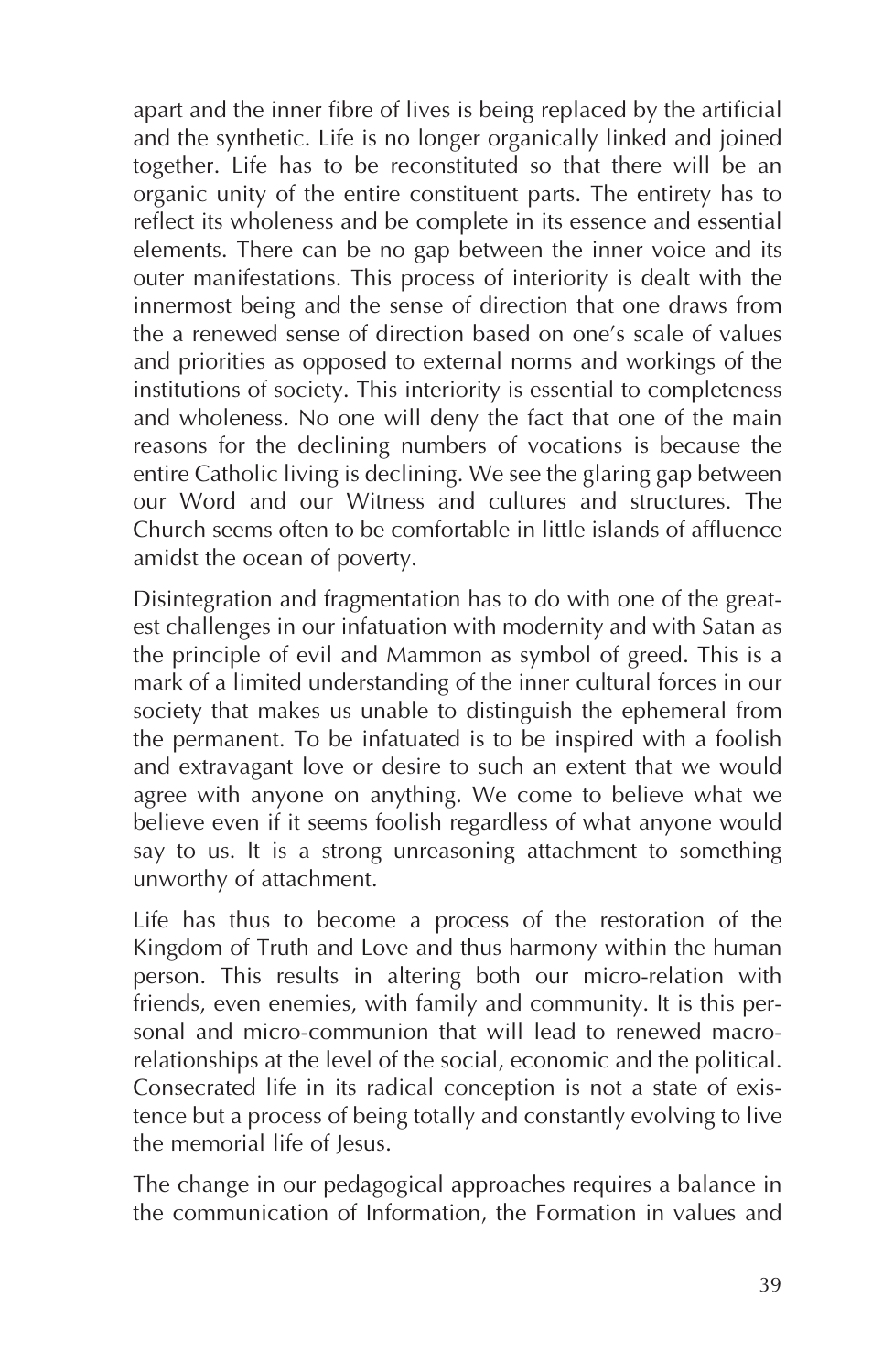apart and the inner fibre of lives is being replaced by the artificial and the synthetic. Life is no longer organically linked and joined together. Life has to be reconstituted so that there will be an organic unity of the entire constituent parts. The entirety has to reflect its wholeness and be complete in its essence and essential elements. There can be no gap between the inner voice and its outer manifestations. This process of interiority is dealt with the innermost being and the sense of direction that one draws from the a renewed sense of direction based on one's scale of values and priorities as opposed to external norms and workings of the institutions of society. This interiority is essential to completeness and wholeness. No one will deny the fact that one of the main reasons for the declining numbers of vocations is because the entire Catholic living is declining. We see the glaring gap between our Word and our Witness and cultures and structures. The Church seems often to be comfortable in little islands of affluence amidst the ocean of poverty.

Disintegration and fragmentation has to do with one of the greatest challenges in our infatuation with modernity and with Satan as the principle of evil and Mammon as symbol of greed. This is a mark of a limited understanding of the inner cultural forces in our society that makes us unable to distinguish the ephemeral from the permanent. To be infatuated is to be inspired with a foolish and extravagant love or desire to such an extent that we would agree with anyone on anything. We come to believe what we believe even if it seems foolish regardless of what anyone would say to us. It is a strong unreasoning attachment to something unworthy of attachment.

Life has thus to become a process of the restoration of the Kingdom of Truth and Love and thus harmony within the human person. This results in altering both our micro-relation with friends, even enemies, with family and community. It is this personal and micro-communion that will lead to renewed macro-relationships at the level of the social, economic and the political. Consecrated life in its radical conception is not a state of existence but a process of being totally and constantly evolving to live the memorial life of Jesus.

The change in our pedagogical approaches requires a balance in the communication of Information, the Formation in values and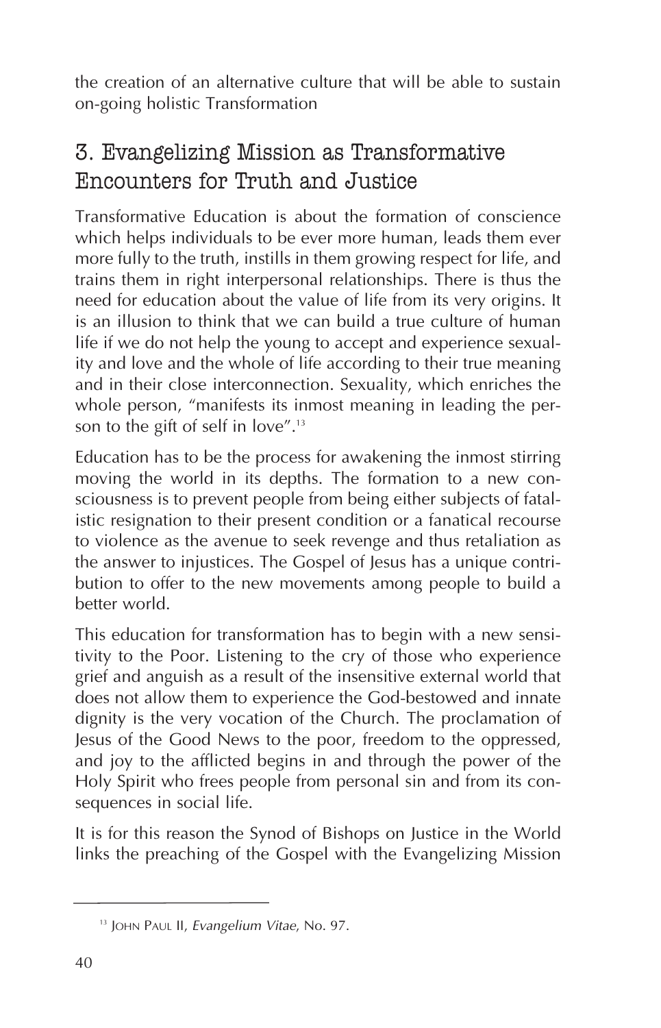the creation of an alternative culture that will be able to sustain on-going holistic Transformation

## 3. Evangelizing Mission as Transformative Encounters for Truth and Justice

Transformative Education is about the formation of conscience which helps individuals to be ever more human, leads them ever more fully to the truth, instills in them growing respect for life, and trains them in right interpersonal relationships. There is thus the need for education about the value of life from its very origins. It is an illusion to think that we can build a true culture of human life if we do not help the young to accept and experience sexuality and love and the whole of life according to their true meaning and in their close interconnection. Sexuality, which enriches the whole person, "manifests its inmost meaning in leading the person to the gift of self in love".[13]

Education has to be the process for awakening the inmost stirring moving the world in its depths. The formation to a new consciousness is to prevent people from being either subjects of fatalistic resignation to their present condition or a fanatical recourse to violence as the avenue to seek revenge and thus retaliation as the answer to injustices. The Gospel of Jesus has a unique contribution to offer to the new movements among people to build a better world.

This education for transformation has to begin with a new sensitivity to the Poor. Listening to the cry of those who experience grief and anguish as a result of the insensitive external world that does not allow them to experience the God-bestowed and innate dignity is the very vocation of the Church. The proclamation of Jesus of the Good News to the poor, freedom to the oppressed, and joy to the afflicted begins in and through the power of the Holy Spirit who frees people from personal sin and from its consequences in social life.

It is for this reason the Synod of Bishops on Justice in the World links the preaching of the Gospel with the Evangelizing Mission

---

[13] JOHN PAUL II, *Evangelium Vitae*, No. 97.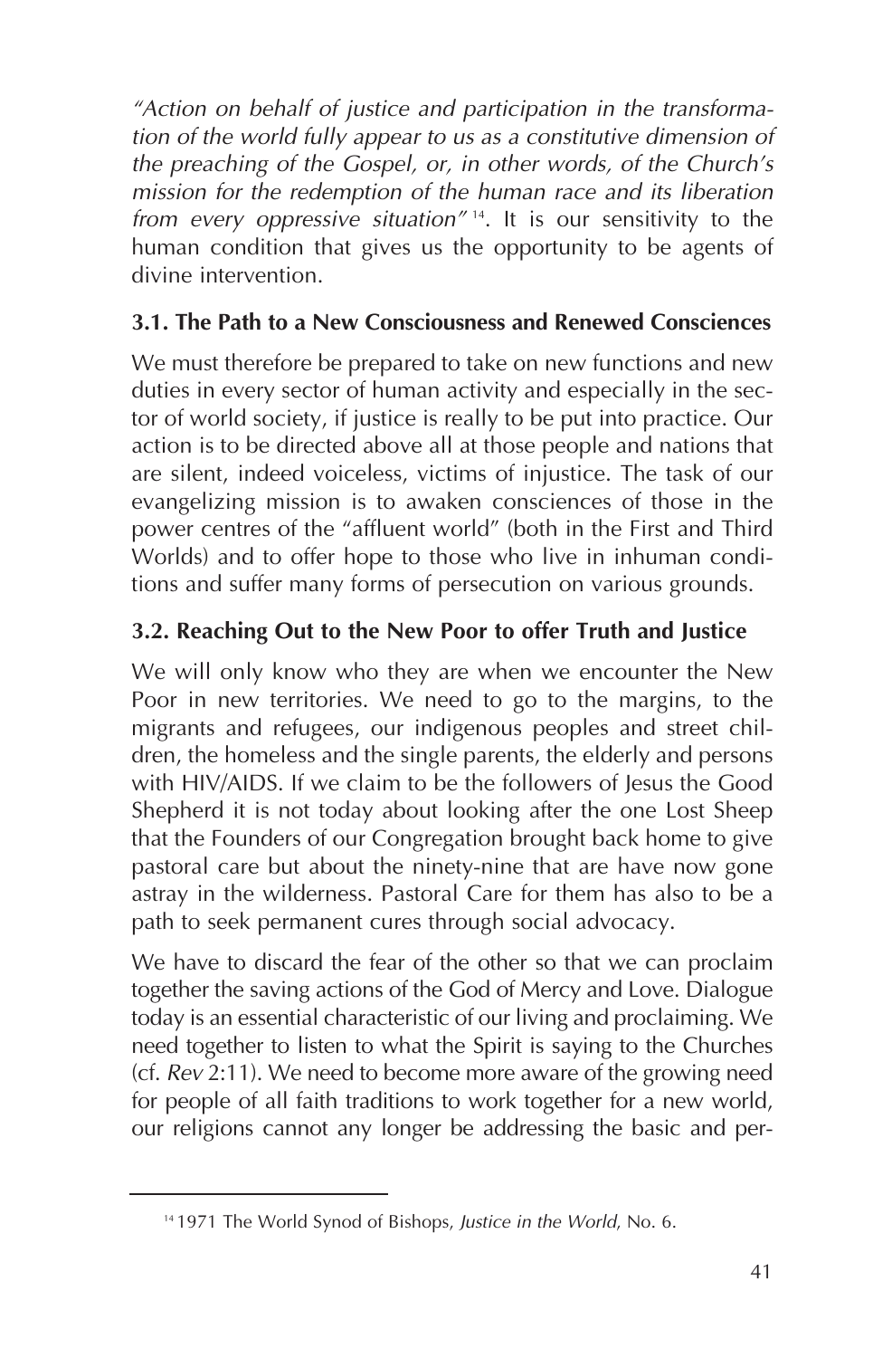*"Action on behalf of justice and participation in the transformation of the world fully appear to us as a constitutive dimension of the preaching of the Gospel, or, in other words, of the Church's mission for the redemption of the human race and its liberation from every oppressive situation"* [14]. It is our sensitivity to the human condition that gives us the opportunity to be agents of divine intervention.

### 3.1. The Path to a New Consciousness and Renewed Consciences

We must therefore be prepared to take on new functions and new duties in every sector of human activity and especially in the sector of world society, if justice is really to be put into practice. Our action is to be directed above all at those people and nations that are silent, indeed voiceless, victims of injustice. The task of our evangelizing mission is to awaken consciences of those in the power centres of the "affluent world" (both in the First and Third Worlds) and to offer hope to those who live in inhuman conditions and suffer many forms of persecution on various grounds.

### 3.2. Reaching Out to the New Poor to offer Truth and Justice

We will only know who they are when we encounter the New Poor in new territories. We need to go to the margins, to the migrants and refugees, our indigenous peoples and street children, the homeless and the single parents, the elderly and persons with HIV/AIDS. If we claim to be the followers of Jesus the Good Shepherd it is not today about looking after the one Lost Sheep that the Founders of our Congregation brought back home to give pastoral care but about the ninety-nine that are have now gone astray in the wilderness. Pastoral Care for them has also to be a path to seek permanent cures through social advocacy.

We have to discard the fear of the other so that we can proclaim together the saving actions of the God of Mercy and Love. Dialogue today is an essential characteristic of our living and proclaiming. We need together to listen to what the Spirit is saying to the Churches (cf. *Rev* 2:11). We need to become more aware of the growing need for people of all faith traditions to work together for a new world, our religions cannot any longer be addressing the basic and per-

---

[14] 1971 The World Synod of Bishops, *Justice in the World*, No. 6.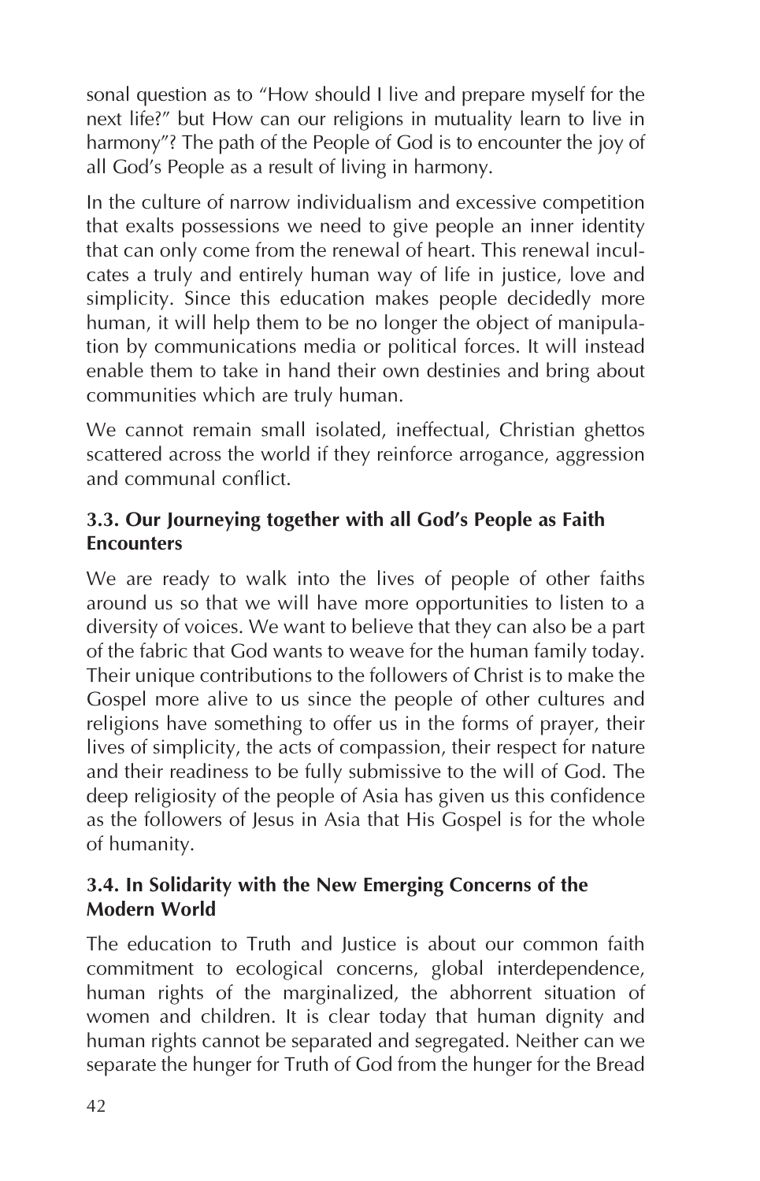sonal question as to "How should I live and prepare myself for the next life?" but How can our religions in mutuality learn to live in harmony"? The path of the People of God is to encounter the joy of all God's People as a result of living in harmony.

In the culture of narrow individualism and excessive competition that exalts possessions we need to give people an inner identity that can only come from the renewal of heart. This renewal inculcates a truly and entirely human way of life in justice, love and simplicity. Since this education makes people decidedly more human, it will help them to be no longer the object of manipulation by communications media or political forces. It will instead enable them to take in hand their own destinies and bring about communities which are truly human.

We cannot remain small isolated, ineffectual, Christian ghettos scattered across the world if they reinforce arrogance, aggression and communal conflict.

### 3.3. Our Journeying together with all God's People as Faith Encounters

We are ready to walk into the lives of people of other faiths around us so that we will have more opportunities to listen to a diversity of voices. We want to believe that they can also be a part of the fabric that God wants to weave for the human family today. Their unique contributions to the followers of Christ is to make the Gospel more alive to us since the people of other cultures and religions have something to offer us in the forms of prayer, their lives of simplicity, the acts of compassion, their respect for nature and their readiness to be fully submissive to the will of God. The deep religiosity of the people of Asia has given us this confidence as the followers of Jesus in Asia that His Gospel is for the whole of humanity.

### 3.4. In Solidarity with the New Emerging Concerns of the Modern World

The education to Truth and Justice is about our common faith commitment to ecological concerns, global interdependence, human rights of the marginalized, the abhorrent situation of women and children. It is clear today that human dignity and human rights cannot be separated and segregated. Neither can we separate the hunger for Truth of God from the hunger for the Bread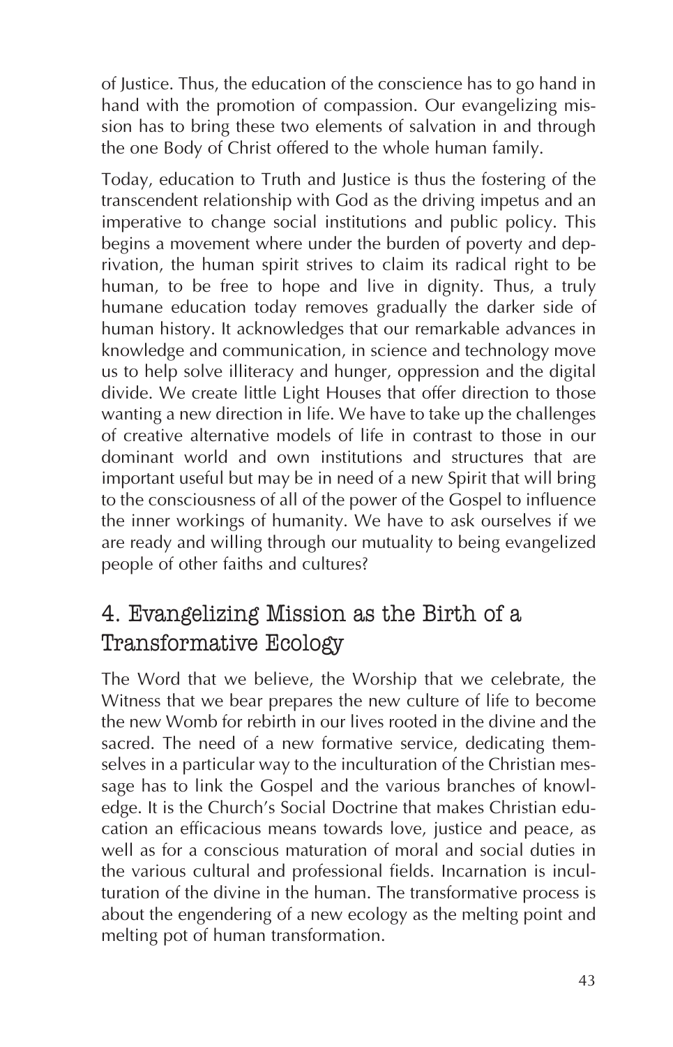of Justice. Thus, the education of the conscience has to go hand in hand with the promotion of compassion. Our evangelizing mission has to bring these two elements of salvation in and through the one Body of Christ offered to the whole human family.

Today, education to Truth and Justice is thus the fostering of the transcendent relationship with God as the driving impetus and an imperative to change social institutions and public policy. This begins a movement where under the burden of poverty and deprivation, the human spirit strives to claim its radical right to be human, to be free to hope and live in dignity. Thus, a truly humane education today removes gradually the darker side of human history. It acknowledges that our remarkable advances in knowledge and communication, in science and technology move us to help solve illiteracy and hunger, oppression and the digital divide. We create little Light Houses that offer direction to those wanting a new direction in life. We have to take up the challenges of creative alternative models of life in contrast to those in our dominant world and own institutions and structures that are important useful but may be in need of a new Spirit that will bring to the consciousness of all of the power of the Gospel to influence the inner workings of humanity. We have to ask ourselves if we are ready and willing through our mutuality to being evangelized people of other faiths and cultures?

## 4. Evangelizing Mission as the Birth of a Transformative Ecology

The Word that we believe, the Worship that we celebrate, the Witness that we bear prepares the new culture of life to become the new Womb for rebirth in our lives rooted in the divine and the sacred. The need of a new formative service, dedicating themselves in a particular way to the inculturation of the Christian message has to link the Gospel and the various branches of knowledge. It is the Church's Social Doctrine that makes Christian education an efficacious means towards love, justice and peace, as well as for a conscious maturation of moral and social duties in the various cultural and professional fields. Incarnation is inculturation of the divine in the human. The transformative process is about the engendering of a new ecology as the melting point and melting pot of human transformation.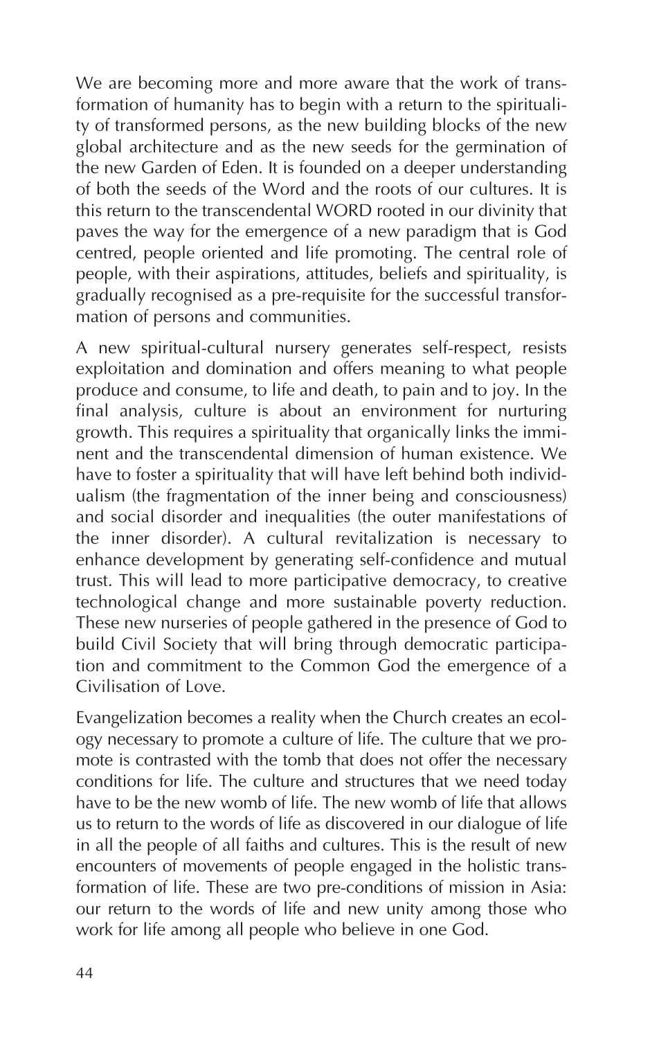We are becoming more and more aware that the work of transformation of humanity has to begin with a return to the spirituality of transformed persons, as the new building blocks of the new global architecture and as the new seeds for the germination of the new Garden of Eden. It is founded on a deeper understanding of both the seeds of the Word and the roots of our cultures. It is this return to the transcendental WORD rooted in our divinity that paves the way for the emergence of a new paradigm that is God centred, people oriented and life promoting. The central role of people, with their aspirations, attitudes, beliefs and spirituality, is gradually recognised as a pre-requisite for the successful transformation of persons and communities.

A new spiritual-cultural nursery generates self-respect, resists exploitation and domination and offers meaning to what people produce and consume, to life and death, to pain and to joy. In the final analysis, culture is about an environment for nurturing growth. This requires a spirituality that organically links the imminent and the transcendental dimension of human existence. We have to foster a spirituality that will have left behind both individualism (the fragmentation of the inner being and consciousness) and social disorder and inequalities (the outer manifestations of the inner disorder). A cultural revitalization is necessary to enhance development by generating self-confidence and mutual trust. This will lead to more participative democracy, to creative technological change and more sustainable poverty reduction. These new nurseries of people gathered in the presence of God to build Civil Society that will bring through democratic participation and commitment to the Common God the emergence of a Civilisation of Love.

Evangelization becomes a reality when the Church creates an ecology necessary to promote a culture of life. The culture that we promote is contrasted with the tomb that does not offer the necessary conditions for life. The culture and structures that we need today have to be the new womb of life. The new womb of life that allows us to return to the words of life as discovered in our dialogue of life in all the people of all faiths and cultures. This is the result of new encounters of movements of people engaged in the holistic transformation of life. These are two pre-conditions of mission in Asia: our return to the words of life and new unity among those who work for life among all people who believe in one God.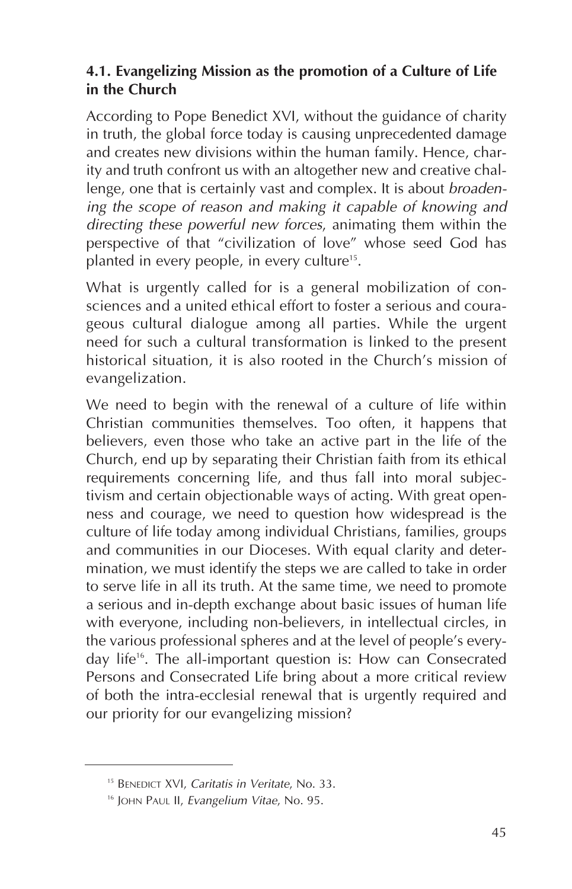### 4.1. Evangelizing Mission as the promotion of a Culture of Life in the Church

According to Pope Benedict XVI, without the guidance of charity in truth, the global force today is causing unprecedented damage and creates new divisions within the human family. Hence, charity and truth confront us with an altogether new and creative challenge, one that is certainly vast and complex. It is about *broadening the scope of reason and making it capable of knowing and directing these powerful new forces*, animating them within the perspective of that "civilization of love" whose seed God has planted in every people, in every culture[15].

What is urgently called for is a general mobilization of consciences and a united ethical effort to foster a serious and courageous cultural dialogue among all parties. While the urgent need for such a cultural transformation is linked to the present historical situation, it is also rooted in the Church's mission of evangelization.

We need to begin with the renewal of a culture of life within Christian communities themselves. Too often, it happens that believers, even those who take an active part in the life of the Church, end up by separating their Christian faith from its ethical requirements concerning life, and thus fall into moral subjectivism and certain objectionable ways of acting. With great openness and courage, we need to question how widespread is the culture of life today among individual Christians, families, groups and communities in our Dioceses. With equal clarity and determination, we must identify the steps we are called to take in order to serve life in all its truth. At the same time, we need to promote a serious and in-depth exchange about basic issues of human life with everyone, including non-believers, in intellectual circles, in the various professional spheres and at the level of people's everyday life[16]. The all-important question is: How can Consecrated Persons and Consecrated Life bring about a more critical review of both the intra-ecclesial renewal that is urgently required and our priority for our evangelizing mission?

---

[15] BENEDICT XVI, *Caritatis in Veritate*, No. 33.

[16] JOHN PAUL II, *Evangelium Vitae*, No. 95.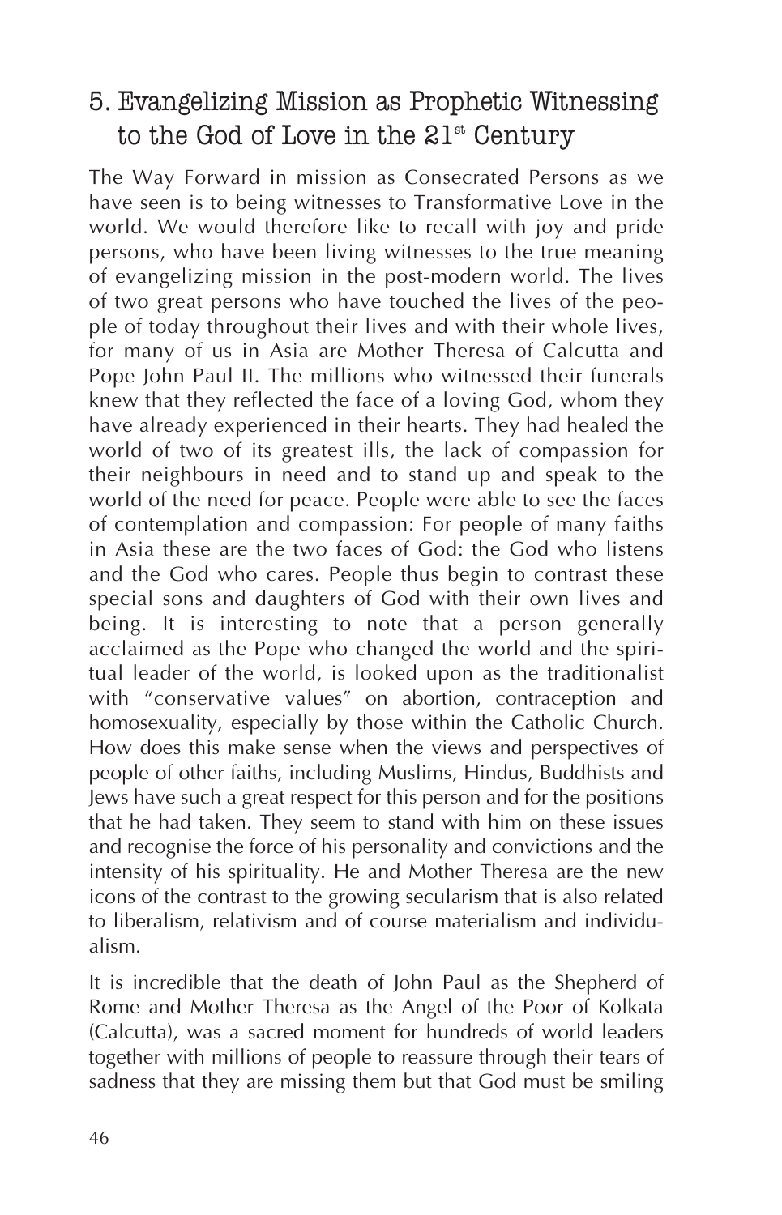## 5. Evangelizing Mission as Prophetic Witnessing to the God of Love in the 21st Century

The Way Forward in mission as Consecrated Persons as we have seen is to being witnesses to Transformative Love in the world. We would therefore like to recall with joy and pride persons, who have been living witnesses to the true meaning of evangelizing mission in the post-modern world. The lives of two great persons who have touched the lives of the people of today throughout their lives and with their whole lives, for many of us in Asia are Mother Theresa of Calcutta and Pope John Paul II. The millions who witnessed their funerals knew that they reflected the face of a loving God, whom they have already experienced in their hearts. They had healed the world of two of its greatest ills, the lack of compassion for their neighbours in need and to stand up and speak to the world of the need for peace. People were able to see the faces of contemplation and compassion: For people of many faiths in Asia these are the two faces of God: the God who listens and the God who cares. People thus begin to contrast these special sons and daughters of God with their own lives and being. It is interesting to note that a person generally acclaimed as the Pope who changed the world and the spiritual leader of the world, is looked upon as the traditionalist with "conservative values" on abortion, contraception and homosexuality, especially by those within the Catholic Church. How does this make sense when the views and perspectives of people of other faiths, including Muslims, Hindus, Buddhists and Jews have such a great respect for this person and for the positions that he had taken. They seem to stand with him on these issues and recognise the force of his personality and convictions and the intensity of his spirituality. He and Mother Theresa are the new icons of the contrast to the growing secularism that is also related to liberalism, relativism and of course materialism and individualism.

It is incredible that the death of John Paul as the Shepherd of Rome and Mother Theresa as the Angel of the Poor of Kolkata (Calcutta), was a sacred moment for hundreds of world leaders together with millions of people to reassure through their tears of sadness that they are missing them but that God must be smiling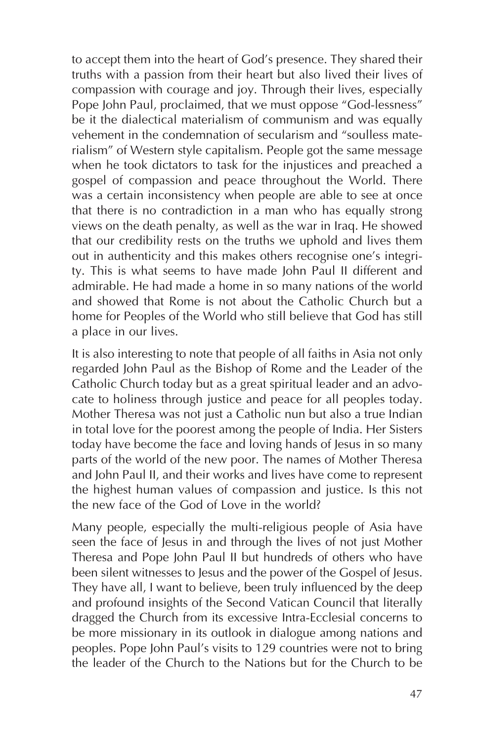to accept them into the heart of God's presence. They shared their truths with a passion from their heart but also lived their lives of compassion with courage and joy. Through their lives, especially Pope John Paul, proclaimed, that we must oppose "God-lessness" be it the dialectical materialism of communism and was equally vehement in the condemnation of secularism and "soulless materialism" of Western style capitalism. People got the same message when he took dictators to task for the injustices and preached a gospel of compassion and peace throughout the World. There was a certain inconsistency when people are able to see at once that there is no contradiction in a man who has equally strong views on the death penalty, as well as the war in Iraq. He showed that our credibility rests on the truths we uphold and lives them out in authenticity and this makes others recognise one's integrity. This is what seems to have made John Paul II different and admirable. He had made a home in so many nations of the world and showed that Rome is not about the Catholic Church but a home for Peoples of the World who still believe that God has still a place in our lives.

It is also interesting to note that people of all faiths in Asia not only regarded John Paul as the Bishop of Rome and the Leader of the Catholic Church today but as a great spiritual leader and an advocate to holiness through justice and peace for all peoples today. Mother Theresa was not just a Catholic nun but also a true Indian in total love for the poorest among the people of India. Her Sisters today have become the face and loving hands of Jesus in so many parts of the world of the new poor. The names of Mother Theresa and John Paul II, and their works and lives have come to represent the highest human values of compassion and justice. Is this not the new face of the God of Love in the world?

Many people, especially the multi-religious people of Asia have seen the face of Jesus in and through the lives of not just Mother Theresa and Pope John Paul II but hundreds of others who have been silent witnesses to Jesus and the power of the Gospel of Jesus. They have all, I want to believe, been truly influenced by the deep and profound insights of the Second Vatican Council that literally dragged the Church from its excessive Intra-Ecclesial concerns to be more missionary in its outlook in dialogue among nations and peoples. Pope John Paul's visits to 129 countries were not to bring the leader of the Church to the Nations but for the Church to be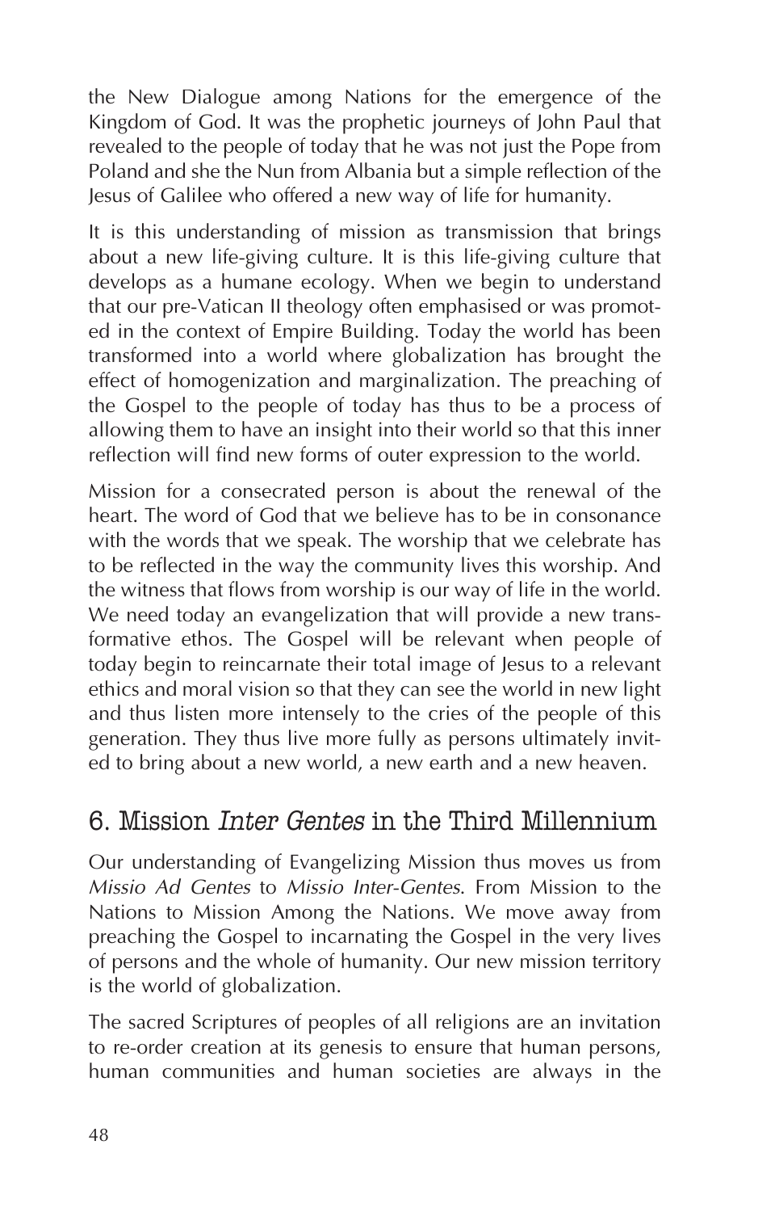the New Dialogue among Nations for the emergence of the Kingdom of God. It was the prophetic journeys of John Paul that revealed to the people of today that he was not just the Pope from Poland and she the Nun from Albania but a simple reflection of the Jesus of Galilee who offered a new way of life for humanity.

It is this understanding of mission as transmission that brings about a new life-giving culture. It is this life-giving culture that develops as a humane ecology. When we begin to understand that our pre-Vatican II theology often emphasised or was promoted in the context of Empire Building. Today the world has been transformed into a world where globalization has brought the effect of homogenization and marginalization. The preaching of the Gospel to the people of today has thus to be a process of allowing them to have an insight into their world so that this inner reflection will find new forms of outer expression to the world.

Mission for a consecrated person is about the renewal of the heart. The word of God that we believe has to be in consonance with the words that we speak. The worship that we celebrate has to be reflected in the way the community lives this worship. And the witness that flows from worship is our way of life in the world. We need today an evangelization that will provide a new transformative ethos. The Gospel will be relevant when people of today begin to reincarnate their total image of Jesus to a relevant ethics and moral vision so that they can see the world in new light and thus listen more intensely to the cries of the people of this generation. They thus live more fully as persons ultimately invited to bring about a new world, a new earth and a new heaven.

## 6. Mission *Inter Gentes* in the Third Millennium

Our understanding of Evangelizing Mission thus moves us from *Missio Ad Gentes* to *Missio Inter-Gentes*. From Mission to the Nations to Mission Among the Nations. We move away from preaching the Gospel to incarnating the Gospel in the very lives of persons and the whole of humanity. Our new mission territory is the world of globalization.

The sacred Scriptures of peoples of all religions are an invitation to re-order creation at its genesis to ensure that human persons, human communities and human societies are always in the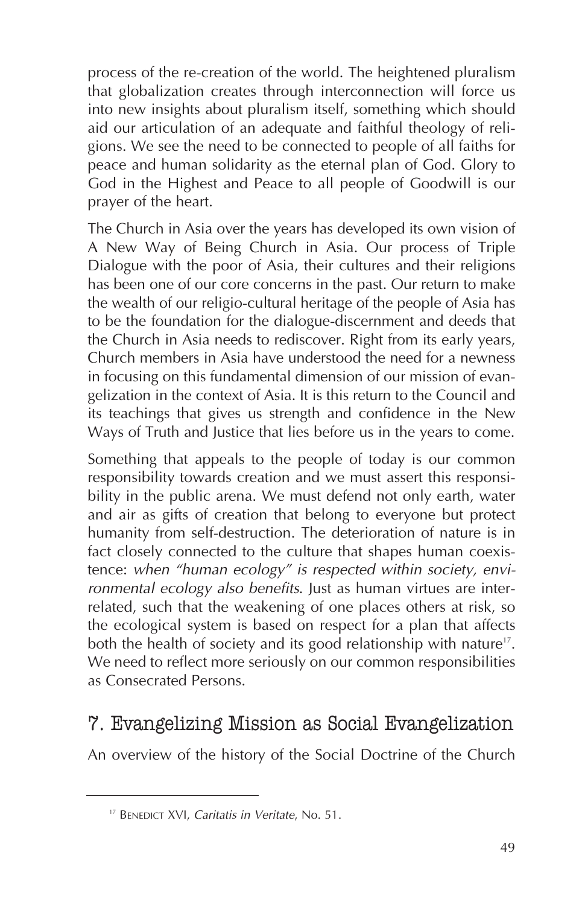process of the re-creation of the world. The heightened pluralism that globalization creates through interconnection will force us into new insights about pluralism itself, something which should aid our articulation of an adequate and faithful theology of religions. We see the need to be connected to people of all faiths for peace and human solidarity as the eternal plan of God. Glory to God in the Highest and Peace to all people of Goodwill is our prayer of the heart.

The Church in Asia over the years has developed its own vision of A New Way of Being Church in Asia. Our process of Triple Dialogue with the poor of Asia, their cultures and their religions has been one of our core concerns in the past. Our return to make the wealth of our religio-cultural heritage of the people of Asia has to be the foundation for the dialogue-discernment and deeds that the Church in Asia needs to rediscover. Right from its early years, Church members in Asia have understood the need for a newness in focusing on this fundamental dimension of our mission of evangelization in the context of Asia. It is this return to the Council and its teachings that gives us strength and confidence in the New Ways of Truth and Justice that lies before us in the years to come.

Something that appeals to the people of today is our common responsibility towards creation and we must assert this responsibility in the public arena. We must defend not only earth, water and air as gifts of creation that belong to everyone but protect humanity from self-destruction. The deterioration of nature is in fact closely connected to the culture that shapes human coexistence: *when "human ecology" is respected within society, environmental ecology also benefits*. Just as human virtues are interrelated, such that the weakening of one places others at risk, so the ecological system is based on respect for a plan that affects both the health of society and its good relationship with nature[17]. We need to reflect more seriously on our common responsibilities as Consecrated Persons.

## 7. Evangelizing Mission as Social Evangelization

An overview of the history of the Social Doctrine of the Church

---

[17] BENEDICT XVI, *Caritatis in Veritate*, No. 51.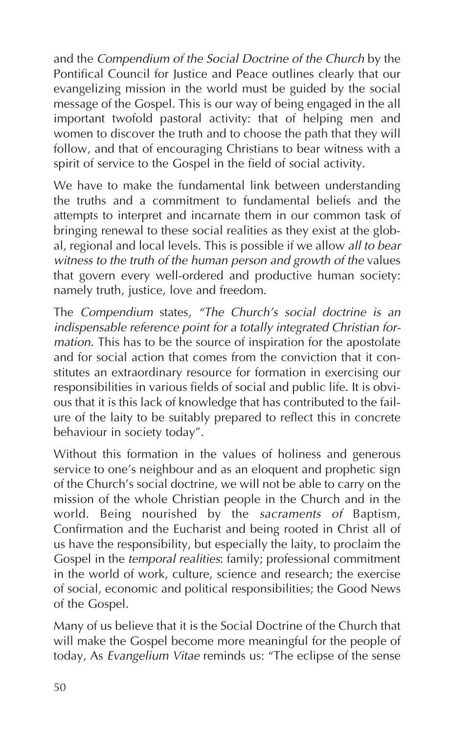and the *Compendium of the Social Doctrine of the Church* by the Pontifical Council for Justice and Peace outlines clearly that our evangelizing mission in the world must be guided by the social message of the Gospel. This is our way of being engaged in the all important twofold pastoral activity: that of helping men and women to discover the truth and to choose the path that they will follow, and that of encouraging Christians to bear witness with a spirit of service to the Gospel in the field of social activity.

We have to make the fundamental link between understanding the truths and a commitment to fundamental beliefs and the attempts to interpret and incarnate them in our common task of bringing renewal to these social realities as they exist at the global, regional and local levels. This is possible if we allow *all to bear witness to the truth of the human person and growth of the* values that govern every well-ordered and productive human society: namely truth, justice, love and freedom.

The *Compendium* states, *"The Church's social doctrine is an indispensable reference point for a totally integrated Christian formation*. This has to be the source of inspiration for the apostolate and for social action that comes from the conviction that it constitutes an extraordinary resource for formation in exercising our responsibilities in various fields of social and public life. It is obvious that it is this lack of knowledge that has contributed to the failure of the laity to be suitably prepared to reflect this in concrete behaviour in society today".

Without this formation in the values of holiness and generous service to one's neighbour and as an eloquent and prophetic sign of the Church's social doctrine, we will not be able to carry on the mission of the whole Christian people in the Church and in the world. Being nourished by the *sacraments of* Baptism, Confirmation and the Eucharist and being rooted in Christ all of us have the responsibility, but especially the laity, to proclaim the Gospel in the *temporal realities*: family; professional commitment in the world of work, culture, science and research; the exercise of social, economic and political responsibilities; the Good News of the Gospel.

Many of us believe that it is the Social Doctrine of the Church that will make the Gospel become more meaningful for the people of today, As *Evangelium Vitae* reminds us: "The eclipse of the sense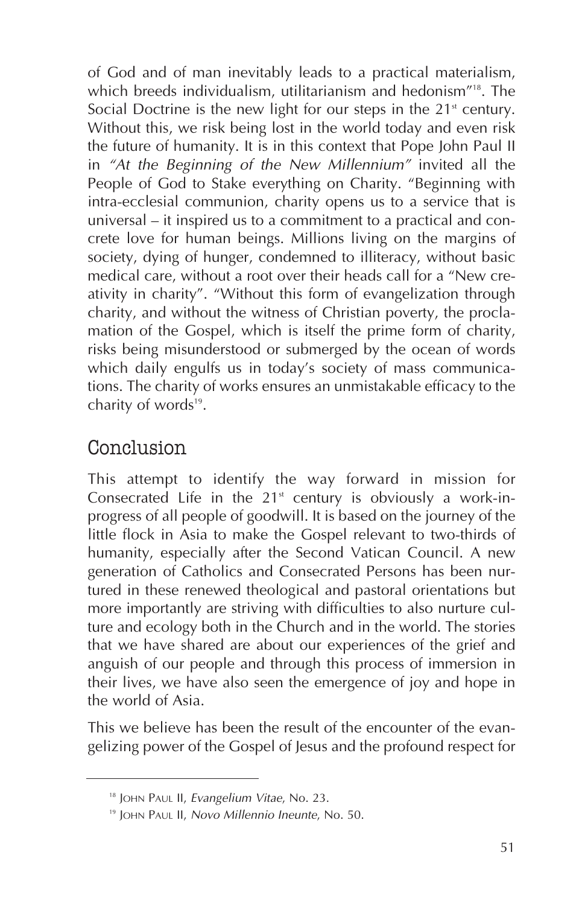of God and of man inevitably leads to a practical materialism, which breeds individualism, utilitarianism and hedonism"[18]. The Social Doctrine is the new light for our steps in the 21st century. Without this, we risk being lost in the world today and even risk the future of humanity. It is in this context that Pope John Paul II in *"At the Beginning of the New Millennium"* invited all the People of God to Stake everything on Charity. "Beginning with intra-ecclesial communion, charity opens us to a service that is universal – it inspired us to a commitment to a practical and concrete love for human beings. Millions living on the margins of society, dying of hunger, condemned to illiteracy, without basic medical care, without a root over their heads call for a "New creativity in charity". "Without this form of evangelization through charity, and without the witness of Christian poverty, the proclamation of the Gospel, which is itself the prime form of charity, risks being misunderstood or submerged by the ocean of words which daily engulfs us in today's society of mass communications. The charity of works ensures an unmistakable efficacy to the charity of words[19].

## Conclusion

This attempt to identify the way forward in mission for Consecrated Life in the 21st century is obviously a work-in-progress of all people of goodwill. It is based on the journey of the little flock in Asia to make the Gospel relevant to two-thirds of humanity, especially after the Second Vatican Council. A new generation of Catholics and Consecrated Persons has been nurtured in these renewed theological and pastoral orientations but more importantly are striving with difficulties to also nurture culture and ecology both in the Church and in the world. The stories that we have shared are about our experiences of the grief and anguish of our people and through this process of immersion in their lives, we have also seen the emergence of joy and hope in the world of Asia.

This we believe has been the result of the encounter of the evangelizing power of the Gospel of Jesus and the profound respect for

---

[18] John Paul II, *Evangelium Vitae*, No. 23.

[19] John Paul II, *Novo Millennio Ineunte*, No. 50.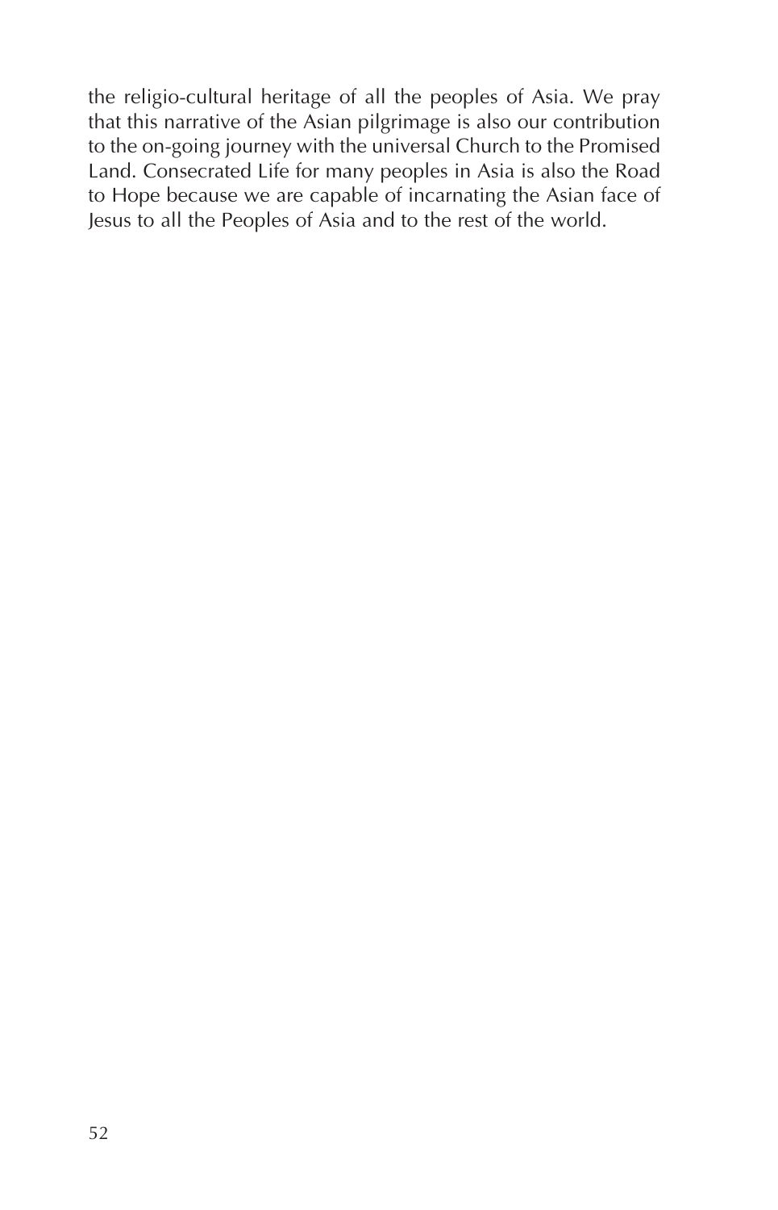the religio-cultural heritage of all the peoples of Asia. We pray that this narrative of the Asian pilgrimage is also our contribution to the on-going journey with the universal Church to the Promised Land. Consecrated Life for many peoples in Asia is also the Road to Hope because we are capable of incarnating the Asian face of Jesus to all the Peoples of Asia and to the rest of the world.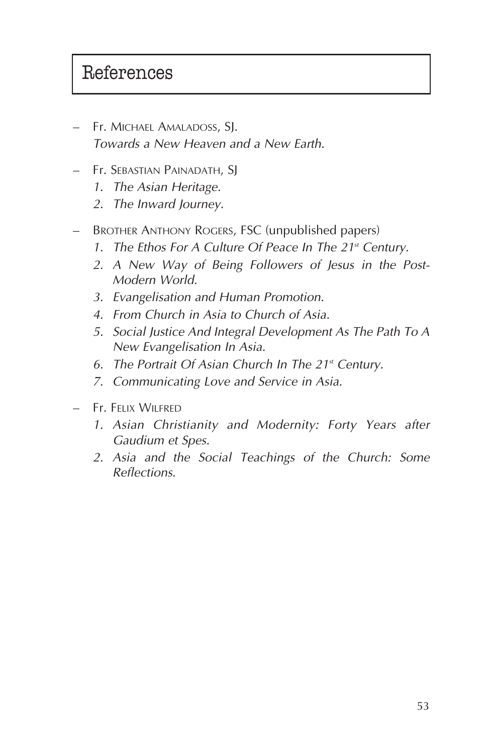# References

- Fr. Michael Amaladoss, SJ.
  *Towards a New Heaven and a New Earth.*

- Fr. Sebastian Painadath, SJ
  1. *The Asian Heritage.*
  2. *The Inward Journey.*

- Brother Anthony Rogers, FSC (unpublished papers)
  1. *The Ethos For A Culture Of Peace In The 21st Century.*
  2. *A New Way of Being Followers of Jesus in the Post-Modern World.*
  3. *Evangelisation and Human Promotion.*
  4. *From Church in Asia to Church of Asia.*
  5. *Social Justice And Integral Development As The Path To A New Evangelisation In Asia.*
  6. *The Portrait Of Asian Church In The 21st Century.*
  7. *Communicating Love and Service in Asia.*

- Fr. Felix Wilfred
  1. *Asian Christianity and Modernity: Forty Years after Gaudium et Spes.*
  2. *Asia and the Social Teachings of the Church: Some Reflections.*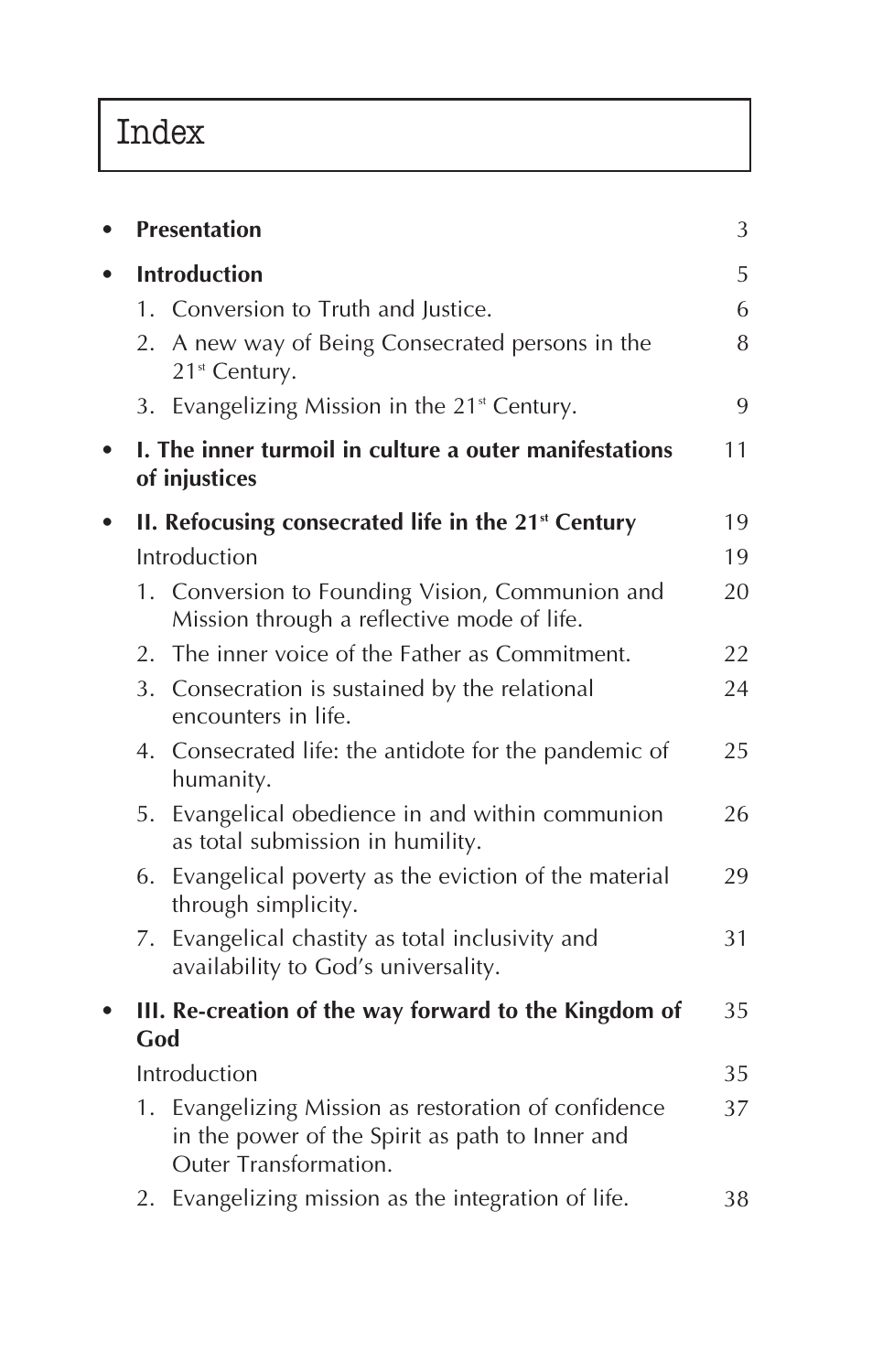# Index

- **Presentation** 3
- **Introduction** 5
  1. Conversion to Truth and Justice. 6
  2. A new way of Being Consecrated persons in the 21st Century. 8
  3. Evangelizing Mission in the 21st Century. 9
- **I. The inner turmoil in culture a outer manifestations of injustices** 11
- **II. Refocusing consecrated life in the 21st Century** 19

  Introduction 19
  1. Conversion to Founding Vision, Communion and Mission through a reflective mode of life. 20
  2. The inner voice of the Father as Commitment. 22
  3. Consecration is sustained by the relational encounters in life. 24
  4. Consecrated life: the antidote for the pandemic of humanity. 25
  5. Evangelical obedience in and within communion as total submission in humility. 26
  6. Evangelical poverty as the eviction of the material through simplicity. 29
  7. Evangelical chastity as total inclusivity and availability to God's universality. 31
- **III. Re-creation of the way forward to the Kingdom of God** 35

  Introduction 35
  1. Evangelizing Mission as restoration of confidence in the power of the Spirit as path to Inner and Outer Transformation. 37
  2. Evangelizing mission as the integration of life. 38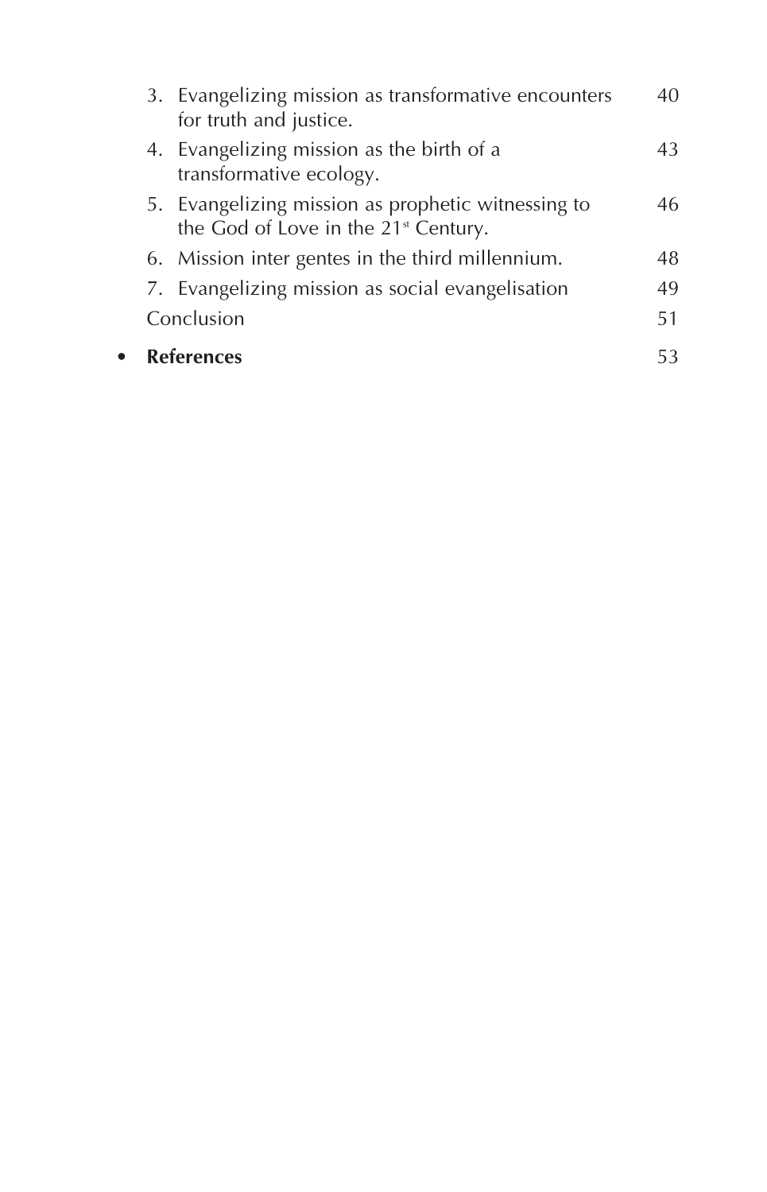3. Evangelizing mission as transformative encounters for truth and justice. 40
4. Evangelizing mission as the birth of a transformative ecology. 43
5. Evangelizing mission as prophetic witnessing to the God of Love in the 21st Century. 46
6. Mission inter gentes in the third millennium. 48
7. Evangelizing mission as social evangelisation 49

Conclusion 51

- **References** 53